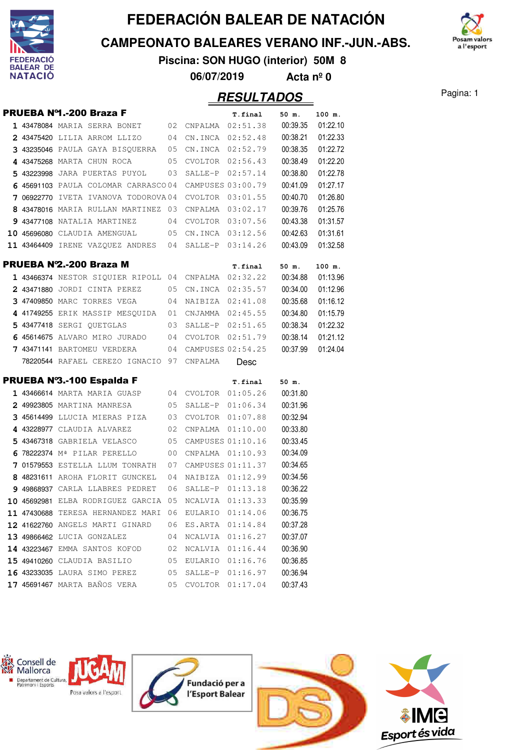# FEDERACIÓN BALEAR DE NATACIÓN

## CAMPEONATO BALEARES VERANO INF.-JUN.-ABS.

**Piscina: SON HUGO (interior) 50M 8**

**06/07/2019 Acta nº 0**

## RESULTADOS

Pagina: 1

### PRUEBA Nº1.-200 Braza F

| | Licencia | Nombre | Año | Club | T.final | 50 m. | 100 m. |
|---|---|---|---|---|---|---|---|
| 1 | 43478084 | MARIA SERRA BONET | 02 | CNPALMA | 02:51.38 | 00:39.35 | 01:22.10 |
| 2 | 43475420 | LILIA ARROM LLIZO | 04 | CN.INCA | 02:52.48 | 00:38.21 | 01:22.33 |
| 3 | 43235046 | PAULA GAYA BISQUERRA | 05 | CN.INCA | 02:52.79 | 00:38.35 | 01:22.72 |
| 4 | 43475268 | MARTA CHUN ROCA | 05 | CVOLTOR | 02:56.43 | 00:38.49 | 01:22.20 |
| 5 | 43223998 | JARA PUERTAS PUYOL | 03 | SALLE-P | 02:57.14 | 00:38.80 | 01:22.78 |
| 6 | 45691103 | PAULA COLOMAR CARRASCO | 04 | CAMPUSES | 03:00.79 | 00:41.09 | 01:27.17 |
| 7 | 06922770 | IVETA IVANOVA TODOROVA | 04 | CVOLTOR | 03:01.55 | 00:40.70 | 01:26.80 |
| 8 | 43478016 | MARIA RULLAN MARTINEZ | 03 | CNPALMA | 03:02.17 | 00:39.76 | 01:25.76 |
| 9 | 43477108 | NATALIA MARTINEZ | 04 | CVOLTOR | 03:07.56 | 00:43.38 | 01:31.57 |
| 10 | 45696080 | CLAUDIA AMENGUAL | 05 | CN.INCA | 03:12.56 | 00:42.63 | 01:31.61 |
| 11 | 43464409 | IRENE VAZQUEZ ANDRES | 04 | SALLE-P | 03:14.26 | 00:43.09 | 01:32.58 |

### PRUEBA Nº2.-200 Braza M

| | Licencia | Nombre | Año | Club | T.final | 50 m. | 100 m. |
|---|---|---|---|---|---|---|---|
| 1 | 43466374 | NESTOR SIQUIER RIPOLL | 04 | CNPALMA | 02:32.22 | 00:34.88 | 01:13.96 |
| 2 | 43471880 | JORDI CINTA PEREZ | 05 | CN.INCA | 02:35.57 | 00:34.00 | 01:12.96 |
| 3 | 47409850 | MARC TORRES VEGA | 04 | NAIBIZA | 02:41.08 | 00:35.68 | 01:16.12 |
| 4 | 41749255 | ERIK MASSIP MESQUIDA | 01 | CNJAMMA | 02:45.55 | 00:34.80 | 01:15.79 |
| 5 | 43477418 | SERGI QUETGLAS | 03 | SALLE-P | 02:51.65 | 00:38.34 | 01:22.32 |
| 6 | 45614675 | ALVARO MIRO JURADO | 04 | CVOLTOR | 02:51.79 | 00:38.14 | 01:21.12 |
| 7 | 43471141 | BARTOMEU VERDERA | 04 | CAMPUSES | 02:54.25 | 00:37.99 | 01:24.04 |
| | 78220544 | RAFAEL CEREZO IGNACIO | 97 | CNPALMA | Desc | | |

### PRUEBA Nº3.-100 Espalda F

| | Licencia | Nombre | Año | Club | T.final | 50 m. |
|---|---|---|---|---|---|---|
| 1 | 43466614 | MARTA MARIA GUASP | 04 | CVOLTOR | 01:05.26 | 00:31.80 |
| 2 | 49923805 | MARTINA MANRESA | 05 | SALLE-P | 01:06.34 | 00:31.96 |
| 3 | 45614499 | LLUCIA MIERAS PIZA | 03 | CVOLTOR | 01:07.88 | 00:32.94 |
| 4 | 43228977 | CLAUDIA ALVAREZ | 02 | CNPALMA | 01:10.00 | 00:33.80 |
| 5 | 43467318 | GABRIELA VELASCO | 05 | CAMPUSES | 01:10.16 | 00:33.45 |
| 6 | 78222374 | Mª PILAR PERELLO | 00 | CNPALMA | 01:10.93 | 00:34.09 |
| 7 | 01579553 | ESTELLA LLUM TONRATH | 07 | CAMPUSES | 01:11.37 | 00:34.65 |
| 8 | 48231611 | AROHA FLORIT GUNCKEL | 04 | NAIBIZA | 01:12.99 | 00:34.56 |
| 9 | 49868937 | CARLA LLABRES PEDRET | 06 | SALLE-P | 01:13.18 | 00:36.22 |
| 10 | 45692981 | ELBA RODRIGUEZ GARCIA | 05 | NCALVIA | 01:13.33 | 00:35.99 |
| 11 | 47430688 | TERESA HERNANDEZ MARI | 06 | EULARIO | 01:14.06 | 00:36.75 |
| 12 | 41622760 | ANGELS MARTI GINARD | 06 | ES.ARTA | 01:14.84 | 00:37.28 |
| 13 | 49866462 | LUCIA GONZALEZ | 04 | NCALVIA | 01:16.27 | 00:37.07 |
| 14 | 43223467 | EMMA SANTOS KOFOD | 02 | NCALVIA | 01:16.44 | 00:36.90 |
| 15 | 49410260 | CLAUDIA BASILIO | 05 | EULARIO | 01:16.76 | 00:36.85 |
| 16 | 43233035 | LAURA SIMO PEREZ | 05 | SALLE-P | 01:16.97 | 00:36.94 |
| 17 | 45691467 | MARTA BAÑOS VERA | 05 | CVOLTOR | 01:17.04 | 00:37.43 |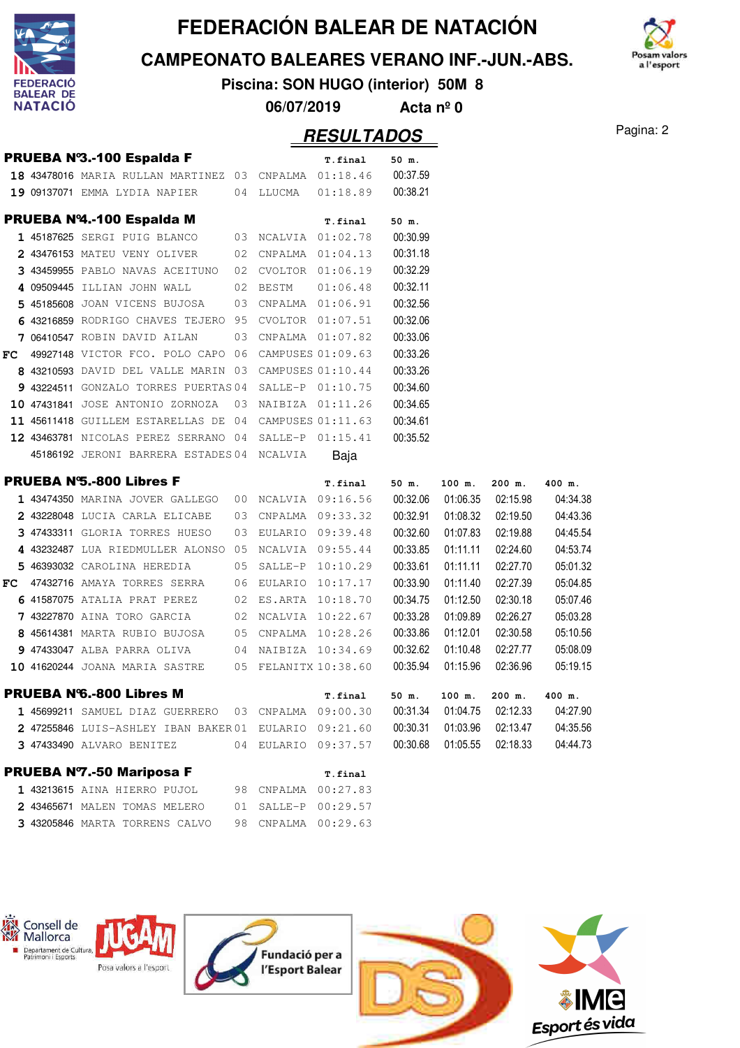# FEDERACIÓN BALEAR DE NATACIÓN

## CAMPEONATO BALEARES VERANO INF.-JUN.-ABS.

**Piscina: SON HUGO (interior) 50M 8**

**06/07/2019 Acta nº 0**

## RESULTADOS

### PRUEBA Nº3.-100 Espalda F

| Pos | Licencia | Nombre | Año | Club | T.final | 50 m. |
|---|---|---|---|---|---|---|
| 18 | 43478016 | MARIA RULLAN MARTINEZ | 03 | CNPALMA | 01:18.46 | 00:37.59 |
| 19 | 09137071 | EMMA LYDIA NAPIER | 04 | LLUCMA | 01:18.89 | 00:38.21 |

### PRUEBA Nº4.-100 Espalda M

| Pos | Licencia | Nombre | Año | Club | T.final | 50 m. |
|---|---|---|---|---|---|---|
| 1 | 45187625 | SERGI PUIG BLANCO | 03 | NCALVIA | 01:02.78 | 00:30.99 |
| 2 | 43476153 | MATEU VENY OLIVER | 02 | CNPALMA | 01:04.13 | 00:31.18 |
| 3 | 43459955 | PABLO NAVAS ACEITUNO | 02 | CVOLTOR | 01:06.19 | 00:32.29 |
| 4 | 09509445 | ILLIAN JOHN WALL | 02 | BESTM | 01:06.48 | 00:32.11 |
| 5 | 45185608 | JOAN VICENS BUJOSA | 03 | CNPALMA | 01:06.91 | 00:32.56 |
| 6 | 43216859 | RODRIGO CHAVES TEJERO | 95 | CVOLTOR | 01:07.51 | 00:32.06 |
| 7 | 06410547 | ROBIN DAVID AILAN | 03 | CNPALMA | 01:07.82 | 00:33.06 |
| FC | 49927148 | VICTOR FCO. POLO CAPO | 06 | CAMPUSES | 01:09.63 | 00:33.26 |
| 8 | 43210593 | DAVID DEL VALLE MARIN | 03 | CAMPUSES | 01:10.44 | 00:33.26 |
| 9 | 43224511 | GONZALO TORRES PUERTAS | 04 | SALLE-P | 01:10.75 | 00:34.60 |
| 10 | 47431841 | JOSE ANTONIO ZORNOZA | 03 | NAIBIZA | 01:11.26 | 00:34.65 |
| 11 | 45611418 | GUILLEM ESTARELLAS DE | 04 | CAMPUSES | 01:11.63 | 00:34.61 |
| 12 | 43463781 | NICOLAS PEREZ SERRANO | 04 | SALLE-P | 01:15.41 | 00:35.52 |
| | 45186192 | JERONI BARRERA ESTADES | 04 | NCALVIA | Baja | |

### PRUEBA Nº5.-800 Libres F

| Pos | Licencia | Nombre | Año | Club | T.final | 50 m. | 100 m. | 200 m. | 400 m. |
|---|---|---|---|---|---|---|---|---|---|
| 1 | 43474350 | MARINA JOVER GALLEGO | 00 | NCALVIA | 09:16.56 | 00:32.06 | 01:06.35 | 02:15.98 | 04:34.38 |
| 2 | 43228048 | LUCIA CARLA ELICABE | 03 | CNPALMA | 09:33.32 | 00:32.91 | 01:08.32 | 02:19.50 | 04:43.36 |
| 3 | 47433311 | GLORIA TORRES HUESO | 03 | EULARIO | 09:39.48 | 00:32.60 | 01:07.83 | 02:19.88 | 04:45.54 |
| 4 | 43232487 | LUA RIEDMULLER ALONSO | 05 | NCALVIA | 09:55.44 | 00:33.85 | 01:11.11 | 02:24.60 | 04:53.74 |
| 5 | 46393032 | CAROLINA HEREDIA | 05 | SALLE-P | 10:10.29 | 00:33.61 | 01:11.11 | 02:27.70 | 05:01.32 |
| FC | 47432716 | AMAYA TORRES SERRA | 06 | EULARIO | 10:17.17 | 00:33.90 | 01:11.40 | 02:27.39 | 05:04.85 |
| 6 | 41587075 | ATALIA PRAT PEREZ | 02 | ES.ARTA | 10:18.70 | 00:34.75 | 01:12.50 | 02:30.18 | 05:07.46 |
| 7 | 43227870 | AINA TORO GARCIA | 02 | NCALVIA | 10:22.67 | 00:33.28 | 01:09.89 | 02:26.27 | 05:03.28 |
| 8 | 45614381 | MARTA RUBIO BUJOSA | 05 | CNPALMA | 10:28.26 | 00:33.86 | 01:12.01 | 02:30.58 | 05:10.56 |
| 9 | 47433047 | ALBA PARRA OLIVA | 04 | NAIBIZA | 10:34.69 | 00:32.62 | 01:10.48 | 02:27.77 | 05:08.09 |
| 10 | 41620244 | JOANA MARIA SASTRE | 05 | FELANITX | 10:38.60 | 00:35.94 | 01:15.96 | 02:36.96 | 05:19.15 |

### PRUEBA Nº6.-800 Libres M

| Pos | Licencia | Nombre | Año | Club | T.final | 50 m. | 100 m. | 200 m. | 400 m. |
|---|---|---|---|---|---|---|---|---|---|
| 1 | 45699211 | SAMUEL DIAZ GUERRERO | 03 | CNPALMA | 09:00.30 | 00:31.34 | 01:04.75 | 02:12.33 | 04:27.90 |
| 2 | 47255846 | LUIS-ASHLEY IBAN BAKER | 01 | EULARIO | 09:21.60 | 00:30.31 | 01:03.96 | 02:13.47 | 04:35.56 |
| 3 | 47433490 | ALVARO BENITEZ | 04 | EULARIO | 09:37.57 | 00:30.68 | 01:05.55 | 02:18.33 | 04:44.73 |

### PRUEBA Nº7.-50 Mariposa F

| Pos | Licencia | Nombre | Año | Club | T.final |
|---|---|---|---|---|---|
| 1 | 43213615 | AINA HIERRO PUJOL | 98 | CNPALMA | 00:27.83 |
| 2 | 43465671 | MALEN TOMAS MELERO | 01 | SALLE-P | 00:29.57 |
| 3 | 43205846 | MARTA TORRENS CALVO | 98 | CNPALMA | 00:29.63 |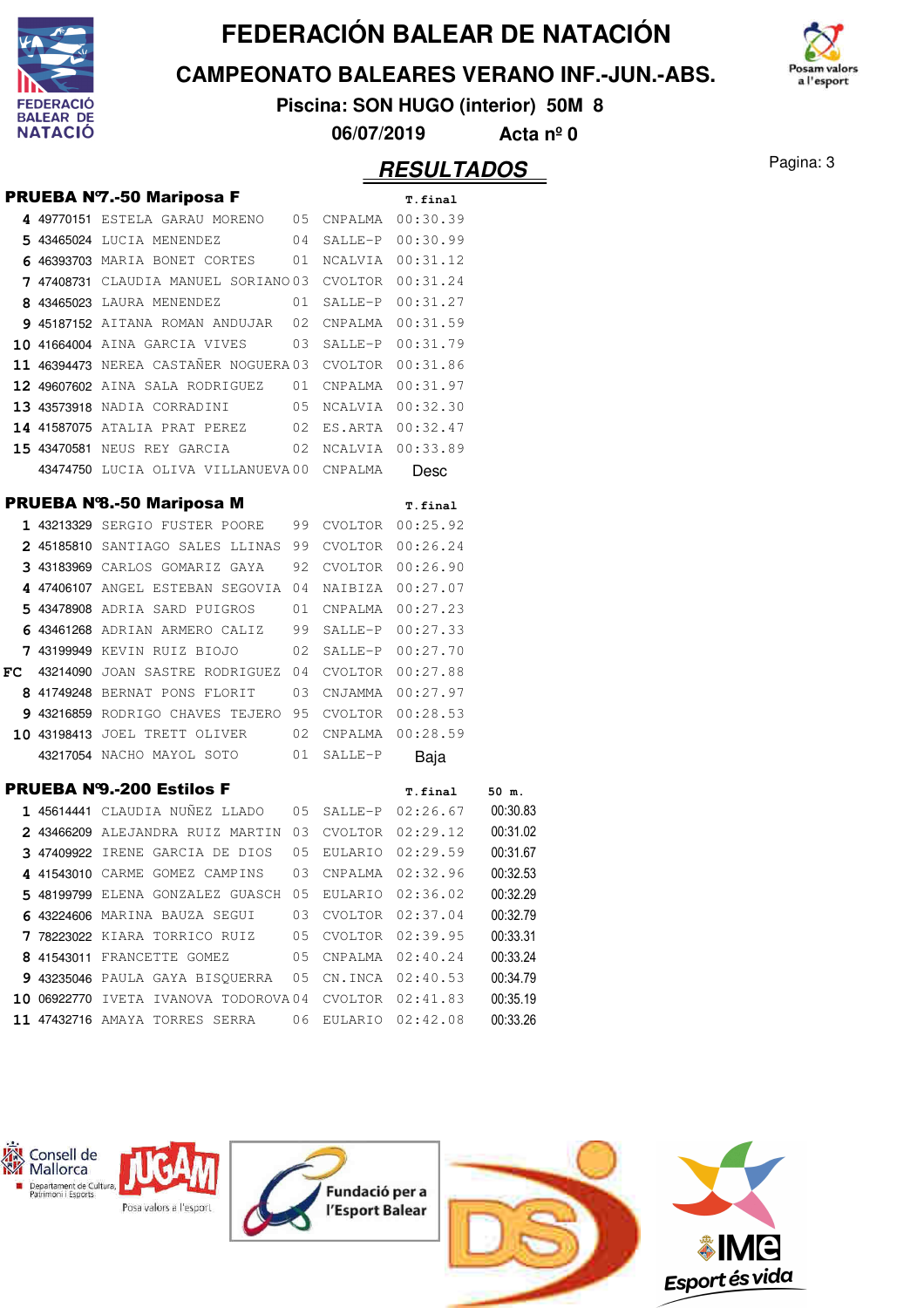# FEDERACIÓN BALEAR DE NATACIÓN

## CAMPEONATO BALEARES VERANO INF.-JUN.-ABS.

**Piscina: SON HUGO (interior) 50M 8**

**06/07/2019 Acta nº 0**

## RESULTADOS

### PRUEBA Nº7.-50 Mariposa F

| Pos | DNI | Nombre | Año | Club | T.final |
|---|---|---|---|---|---|
| 4 | 49770151 | ESTELA GARAU MORENO | 05 | CNPALMA | 00:30.39 |
| 5 | 43465024 | LUCIA MENENDEZ | 04 | SALLE-P | 00:30.99 |
| 6 | 46393703 | MARIA BONET CORTES | 01 | NCALVIA | 00:31.12 |
| 7 | 47408731 | CLAUDIA MANUEL SORIANO | 03 | CVOLTOR | 00:31.24 |
| 8 | 43465023 | LAURA MENENDEZ | 01 | SALLE-P | 00:31.27 |
| 9 | 45187152 | AITANA ROMAN ANDUJAR | 02 | CNPALMA | 00:31.59 |
| 10 | 41664004 | AINA GARCIA VIVES | 03 | SALLE-P | 00:31.79 |
| 11 | 46394473 | NEREA CASTAÑER NOGUERA | 03 | CVOLTOR | 00:31.86 |
| 12 | 49607602 | AINA SALA RODRIGUEZ | 01 | CNPALMA | 00:31.97 |
| 13 | 43573918 | NADIA CORRADINI | 05 | NCALVIA | 00:32.30 |
| 14 | 41587075 | ATALIA PRAT PEREZ | 02 | ES.ARTA | 00:32.47 |
| 15 | 43470581 | NEUS REY GARCIA | 02 | NCALVIA | 00:33.89 |
| | 43474750 | LUCIA OLIVA VILLANUEVA | 00 | CNPALMA | Desc |

### PRUEBA Nº8.-50 Mariposa M

| Pos | DNI | Nombre | Año | Club | T.final |
|---|---|---|---|---|---|
| 1 | 43213329 | SERGIO FUSTER POORE | 99 | CVOLTOR | 00:25.92 |
| 2 | 45185810 | SANTIAGO SALES LLINAS | 99 | CVOLTOR | 00:26.24 |
| 3 | 43183969 | CARLOS GOMARIZ GAYA | 92 | CVOLTOR | 00:26.90 |
| 4 | 47406107 | ANGEL ESTEBAN SEGOVIA | 04 | NAIBIZA | 00:27.07 |
| 5 | 43478908 | ADRIA SARD PUIGROS | 01 | CNPALMA | 00:27.23 |
| 6 | 43461268 | ADRIAN ARMERO CALIZ | 99 | SALLE-P | 00:27.33 |
| 7 | 43199949 | KEVIN RUIZ BIOJO | 02 | SALLE-P | 00:27.70 |
| FC | 43214090 | JOAN SASTRE RODRIGUEZ | 04 | CVOLTOR | 00:27.88 |
| 8 | 41749248 | BERNAT PONS FLORIT | 03 | CNJAMMA | 00:27.97 |
| 9 | 43216859 | RODRIGO CHAVES TEJERO | 95 | CVOLTOR | 00:28.53 |
| 10 | 43198413 | JOEL TRETT OLIVER | 02 | CNPALMA | 00:28.59 |
| | 43217054 | NACHO MAYOL SOTO | 01 | SALLE-P | Baja |

### PRUEBA Nº9.-200 Estilos F

| Pos | DNI | Nombre | Año | Club | T.final | 50 m. |
|---|---|---|---|---|---|---|
| 1 | 45614441 | CLAUDIA NUÑEZ LLADO | 05 | SALLE-P | 02:26.67 | 00:30.83 |
| 2 | 43466209 | ALEJANDRA RUIZ MARTIN | 03 | CVOLTOR | 02:29.12 | 00:31.02 |
| 3 | 47409922 | IRENE GARCIA DE DIOS | 05 | EULARIO | 02:29.59 | 00:31.67 |
| 4 | 41543010 | CARME GOMEZ CAMPINS | 03 | CNPALMA | 02:32.96 | 00:32.53 |
| 5 | 48199799 | ELENA GONZALEZ GUASCH | 05 | EULARIO | 02:36.02 | 00:32.29 |
| 6 | 43224606 | MARINA BAUZA SEGUI | 03 | CVOLTOR | 02:37.04 | 00:32.79 |
| 7 | 78223022 | KIARA TORRICO RUIZ | 05 | CVOLTOR | 02:39.95 | 00:33.31 |
| 8 | 41543011 | FRANCETTE GOMEZ | 05 | CNPALMA | 02:40.24 | 00:33.24 |
| 9 | 43235046 | PAULA GAYA BISQUERRA | 05 | CN.INCA | 02:40.53 | 00:34.79 |
| 10 | 06922770 | IVETA IVANOVA TODOROVA | 04 | CVOLTOR | 02:41.83 | 00:35.19 |
| 11 | 47432716 | AMAYA TORRES SERRA | 06 | EULARIO | 02:42.08 | 00:33.26 |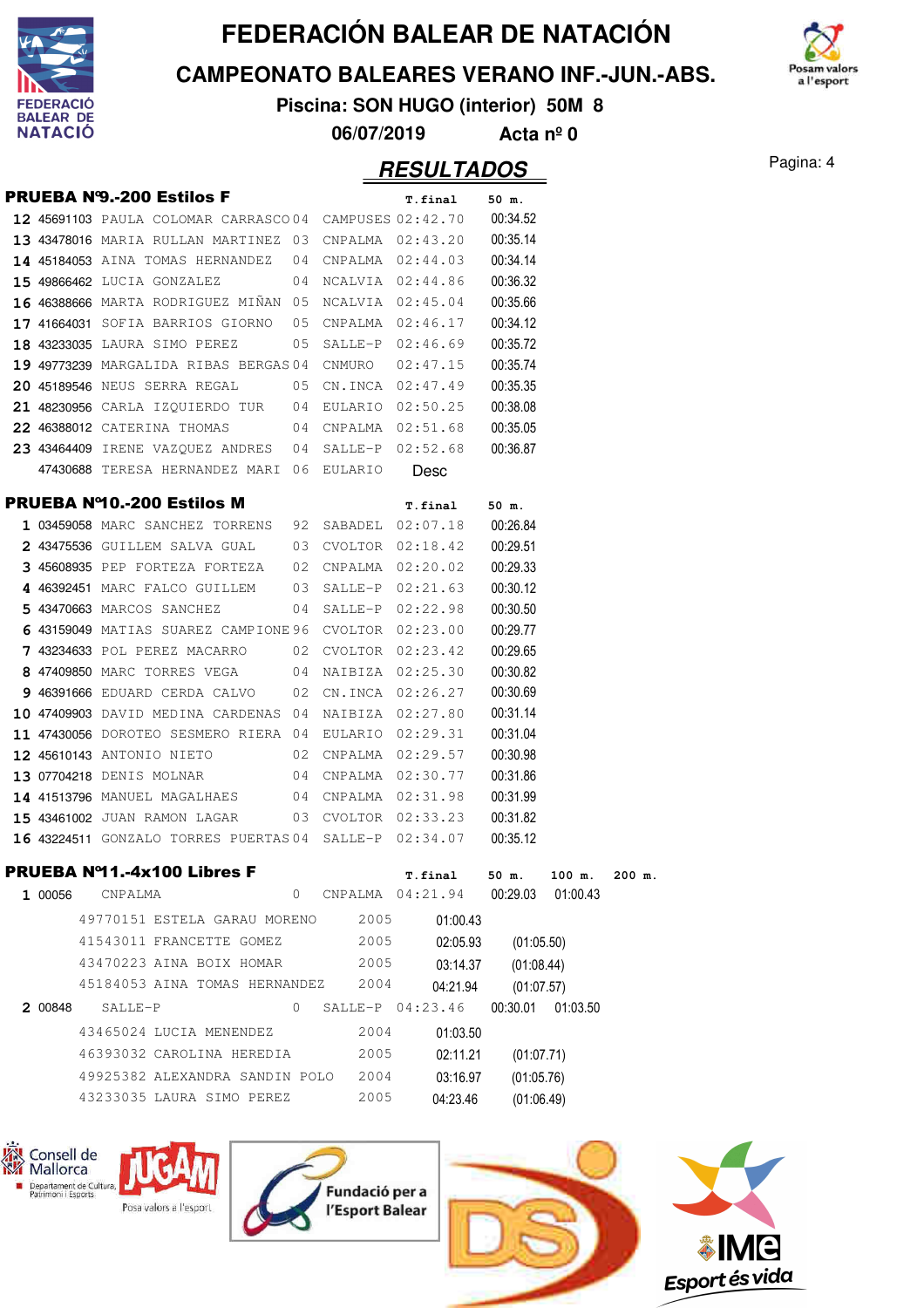# FEDERACIÓN BALEAR DE NATACIÓN

## CAMPEONATO BALEARES VERANO INF.-JUN.-ABS.

**Piscina: SON HUGO (interior) 50M 8**

**06/07/2019 Acta nº 0**

## RESULTADOS

### PRUEBA Nº9.-200 Estilos F

| | | | | | T.final | 50 m. |
|---|---|---|---|---|---|---|
| 12 | 45691103 | PAULA COLOMAR CARRASCO | 04 | CAMPUSES | 02:42.70 | 00:34.52 |
| 13 | 43478016 | MARIA RULLAN MARTINEZ | 03 | CNPALMA | 02:43.20 | 00:35.14 |
| 14 | 45184053 | AINA TOMAS HERNANDEZ | 04 | CNPALMA | 02:44.03 | 00:34.14 |
| 15 | 49866462 | LUCIA GONZALEZ | 04 | NCALVIA | 02:44.86 | 00:36.32 |
| 16 | 46388666 | MARTA RODRIGUEZ MIÑAN | 05 | NCALVIA | 02:45.04 | 00:35.66 |
| 17 | 41664031 | SOFIA BARRIOS GIORNO | 05 | CNPALMA | 02:46.17 | 00:34.12 |
| 18 | 43233035 | LAURA SIMO PEREZ | 05 | SALLE-P | 02:46.69 | 00:35.72 |
| 19 | 49773239 | MARGALIDA RIBAS BERGAS | 04 | CNMURO | 02:47.15 | 00:35.74 |
| 20 | 45189546 | NEUS SERRA REGAL | 05 | CN.INCA | 02:47.49 | 00:35.35 |
| 21 | 48230956 | CARLA IZQUIERDO TUR | 04 | EULARIO | 02:50.25 | 00:38.08 |
| 22 | 46388012 | CATERINA THOMAS | 04 | CNPALMA | 02:51.68 | 00:35.05 |
| 23 | 43464409 | IRENE VAZQUEZ ANDRES | 04 | SALLE-P | 02:52.68 | 00:36.87 |
| | 47430688 | TERESA HERNANDEZ MARI | 06 | EULARIO | Desc | |

### PRUEBA Nº10.-200 Estilos M

| | | | | | T.final | 50 m. |
|---|---|---|---|---|---|---|
| 1 | 03459058 | MARC SANCHEZ TORRENS | 92 | SABADEL | 02:07.18 | 00:26.84 |
| 2 | 43475536 | GUILLEM SALVA GUAL | 03 | CVOLTOR | 02:18.42 | 00:29.51 |
| 3 | 45608935 | PEP FORTEZA FORTEZA | 02 | CNPALMA | 02:20.02 | 00:29.33 |
| 4 | 46392451 | MARC FALCO GUILLEM | 03 | SALLE-P | 02:21.63 | 00:30.12 |
| 5 | 43470663 | MARCOS SANCHEZ | 04 | SALLE-P | 02:22.98 | 00:30.50 |
| 6 | 43159049 | MATIAS SUAREZ CAMPIONE | 96 | CVOLTOR | 02:23.00 | 00:29.77 |
| 7 | 43234633 | POL PEREZ MACARRO | 02 | CVOLTOR | 02:23.42 | 00:29.65 |
| 8 | 47409850 | MARC TORRES VEGA | 04 | NAIBIZA | 02:25.30 | 00:30.82 |
| 9 | 46391666 | EDUARD CERDA CALVO | 02 | CN.INCA | 02:26.27 | 00:30.69 |
| 10 | 47409903 | DAVID MEDINA CARDENAS | 04 | NAIBIZA | 02:27.80 | 00:31.14 |
| 11 | 47430056 | DOROTEO SESMERO RIERA | 04 | EULARIO | 02:29.31 | 00:31.04 |
| 12 | 45610143 | ANTONIO NIETO | 02 | CNPALMA | 02:29.57 | 00:30.98 |
| 13 | 07704218 | DENIS MOLNAR | 04 | CNPALMA | 02:30.77 | 00:31.86 |
| 14 | 41513796 | MANUEL MAGALHAES | 04 | CNPALMA | 02:31.98 | 00:31.99 |
| 15 | 43461002 | JUAN RAMON LAGAR | 03 | CVOLTOR | 02:33.23 | 00:31.82 |
| 16 | 43224511 | GONZALO TORRES PUERTAS | 04 | SALLE-P | 02:34.07 | 00:35.12 |

### PRUEBA Nº11.-4x100 Libres F

| | | | | | T.final | 50 m. | 100 m. | 200 m. |
|---|---|---|---|---|---|---|---|---|
| 1 | 00056 | CNPALMA | 0 | CNPALMA | 04:21.94 | 00:29.03 | 01:00.43 | |
| | 49770151 | ESTELA GARAU MORENO | 2005 | | 01:00.43 | | | |
| | 41543011 | FRANCETTE GOMEZ | 2005 | | 02:05.93 | (01:05.50) | | |
| | 43470223 | AINA BOIX HOMAR | 2005 | | 03:14.37 | (01:08.44) | | |
| | 45184053 | AINA TOMAS HERNANDEZ | 2004 | | 04:21.94 | (01:07.57) | | |
| 2 | 00848 | SALLE-P | 0 | SALLE-P | 04:23.46 | 00:30.01 | 01:03.50 | |
| | 43465024 | LUCIA MENENDEZ | 2004 | | 01:03.50 | | | |
| | 46393032 | CAROLINA HEREDIA | 2005 | | 02:11.21 | (01:07.71) | | |
| | 49925382 | ALEXANDRA SANDIN POLO | 2004 | | 03:16.97 | (01:05.76) | | |
| | 43233035 | LAURA SIMO PEREZ | 2005 | | 04:23.46 | (01:06.49) | | |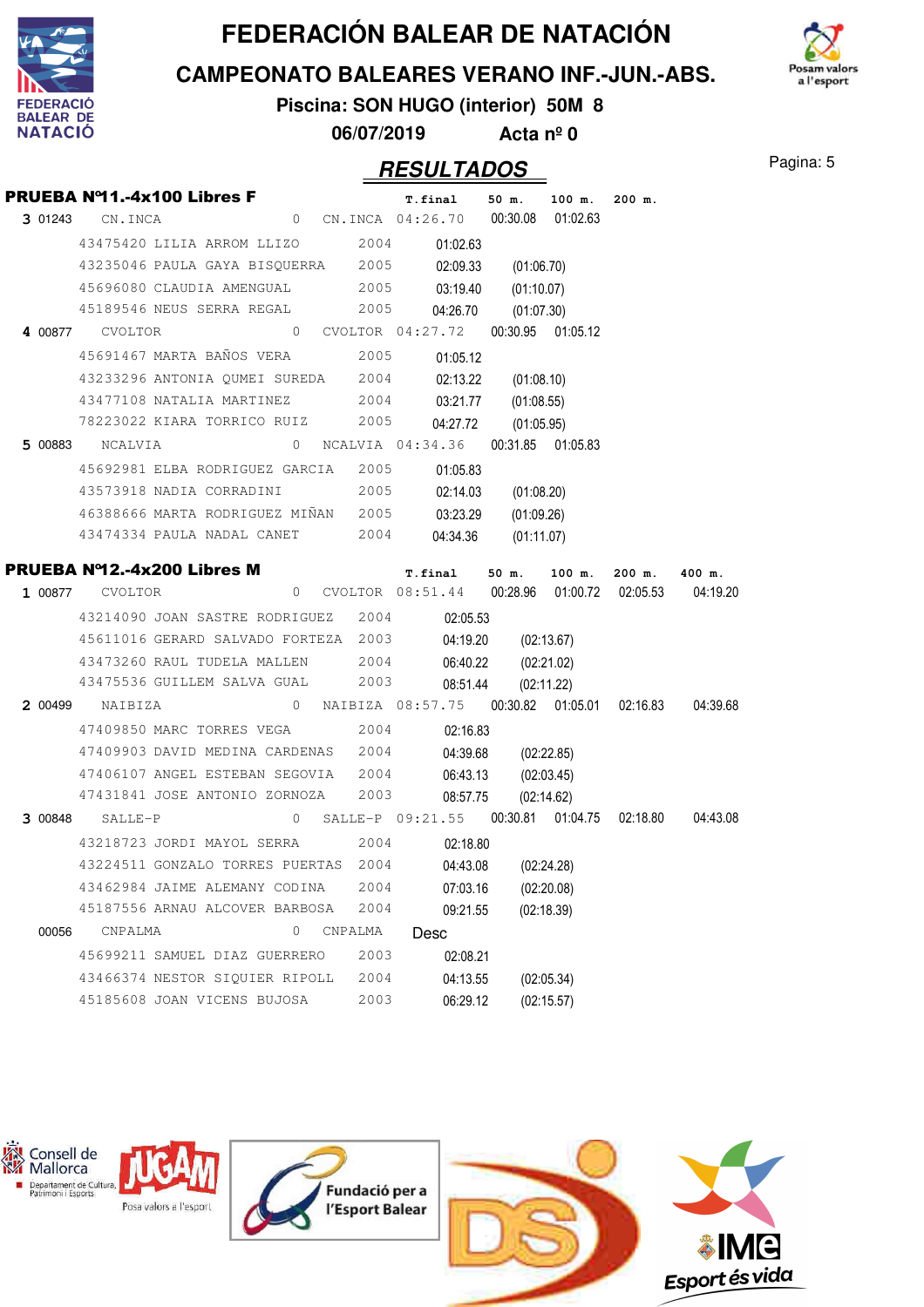# FEDERACIÓN BALEAR DE NATACIÓN

## CAMPEONATO BALEARES VERANO INF.-JUN.-ABS.

**Piscina: SON HUGO (interior) 50M 8**

**06/07/2019 Acta nº 0**

## RESULTADOS

### PRUEBA Nº11.-4x100 Libres F

| Pos | Código | Club | | | T.final | 50 m. | 100 m. | 200 m. |
|---|---|---|---|---|---|---|---|---|
| 3 | 01243 | CN.INCA | 0 | CN.INCA | 04:26.70 | 00:30.08 | 01:02.63 | |
| | 43475420 | LILIA ARROM LLIZO | 2004 | | 01:02.63 | | | |
| | 43235046 | PAULA GAYA BISQUERRA | 2005 | | 02:09.33 | (01:06.70) | | |
| | 45696080 | CLAUDIA AMENGUAL | 2005 | | 03:19.40 | (01:10.07) | | |
| | 45189546 | NEUS SERRA REGAL | 2005 | | 04:26.70 | (01:07.30) | | |
| 4 | 00877 | CVOLTOR | 0 | CVOLTOR | 04:27.72 | 00:30.95 | 01:05.12 | |
| | 45691467 | MARTA BAÑOS VERA | 2005 | | 01:05.12 | | | |
| | 43233296 | ANTONIA QUMEI SUREDA | 2004 | | 02:13.22 | (01:08.10) | | |
| | 43477108 | NATALIA MARTINEZ | 2004 | | 03:21.77 | (01:08.55) | | |
| | 78223022 | KIARA TORRICO RUIZ | 2005 | | 04:27.72 | (01:05.95) | | |
| 5 | 00883 | NCALVIA | 0 | NCALVIA | 04:34.36 | 00:31.85 | 01:05.83 | |
| | 45692981 | ELBA RODRIGUEZ GARCIA | 2005 | | 01:05.83 | | | |
| | 43573918 | NADIA CORRADINI | 2005 | | 02:14.03 | (01:08.20) | | |
| | 46388666 | MARTA RODRIGUEZ MIÑAN | 2005 | | 03:23.29 | (01:09.26) | | |
| | 43474334 | PAULA NADAL CANET | 2004 | | 04:34.36 | (01:11.07) | | |

### PRUEBA Nº12.-4x200 Libres M

| Pos | Código | Club | | | T.final | 50 m. | 100 m. | 200 m. | 400 m. |
|---|---|---|---|---|---|---|---|---|---|
| 1 | 00877 | CVOLTOR | 0 | CVOLTOR | 08:51.44 | 00:28.96 | 01:00.72 | 02:05.53 | 04:19.20 |
| | 43214090 | JOAN SASTRE RODRIGUEZ | 2004 | | 02:05.53 | | | | |
| | 45611016 | GERARD SALVADO FORTEZA | 2003 | | 04:19.20 | (02:13.67) | | | |
| | 43473260 | RAUL TUDELA MALLEN | 2004 | | 06:40.22 | (02:21.02) | | | |
| | 43475536 | GUILLEM SALVA GUAL | 2003 | | 08:51.44 | (02:11.22) | | | |
| 2 | 00499 | NAIBIZA | 0 | NAIBIZA | 08:57.75 | 00:30.82 | 01:05.01 | 02:16.83 | 04:39.68 |
| | 47409850 | MARC TORRES VEGA | 2004 | | 02:16.83 | | | | |
| | 47409903 | DAVID MEDINA CARDENAS | 2004 | | 04:39.68 | (02:22.85) | | | |
| | 47406107 | ANGEL ESTEBAN SEGOVIA | 2004 | | 06:43.13 | (02:03.45) | | | |
| | 47431841 | JOSE ANTONIO ZORNOZA | 2003 | | 08:57.75 | (02:14.62) | | | |
| 3 | 00848 | SALLE-P | 0 | SALLE-P | 09:21.55 | 00:30.81 | 01:04.75 | 02:18.80 | 04:43.08 |
| | 43218723 | JORDI MAYOL SERRA | 2004 | | 02:18.80 | | | | |
| | 43224511 | GONZALO TORRES PUERTAS | 2004 | | 04:43.08 | (02:24.28) | | | |
| | 43462984 | JAIME ALEMANY CODINA | 2004 | | 07:03.16 | (02:20.08) | | | |
| | 45187556 | ARNAU ALCOVER BARBOSA | 2004 | | 09:21.55 | (02:18.39) | | | |
| | 00056 | CNPALMA | 0 | CNPALMA | Desc | | | | |
| | 45699211 | SAMUEL DIAZ GUERRERO | 2003 | | 02:08.21 | | | | |
| | 43466374 | NESTOR SIQUIER RIPOLL | 2004 | | 04:13.55 | (02:05.34) | | | |
| | 45185608 | JOAN VICENS BUJOSA | 2003 | | 06:29.12 | (02:15.57) | | | |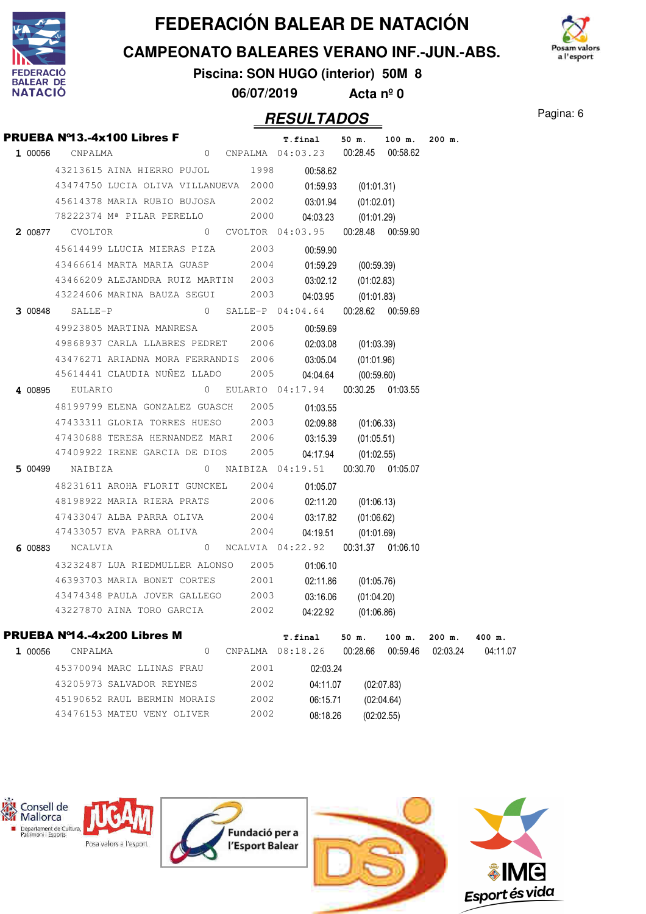# FEDERACIÓN BALEAR DE NATACIÓN

## CAMPEONATO BALEARES VERANO INF.-JUN.-ABS.

**Piscina: SON HUGO (interior) 50M 8**

**06/07/2019 Acta nº 0**

## RESULTADOS

### PRUEBA Nº13.-4x100 Libres F

| | | | | T.final | 50 m. | 100 m. | 200 m. |
|---|---|---|---|---|---|---|---|
| 1 | 00056 CNPALMA | 0 | CNPALMA | 04:03.23 | 00:28.45 | 00:58.62 | |
| | 43213615 AINA HIERRO PUJOL | 1998 | | 00:58.62 | | | |
| | 43474750 LUCIA OLIVA VILLANUEVA | 2000 | | 01:59.93 | (01:01.31) | | |
| | 45614378 MARIA RUBIO BUJOSA | 2002 | | 03:01.94 | (01:02.01) | | |
| | 78222374 Mª PILAR PERELLO | 2000 | | 04:03.23 | (01:01.29) | | |
| 2 | 00877 CVOLTOR | 0 | CVOLTOR | 04:03.95 | 00:28.48 | 00:59.90 | |
| | 45614499 LLUCIA MIERAS PIZA | 2003 | | 00:59.90 | | | |
| | 43466614 MARTA MARIA GUASP | 2004 | | 01:59.29 | (00:59.39) | | |
| | 43466209 ALEJANDRA RUIZ MARTIN | 2003 | | 03:02.12 | (01:02.83) | | |
| | 43224606 MARINA BAUZA SEGUI | 2003 | | 04:03.95 | (01:01.83) | | |
| 3 | 00848 SALLE-P | 0 | SALLE-P | 04:04.64 | 00:28.62 | 00:59.69 | |
| | 49923805 MARTINA MANRESA | 2005 | | 00:59.69 | | | |
| | 49868937 CARLA LLABRES PEDRET | 2006 | | 02:03.08 | (01:03.39) | | |
| | 43476271 ARIADNA MORA FERRANDIS | 2006 | | 03:05.04 | (01:01.96) | | |
| | 45614441 CLAUDIA NUÑEZ LLADO | 2005 | | 04:04.64 | (00:59.60) | | |
| 4 | 00895 EULARIO | 0 | EULARIO | 04:17.94 | 00:30.25 | 01:03.55 | |
| | 48199799 ELENA GONZALEZ GUASCH | 2005 | | 01:03.55 | | | |
| | 47433311 GLORIA TORRES HUESO | 2003 | | 02:09.88 | (01:06.33) | | |
| | 47430688 TERESA HERNANDEZ MARI | 2006 | | 03:15.39 | (01:05.51) | | |
| | 47409922 IRENE GARCIA DE DIOS | 2005 | | 04:17.94 | (01:02.55) | | |
| 5 | 00499 NAIBIZA | 0 | NAIBIZA | 04:19.51 | 00:30.70 | 01:05.07 | |
| | 48231611 AROHA FLORIT GUNCKEL | 2004 | | 01:05.07 | | | |
| | 48198922 MARIA RIERA PRATS | 2006 | | 02:11.20 | (01:06.13) | | |
| | 47433047 ALBA PARRA OLIVA | 2004 | | 03:17.82 | (01:06.62) | | |
| | 47433057 EVA PARRA OLIVA | 2004 | | 04:19.51 | (01:01.69) | | |
| 6 | 00883 NCALVIA | 0 | NCALVIA | 04:22.92 | 00:31.37 | 01:06.10 | |
| | 43232487 LUA RIEDMULLER ALONSO | 2005 | | 01:06.10 | | | |
| | 46393703 MARIA BONET CORTES | 2001 | | 02:11.86 | (01:05.76) | | |
| | 43474348 PAULA JOVER GALLEGO | 2003 | | 03:16.06 | (01:04.20) | | |
| | 43227870 AINA TORO GARCIA | 2002 | | 04:22.92 | (01:06.86) | | |

### PRUEBA Nº14.-4x200 Libres M

| | | | | T.final | 50 m. | 100 m. | 200 m. | 400 m. |
|---|---|---|---|---|---|---|---|---|
| 1 | 00056 CNPALMA | 0 | CNPALMA | 08:18.26 | 00:28.66 | 00:59.46 | 02:03.24 | 04:11.07 |
| | 45370094 MARC LLINAS FRAU | 2001 | | 02:03.24 | | | | |
| | 43205973 SALVADOR REYNES | 2002 | | 04:11.07 | (02:07.83) | | | |
| | 45190652 RAUL BERMIN MORAIS | 2002 | | 06:15.71 | (02:04.64) | | | |
| | 43476153 MATEU VENY OLIVER | 2002 | | 08:18.26 | (02:02.55) | | | |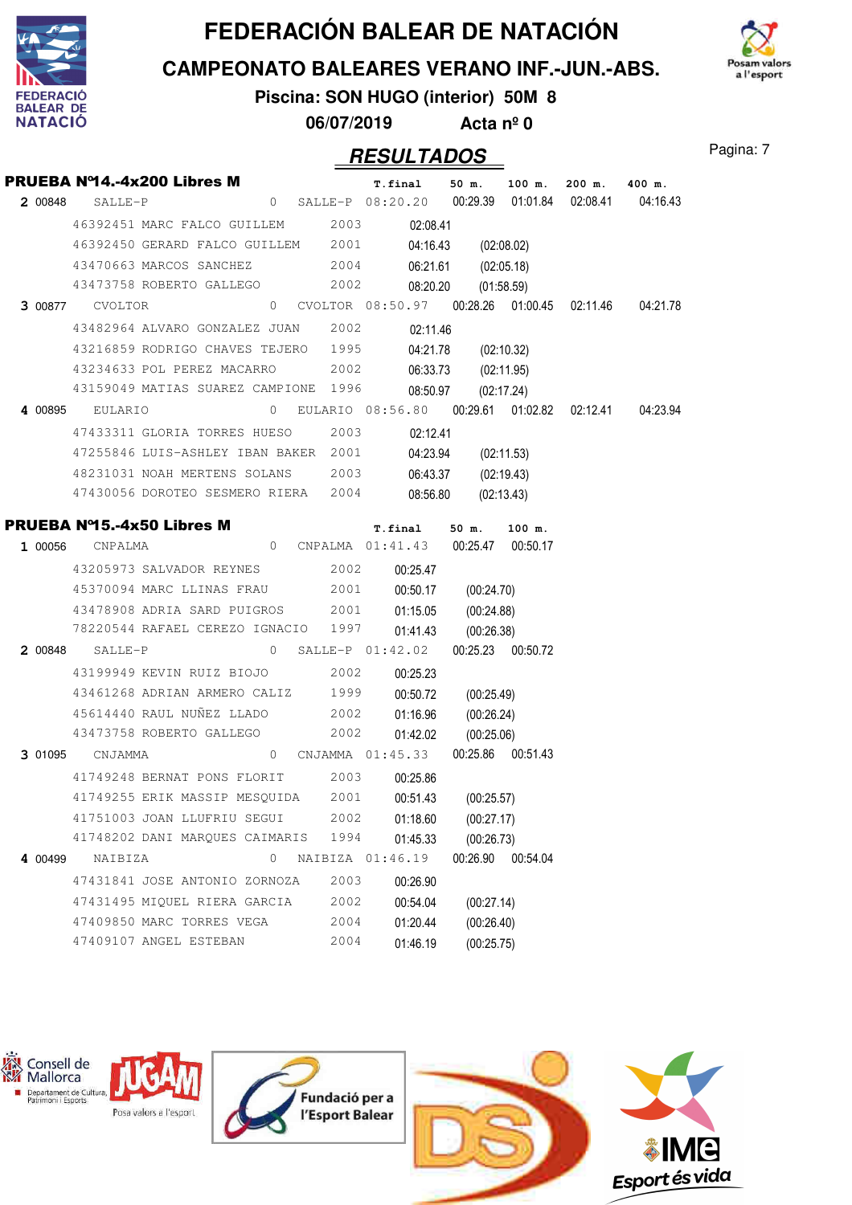# FEDERACIÓN BALEAR DE NATACIÓN

## CAMPEONATO BALEARES VERANO INF.-JUN.-ABS.

**Piscina: SON HUGO (interior) 50M 8**

**06/07/2019 Acta nº 0**

## RESULTADOS

### PRUEBA Nº14.-4x200 Libres M

| | | | | | T.final | 50 m. | 100 m. | 200 m. | 400 m. |
|---|---|---|---|---|---|---|---|---|---|
| **2** 00848 | SALLE-P | 0 | SALLE-P | | 08:20.20 | 00:29.39 | 01:01.84 | 02:08.41 | 04:16.43 |
| | 46392451 MARC FALCO GUILLEM | 2003 | | | 02:08.41 | | | | |
| | 46392450 GERARD FALCO GUILLEM | 2001 | | | 04:16.43 | (02:08.02) | | | |
| | 43470663 MARCOS SANCHEZ | 2004 | | | 06:21.61 | (02:05.18) | | | |
| | 43473758 ROBERTO GALLEGO | 2002 | | | 08:20.20 | (01:58.59) | | | |
| **3** 00877 | CVOLTOR | 0 | CVOLTOR | | 08:50.97 | 00:28.26 | 01:00.45 | 02:11.46 | 04:21.78 |
| | 43482964 ALVARO GONZALEZ JUAN | 2002 | | | 02:11.46 | | | | |
| | 43216859 RODRIGO CHAVES TEJERO | 1995 | | | 04:21.78 | (02:10.32) | | | |
| | 43234633 POL PEREZ MACARRO | 2002 | | | 06:33.73 | (02:11.95) | | | |
| | 43159049 MATIAS SUAREZ CAMPIONE | 1996 | | | 08:50.97 | (02:17.24) | | | |
| **4** 00895 | EULARIO | 0 | EULARIO | | 08:56.80 | 00:29.61 | 01:02.82 | 02:12.41 | 04:23.94 |
| | 47433311 GLORIA TORRES HUESO | 2003 | | | 02:12.41 | | | | |
| | 47255846 LUIS-ASHLEY IBAN BAKER | 2001 | | | 04:23.94 | (02:11.53) | | | |
| | 48231031 NOAH MERTENS SOLANS | 2003 | | | 06:43.37 | (02:19.43) | | | |
| | 47430056 DOROTEO SESMERO RIERA | 2004 | | | 08:56.80 | (02:13.43) | | | |

### PRUEBA Nº15.-4x50 Libres M

| | | | | T.final | 50 m. | 100 m. |
|---|---|---|---|---|---|---|
| **1** 00056 | CNPALMA | 0 | CNPALMA | 01:41.43 | 00:25.47 | 00:50.17 |
| | 43205973 SALVADOR REYNES | 2002 | | 00:25.47 | | |
| | 45370094 MARC LLINAS FRAU | 2001 | | 00:50.17 | (00:24.70) | |
| | 43478908 ADRIA SARD PUIGROS | 2001 | | 01:15.05 | (00:24.88) | |
| | 78220544 RAFAEL CEREZO IGNACIO | 1997 | | 01:41.43 | (00:26.38) | |
| **2** 00848 | SALLE-P | 0 | SALLE-P | 01:42.02 | 00:25.23 | 00:50.72 |
| | 43199949 KEVIN RUIZ BIOJO | 2002 | | 00:25.23 | | |
| | 43461268 ADRIAN ARMERO CALIZ | 1999 | | 00:50.72 | (00:25.49) | |
| | 45614440 RAUL NUÑEZ LLADO | 2002 | | 01:16.96 | (00:26.24) | |
| | 43473758 ROBERTO GALLEGO | 2002 | | 01:42.02 | (00:25.06) | |
| **3** 01095 | CNJAMMA | 0 | CNJAMMA | 01:45.33 | 00:25.86 | 00:51.43 |
| | 41749248 BERNAT PONS FLORIT | 2003 | | 00:25.86 | | |
| | 41749255 ERIK MASSIP MESQUIDA | 2001 | | 00:51.43 | (00:25.57) | |
| | 41751003 JOAN LLUFRIU SEGUI | 2002 | | 01:18.60 | (00:27.17) | |
| | 41748202 DANI MARQUES CAIMARIS | 1994 | | 01:45.33 | (00:26.73) | |
| **4** 00499 | NAIBIZA | 0 | NAIBIZA | 01:46.19 | 00:26.90 | 00:54.04 |
| | 47431841 JOSE ANTONIO ZORNOZA | 2003 | | 00:26.90 | | |
| | 47431495 MIQUEL RIERA GARCIA | 2002 | | 00:54.04 | (00:27.14) | |
| | 47409850 MARC TORRES VEGA | 2004 | | 01:20.44 | (00:26.40) | |
| | 47409107 ANGEL ESTEBAN | 2004 | | 01:46.19 | (00:25.75) | |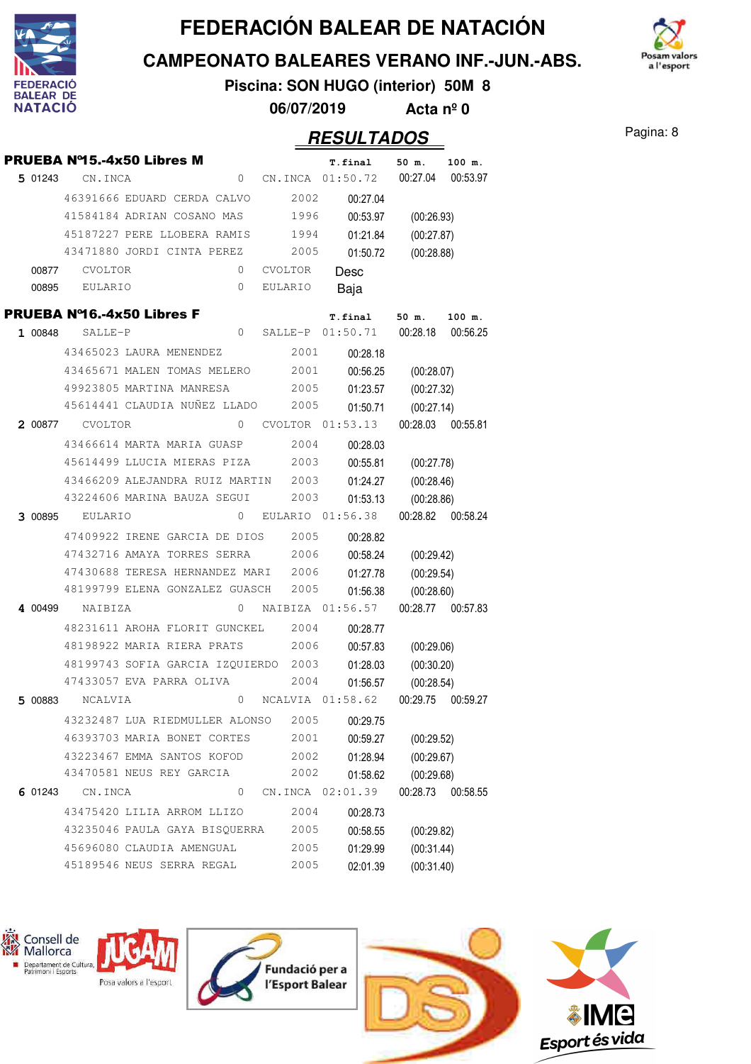# FEDERACIÓN BALEAR DE NATACIÓN

## CAMPEONATO BALEARES VERANO INF.-JUN.-ABS.

**Piscina: SON HUGO (interior) 50M 8**

**06/07/2019 Acta nº 0**

## RESULTADOS

### PRUEBA Nº15.-4x50 Libres M

| | | | | | T.final | 50 m. | 100 m. |
|---|---|---|---|---|---|---|---|
| **5** | 01243 | CN.INCA | 0 | CN.INCA | 01:50.72 | 00:27.04 | 00:53.97 |
| | | 46391666 EDUARD CERDA CALVO | 2002 | | 00:27.04 | | |
| | | 41584184 ADRIAN COSANO MAS | 1996 | | 00:53.97 | (00:26.93) | |
| | | 45187227 PERE LLOBERA RAMIS | 1994 | | 01:21.84 | (00:27.87) | |
| | | 43471880 JORDI CINTA PEREZ | 2005 | | 01:50.72 | (00:28.88) | |
| | 00877 | CVOLTOR | 0 | CVOLTOR | Desc | | |
| | 00895 | EULARIO | 0 | EULARIO | Baja | | |

### PRUEBA Nº16.-4x50 Libres F

| | | | | | T.final | 50 m. | 100 m. |
|---|---|---|---|---|---|---|---|
| **1** | 00848 | SALLE-P | 0 | SALLE-P | 01:50.71 | 00:28.18 | 00:56.25 |
| | | 43465023 LAURA MENENDEZ | 2001 | | 00:28.18 | | |
| | | 43465671 MALEN TOMAS MELERO | 2001 | | 00:56.25 | (00:28.07) | |
| | | 49923805 MARTINA MANRESA | 2005 | | 01:23.57 | (00:27.32) | |
| | | 45614441 CLAUDIA NUÑEZ LLADO | 2005 | | 01:50.71 | (00:27.14) | |
| **2** | 00877 | CVOLTOR | 0 | CVOLTOR | 01:53.13 | 00:28.03 | 00:55.81 |
| | | 43466614 MARTA MARIA GUASP | 2004 | | 00:28.03 | | |
| | | 45614499 LLUCIA MIERAS PIZA | 2003 | | 00:55.81 | (00:27.78) | |
| | | 43466209 ALEJANDRA RUIZ MARTIN | 2003 | | 01:24.27 | (00:28.46) | |
| | | 43224606 MARINA BAUZA SEGUI | 2003 | | 01:53.13 | (00:28.86) | |
| **3** | 00895 | EULARIO | 0 | EULARIO | 01:56.38 | 00:28.82 | 00:58.24 |
| | | 47409922 IRENE GARCIA DE DIOS | 2005 | | 00:28.82 | | |
| | | 47432716 AMAYA TORRES SERRA | 2006 | | 00:58.24 | (00:29.42) | |
| | | 47430688 TERESA HERNANDEZ MARI | 2006 | | 01:27.78 | (00:29.54) | |
| | | 48199799 ELENA GONZALEZ GUASCH | 2005 | | 01:56.38 | (00:28.60) | |
| **4** | 00499 | NAIBIZA | 0 | NAIBIZA | 01:56.57 | 00:28.77 | 00:57.83 |
| | | 48231611 AROHA FLORIT GUNCKEL | 2004 | | 00:28.77 | | |
| | | 48198922 MARIA RIERA PRATS | 2006 | | 00:57.83 | (00:29.06) | |
| | | 48199743 SOFIA GARCIA IZQUIERDO | 2003 | | 01:28.03 | (00:30.20) | |
| | | 47433057 EVA PARRA OLIVA | 2004 | | 01:56.57 | (00:28.54) | |
| **5** | 00883 | NCALVIA | 0 | NCALVIA | 01:58.62 | 00:29.75 | 00:59.27 |
| | | 43232487 LUA RIEDMULLER ALONSO | 2005 | | 00:29.75 | | |
| | | 46393703 MARIA BONET CORTES | 2001 | | 00:59.27 | (00:29.52) | |
| | | 43223467 EMMA SANTOS KOFOD | 2002 | | 01:28.94 | (00:29.67) | |
| | | 43470581 NEUS REY GARCIA | 2002 | | 01:58.62 | (00:29.68) | |
| **6** | 01243 | CN.INCA | 0 | CN.INCA | 02:01.39 | 00:28.73 | 00:58.55 |
| | | 43475420 LILIA ARROM LLIZO | 2004 | | 00:28.73 | | |
| | | 43235046 PAULA GAYA BISQUERRA | 2005 | | 00:58.55 | (00:29.82) | |
| | | 45696080 CLAUDIA AMENGUAL | 2005 | | 01:29.99 | (00:31.44) | |
| | | 45189546 NEUS SERRA REGAL | 2005 | | 02:01.39 | (00:31.40) | |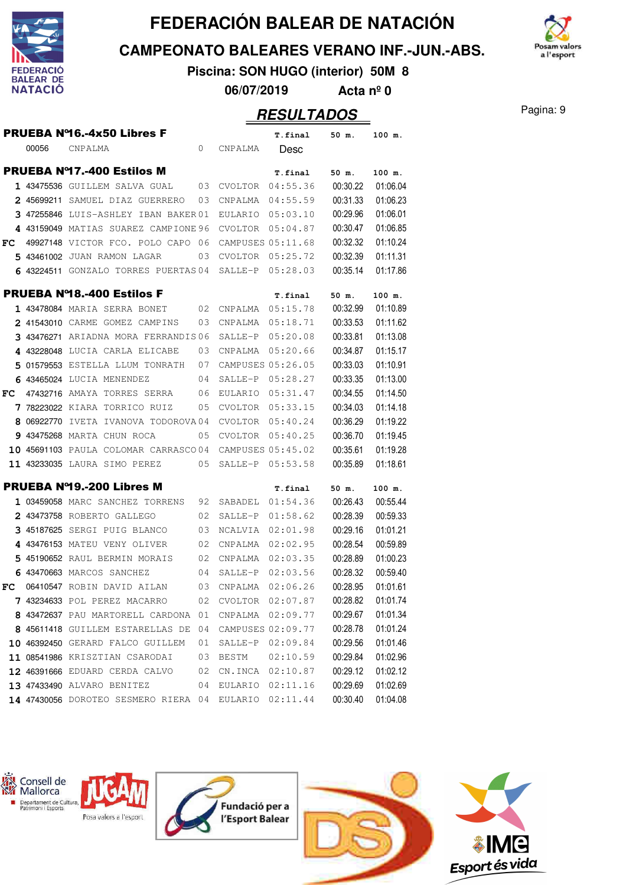# FEDERACIÓN BALEAR DE NATACIÓN

## CAMPEONATO BALEARES VERANO INF.-JUN.-ABS.

**Piscina: SON HUGO (interior) 50M 8**

**06/07/2019 Acta nº 0**

## RESULTADOS

### PRUEBA Nº16.-4x50 Libres F

| | | | | | T.final | 50 m. | 100 m. |
|---|---|---|---|---|---|---|---|
| | 00056 | CNPALMA | 0 | CNPALMA | Desc | | |

### PRUEBA Nº17.-400 Estilos M

| | | | | | T.final | 50 m. | 100 m. |
|---|---|---|---|---|---|---|---|
| 1 | 43475536 | GUILLEM SALVA GUAL | 03 | CVOLTOR | 04:55.36 | 00:30.22 | 01:06.04 |
| 2 | 45699211 | SAMUEL DIAZ GUERRERO | 03 | CNPALMA | 04:55.59 | 00:31.33 | 01:06.23 |
| 3 | 47255846 | LUIS-ASHLEY IBAN BAKER | 01 | EULARIO | 05:03.10 | 00:29.96 | 01:06.01 |
| 4 | 43159049 | MATIAS SUAREZ CAMPIONE | 96 | CVOLTOR | 05:04.87 | 00:30.47 | 01:06.85 |
| FC | 49927148 | VICTOR FCO. POLO CAPO | 06 | CAMPUSES | 05:11.68 | 00:32.32 | 01:10.24 |
| 5 | 43461002 | JUAN RAMON LAGAR | 03 | CVOLTOR | 05:25.72 | 00:32.39 | 01:11.31 |
| 6 | 43224511 | GONZALO TORRES PUERTAS | 04 | SALLE-P | 05:28.03 | 00:35.14 | 01:17.86 |

### PRUEBA Nº18.-400 Estilos F

| | | | | | T.final | 50 m. | 100 m. |
|---|---|---|---|---|---|---|---|
| 1 | 43478084 | MARIA SERRA BONET | 02 | CNPALMA | 05:15.78 | 00:32.99 | 01:10.89 |
| 2 | 41543010 | CARME GOMEZ CAMPINS | 03 | CNPALMA | 05:18.71 | 00:33.53 | 01:11.62 |
| 3 | 43476271 | ARIADNA MORA FERRANDIS | 06 | SALLE-P | 05:20.08 | 00:33.81 | 01:13.08 |
| 4 | 43228048 | LUCIA CARLA ELICABE | 03 | CNPALMA | 05:20.66 | 00:34.87 | 01:15.17 |
| 5 | 01579553 | ESTELLA LLUM TONRATH | 07 | CAMPUSES | 05:26.05 | 00:33.03 | 01:10.91 |
| 6 | 43465024 | LUCIA MENENDEZ | 04 | SALLE-P | 05:28.27 | 00:33.35 | 01:13.00 |
| FC | 47432716 | AMAYA TORRES SERRA | 06 | EULARIO | 05:31.47 | 00:34.55 | 01:14.50 |
| 7 | 78223022 | KIARA TORRICO RUIZ | 05 | CVOLTOR | 05:33.15 | 00:34.03 | 01:14.18 |
| 8 | 06922770 | IVETA IVANOVA TODOROVA | 04 | CVOLTOR | 05:40.24 | 00:36.29 | 01:19.22 |
| 9 | 43475268 | MARTA CHUN ROCA | 05 | CVOLTOR | 05:40.25 | 00:36.70 | 01:19.45 |
| 10 | 45691103 | PAULA COLOMAR CARRASCO | 04 | CAMPUSES | 05:45.02 | 00:35.61 | 01:19.28 |
| 11 | 43233035 | LAURA SIMO PEREZ | 05 | SALLE-P | 05:53.58 | 00:35.89 | 01:18.61 |

### PRUEBA Nº19.-200 Libres M

| | | | | | T.final | 50 m. | 100 m. |
|---|---|---|---|---|---|---|---|
| 1 | 03459058 | MARC SANCHEZ TORRENS | 92 | SABADEL | 01:54.36 | 00:26.43 | 00:55.44 |
| 2 | 43473758 | ROBERTO GALLEGO | 02 | SALLE-P | 01:58.62 | 00:28.39 | 00:59.33 |
| 3 | 45187625 | SERGI PUIG BLANCO | 03 | NCALVIA | 02:01.98 | 00:29.16 | 01:01.21 |
| 4 | 43476153 | MATEU VENY OLIVER | 02 | CNPALMA | 02:02.95 | 00:28.54 | 00:59.89 |
| 5 | 45190652 | RAUL BERMIN MORAIS | 02 | CNPALMA | 02:03.35 | 00:28.89 | 01:00.23 |
| 6 | 43470663 | MARCOS SANCHEZ | 04 | SALLE-P | 02:03.56 | 00:28.32 | 00:59.40 |
| FC | 06410547 | ROBIN DAVID AILAN | 03 | CNPALMA | 02:06.26 | 00:28.95 | 01:01.61 |
| 7 | 43234633 | POL PEREZ MACARRO | 02 | CVOLTOR | 02:07.87 | 00:28.82 | 01:01.74 |
| 8 | 43472637 | PAU MARTORELL CARDONA | 01 | CNPALMA | 02:09.77 | 00:29.67 | 01:01.34 |
| 8 | 45611418 | GUILLEM ESTARELLAS DE | 04 | CAMPUSES | 02:09.77 | 00:28.78 | 01:01.24 |
| 10 | 46392450 | GERARD FALCO GUILLEM | 01 | SALLE-P | 02:09.84 | 00:29.56 | 01:01.46 |
| 11 | 08541986 | KRISZTIAN CSARODAI | 03 | BESTM | 02:10.59 | 00:29.84 | 01:02.96 |
| 12 | 46391666 | EDUARD CERDA CALVO | 02 | CN.INCA | 02:10.87 | 00:29.12 | 01:02.12 |
| 13 | 47433490 | ALVARO BENITEZ | 04 | EULARIO | 02:11.16 | 00:29.69 | 01:02.69 |
| 14 | 47430056 | DOROTEO SESMERO RIERA | 04 | EULARIO | 02:11.44 | 00:30.40 | 01:04.08 |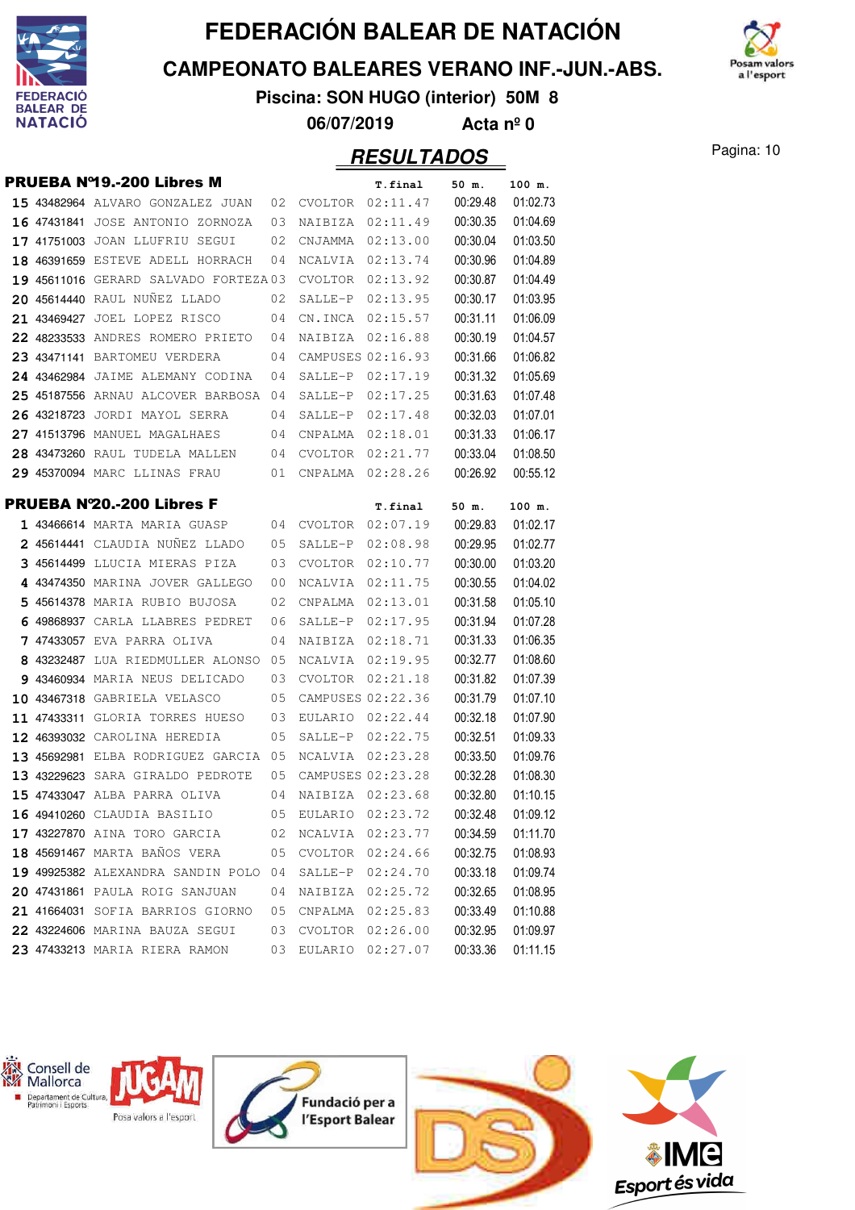# FEDERACIÓN BALEAR DE NATACIÓN

## CAMPEONATO BALEARES VERANO INF.-JUN.-ABS.

**Piscina: SON HUGO (interior) 50M 8**

**06/07/2019 Acta nº 0**

## RESULTADOS

### PRUEBA Nº19.-200 Libres M

| | Licencia | Nombre | Año | Club | T.final | 50 m. | 100 m. |
|---|---|---|---|---|---|---|---|
| 15 | 43482964 | ALVARO GONZALEZ JUAN | 02 | CVOLTOR | 02:11.47 | 00:29.48 | 01:02.73 |
| 16 | 47431841 | JOSE ANTONIO ZORNOZA | 03 | NAIBIZA | 02:11.49 | 00:30.35 | 01:04.69 |
| 17 | 41751003 | JOAN LLUFRIU SEGUI | 02 | CNJAMMA | 02:13.00 | 00:30.04 | 01:03.50 |
| 18 | 46391659 | ESTEVE ADELL HORRACH | 04 | NCALVIA | 02:13.74 | 00:30.96 | 01:04.89 |
| 19 | 45611016 | GERARD SALVADO FORTEZA | 03 | CVOLTOR | 02:13.92 | 00:30.87 | 01:04.49 |
| 20 | 45614440 | RAUL NUÑEZ LLADO | 02 | SALLE-P | 02:13.95 | 00:30.17 | 01:03.95 |
| 21 | 43469427 | JOEL LOPEZ RISCO | 04 | CN.INCA | 02:15.57 | 00:31.11 | 01:06.09 |
| 22 | 48233533 | ANDRES ROMERO PRIETO | 04 | NAIBIZA | 02:16.88 | 00:30.19 | 01:04.57 |
| 23 | 43471141 | BARTOMEU VERDERA | 04 | CAMPUSES | 02:16.93 | 00:31.66 | 01:06.82 |
| 24 | 43462984 | JAIME ALEMANY CODINA | 04 | SALLE-P | 02:17.19 | 00:31.32 | 01:05.69 |
| 25 | 45187556 | ARNAU ALCOVER BARBOSA | 04 | SALLE-P | 02:17.25 | 00:31.63 | 01:07.48 |
| 26 | 43218723 | JORDI MAYOL SERRA | 04 | SALLE-P | 02:17.48 | 00:32.03 | 01:07.01 |
| 27 | 41513796 | MANUEL MAGALHAES | 04 | CNPALMA | 02:18.01 | 00:31.33 | 01:06.17 |
| 28 | 43473260 | RAUL TUDELA MALLEN | 04 | CVOLTOR | 02:21.77 | 00:33.04 | 01:08.50 |
| 29 | 45370094 | MARC LLINAS FRAU | 01 | CNPALMA | 02:28.26 | 00:26.92 | 00:55.12 |

### PRUEBA Nº20.-200 Libres F

| | Licencia | Nombre | Año | Club | T.final | 50 m. | 100 m. |
|---|---|---|---|---|---|---|---|
| 1 | 43466614 | MARTA MARIA GUASP | 04 | CVOLTOR | 02:07.19 | 00:29.83 | 01:02.17 |
| 2 | 45614441 | CLAUDIA NUÑEZ LLADO | 05 | SALLE-P | 02:08.98 | 00:29.95 | 01:02.77 |
| 3 | 45614499 | LLUCIA MIERAS PIZA | 03 | CVOLTOR | 02:10.77 | 00:30.00 | 01:03.20 |
| 4 | 43474350 | MARINA JOVER GALLEGO | 00 | NCALVIA | 02:11.75 | 00:30.55 | 01:04.02 |
| 5 | 45614378 | MARIA RUBIO BUJOSA | 02 | CNPALMA | 02:13.01 | 00:31.58 | 01:05.10 |
| 6 | 49868937 | CARLA LLABRES PEDRET | 06 | SALLE-P | 02:17.95 | 00:31.94 | 01:07.28 |
| 7 | 47433057 | EVA PARRA OLIVA | 04 | NAIBIZA | 02:18.71 | 00:31.33 | 01:06.35 |
| 8 | 43232487 | LUA RIEDMULLER ALONSO | 05 | NCALVIA | 02:19.95 | 00:32.77 | 01:08.60 |
| 9 | 43460934 | MARIA NEUS DELICADO | 03 | CVOLTOR | 02:21.18 | 00:31.82 | 01:07.39 |
| 10 | 43467318 | GABRIELA VELASCO | 05 | CAMPUSES | 02:22.36 | 00:31.79 | 01:07.10 |
| 11 | 47433311 | GLORIA TORRES HUESO | 03 | EULARIO | 02:22.44 | 00:32.18 | 01:07.90 |
| 12 | 46393032 | CAROLINA HEREDIA | 05 | SALLE-P | 02:22.75 | 00:32.51 | 01:09.33 |
| 13 | 45692981 | ELBA RODRIGUEZ GARCIA | 05 | NCALVIA | 02:23.28 | 00:33.50 | 01:09.76 |
| 13 | 43229623 | SARA GIRALDO PEDROTE | 05 | CAMPUSES | 02:23.28 | 00:32.28 | 01:08.30 |
| 15 | 47433047 | ALBA PARRA OLIVA | 04 | NAIBIZA | 02:23.68 | 00:32.80 | 01:10.15 |
| 16 | 49410260 | CLAUDIA BASILIO | 05 | EULARIO | 02:23.72 | 00:32.48 | 01:09.12 |
| 17 | 43227870 | AINA TORO GARCIA | 02 | NCALVIA | 02:23.77 | 00:34.59 | 01:11.70 |
| 18 | 45691467 | MARTA BAÑOS VERA | 05 | CVOLTOR | 02:24.66 | 00:32.75 | 01:08.93 |
| 19 | 49925382 | ALEXANDRA SANDIN POLO | 04 | SALLE-P | 02:24.70 | 00:33.18 | 01:09.74 |
| 20 | 47431861 | PAULA ROIG SANJUAN | 04 | NAIBIZA | 02:25.72 | 00:32.65 | 01:08.95 |
| 21 | 41664031 | SOFIA BARRIOS GIORNO | 05 | CNPALMA | 02:25.83 | 00:33.49 | 01:10.88 |
| 22 | 43224606 | MARINA BAUZA SEGUI | 03 | CVOLTOR | 02:26.00 | 00:32.95 | 01:09.97 |
| 23 | 47433213 | MARIA RIERA RAMON | 03 | EULARIO | 02:27.07 | 00:33.36 | 01:11.15 |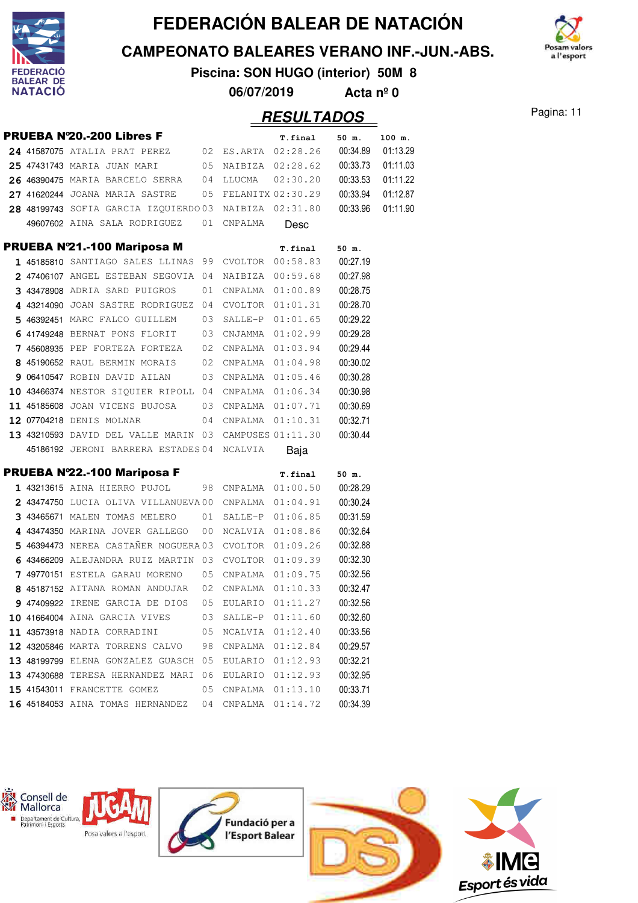# FEDERACIÓN BALEAR DE NATACIÓN

## CAMPEONATO BALEARES VERANO INF.-JUN.-ABS.

**Piscina: SON HUGO (interior) 50M 8**

**06/07/2019 Acta nº 0**

## RESULTADOS

### PRUEBA Nº20.-200 Libres F

| Pos. | Licencia | Nombre | Año | Club | T.final | 50 m. | 100 m. |
|---|---|---|---|---|---|---|---|
| 24 | 41587075 | ATALIA PRAT PEREZ | 02 | ES.ARTA | 02:28.26 | 00:34.89 | 01:13.29 |
| 25 | 47431743 | MARIA JUAN MARI | 05 | NAIBIZA | 02:28.62 | 00:33.73 | 01:11.03 |
| 26 | 46390475 | MARIA BARCELO SERRA | 04 | LLUCMA | 02:30.20 | 00:33.53 | 01:11.22 |
| 27 | 41620244 | JOANA MARIA SASTRE | 05 | FELANITX | 02:30.29 | 00:33.94 | 01:12.87 |
| 28 | 48199743 | SOFIA GARCIA IZQUIERDO | 03 | NAIBIZA | 02:31.80 | 00:33.96 | 01:11.90 |
| | 49607602 | AINA SALA RODRIGUEZ | 01 | CNPALMA | Desc | | |

### PRUEBA Nº21.-100 Mariposa M

| Pos. | Licencia | Nombre | Año | Club | T.final | 50 m. |
|---|---|---|---|---|---|---|
| 1 | 45185810 | SANTIAGO SALES LLINAS | 99 | CVOLTOR | 00:58.83 | 00:27.19 |
| 2 | 47406107 | ANGEL ESTEBAN SEGOVIA | 04 | NAIBIZA | 00:59.68 | 00:27.98 |
| 3 | 43478908 | ADRIA SARD PUIGROS | 01 | CNPALMA | 01:00.89 | 00:28.75 |
| 4 | 43214090 | JOAN SASTRE RODRIGUEZ | 04 | CVOLTOR | 01:01.31 | 00:28.70 |
| 5 | 46392451 | MARC FALCO GUILLEM | 03 | SALLE-P | 01:01.65 | 00:29.22 |
| 6 | 41749248 | BERNAT PONS FLORIT | 03 | CNJAMMA | 01:02.99 | 00:29.28 |
| 7 | 45608935 | PEP FORTEZA FORTEZA | 02 | CNPALMA | 01:03.94 | 00:29.44 |
| 8 | 45190652 | RAUL BERMIN MORAIS | 02 | CNPALMA | 01:04.98 | 00:30.02 |
| 9 | 06410547 | ROBIN DAVID AILAN | 03 | CNPALMA | 01:05.46 | 00:30.28 |
| 10 | 43466374 | NESTOR SIQUIER RIPOLL | 04 | CNPALMA | 01:06.34 | 00:30.98 |
| 11 | 45185608 | JOAN VICENS BUJOSA | 03 | CNPALMA | 01:07.71 | 00:30.69 |
| 12 | 07704218 | DENIS MOLNAR | 04 | CNPALMA | 01:10.31 | 00:32.71 |
| 13 | 43210593 | DAVID DEL VALLE MARIN | 03 | CAMPUSES | 01:11.30 | 00:30.44 |
| | 45186192 | JERONI BARRERA ESTADES | 04 | NCALVIA | Baja | |

### PRUEBA Nº22.-100 Mariposa F

| Pos. | Licencia | Nombre | Año | Club | T.final | 50 m. |
|---|---|---|---|---|---|---|
| 1 | 43213615 | AINA HIERRO PUJOL | 98 | CNPALMA | 01:00.50 | 00:28.29 |
| 2 | 43474750 | LUCIA OLIVA VILLANUEVA | 00 | CNPALMA | 01:04.91 | 00:30.24 |
| 3 | 43465671 | MALEN TOMAS MELERO | 01 | SALLE-P | 01:06.85 | 00:31.59 |
| 4 | 43474350 | MARINA JOVER GALLEGO | 00 | NCALVIA | 01:08.86 | 00:32.64 |
| 5 | 46394473 | NEREA CASTAÑER NOGUERA | 03 | CVOLTOR | 01:09.26 | 00:32.88 |
| 6 | 43466209 | ALEJANDRA RUIZ MARTIN | 03 | CVOLTOR | 01:09.39 | 00:32.30 |
| 7 | 49770151 | ESTELA GARAU MORENO | 05 | CNPALMA | 01:09.75 | 00:32.56 |
| 8 | 45187152 | AITANA ROMAN ANDUJAR | 02 | CNPALMA | 01:10.33 | 00:32.47 |
| 9 | 47409922 | IRENE GARCIA DE DIOS | 05 | EULARIO | 01:11.27 | 00:32.56 |
| 10 | 41664004 | AINA GARCIA VIVES | 03 | SALLE-P | 01:11.60 | 00:32.60 |
| 11 | 43573918 | NADIA CORRADINI | 05 | NCALVIA | 01:12.40 | 00:33.56 |
| 12 | 43205846 | MARTA TORRENS CALVO | 98 | CNPALMA | 01:12.84 | 00:29.57 |
| 13 | 48199799 | ELENA GONZALEZ GUASCH | 05 | EULARIO | 01:12.93 | 00:32.21 |
| 13 | 47430688 | TERESA HERNANDEZ MARI | 06 | EULARIO | 01:12.93 | 00:32.95 |
| 15 | 41543011 | FRANCETTE GOMEZ | 05 | CNPALMA | 01:13.10 | 00:33.71 |
| 16 | 45184053 | AINA TOMAS HERNANDEZ | 04 | CNPALMA | 01:14.72 | 00:34.39 |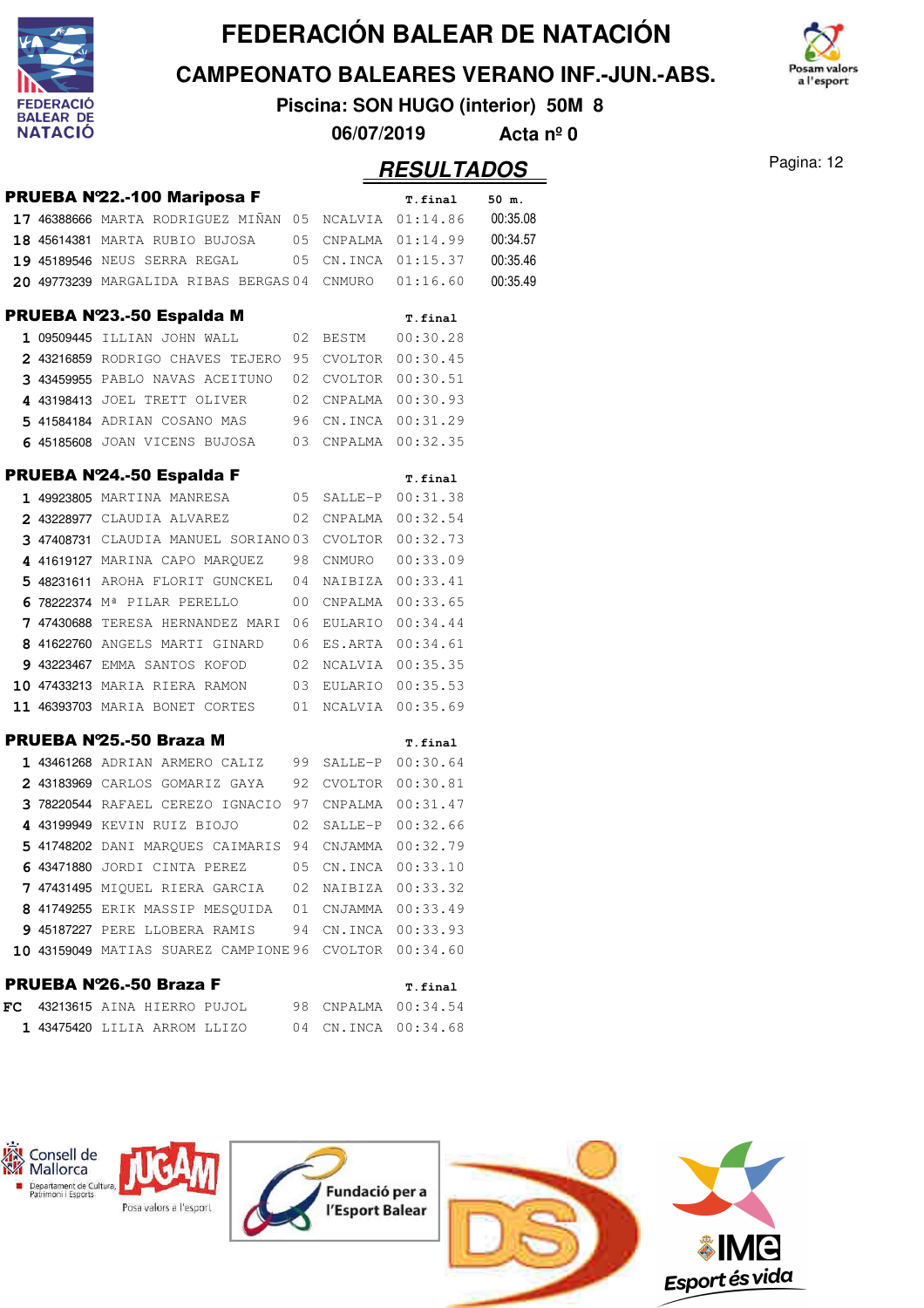# FEDERACIÓN BALEAR DE NATACIÓN

## CAMPEONATO BALEARES VERANO INF.-JUN.-ABS.

**Piscina: SON HUGO (interior) 50M 8**

**06/07/2019 Acta nº 0**

## RESULTADOS

### PRUEBA Nº22.-100 Mariposa F

| | | | | | T.final | 50 m. |
|---|---|---|---|---|---|---|
| 17 | 46388666 | MARTA RODRIGUEZ MIÑAN | 05 | NCALVIA | 01:14.86 | 00:35.08 |
| 18 | 45614381 | MARTA RUBIO BUJOSA | 05 | CNPALMA | 01:14.99 | 00:34.57 |
| 19 | 45189546 | NEUS SERRA REGAL | 05 | CN.INCA | 01:15.37 | 00:35.46 |
| 20 | 49773239 | MARGALIDA RIBAS BERGAS | 04 | CNMURO | 01:16.60 | 00:35.49 |

### PRUEBA Nº23.-50 Espalda M

| | | | | | T.final |
|---|---|---|---|---|---|
| 1 | 09509445 | ILLIAN JOHN WALL | 02 | BESTM | 00:30.28 |
| 2 | 43216859 | RODRIGO CHAVES TEJERO | 95 | CVOLTOR | 00:30.45 |
| 3 | 43459955 | PABLO NAVAS ACEITUNO | 02 | CVOLTOR | 00:30.51 |
| 4 | 43198413 | JOEL TRETT OLIVER | 02 | CNPALMA | 00:30.93 |
| 5 | 41584184 | ADRIAN COSANO MAS | 96 | CN.INCA | 00:31.29 |
| 6 | 45185608 | JOAN VICENS BUJOSA | 03 | CNPALMA | 00:32.35 |

### PRUEBA Nº24.-50 Espalda F

| | | | | | T.final |
|---|---|---|---|---|---|
| 1 | 49923805 | MARTINA MANRESA | 05 | SALLE-P | 00:31.38 |
| 2 | 43228977 | CLAUDIA ALVAREZ | 02 | CNPALMA | 00:32.54 |
| 3 | 47408731 | CLAUDIA MANUEL SORIANO | 03 | CVOLTOR | 00:32.73 |
| 4 | 41619127 | MARINA CAPO MARQUEZ | 98 | CNMURO | 00:33.09 |
| 5 | 48231611 | AROHA FLORIT GUNCKEL | 04 | NAIBIZA | 00:33.41 |
| 6 | 78222374 | Mª PILAR PERELLO | 00 | CNPALMA | 00:33.65 |
| 7 | 47430688 | TERESA HERNANDEZ MARI | 06 | EULARIO | 00:34.44 |
| 8 | 41622760 | ANGELS MARTI GINARD | 06 | ES.ARTA | 00:34.61 |
| 9 | 43223467 | EMMA SANTOS KOFOD | 02 | NCALVIA | 00:35.35 |
| 10 | 47433213 | MARIA RIERA RAMON | 03 | EULARIO | 00:35.53 |
| 11 | 46393703 | MARIA BONET CORTES | 01 | NCALVIA | 00:35.69 |

### PRUEBA Nº25.-50 Braza M

| | | | | | T.final |
|---|---|---|---|---|---|
| 1 | 43461268 | ADRIAN ARMERO CALIZ | 99 | SALLE-P | 00:30.64 |
| 2 | 43183969 | CARLOS GOMARIZ GAYA | 92 | CVOLTOR | 00:30.81 |
| 3 | 78220544 | RAFAEL CEREZO IGNACIO | 97 | CNPALMA | 00:31.47 |
| 4 | 43199949 | KEVIN RUIZ BIOJO | 02 | SALLE-P | 00:32.66 |
| 5 | 41748202 | DANI MARQUES CAIMARIS | 94 | CNJAMMA | 00:32.79 |
| 6 | 43471880 | JORDI CINTA PEREZ | 05 | CN.INCA | 00:33.10 |
| 7 | 47431495 | MIQUEL RIERA GARCIA | 02 | NAIBIZA | 00:33.32 |
| 8 | 41749255 | ERIK MASSIP MESQUIDA | 01 | CNJAMMA | 00:33.49 |
| 9 | 45187227 | PERE LLOBERA RAMIS | 94 | CN.INCA | 00:33.93 |
| 10 | 43159049 | MATIAS SUAREZ CAMPIONE | 96 | CVOLTOR | 00:34.60 |

### PRUEBA Nº26.-50 Braza F

| | | | | | T.final |
|---|---|---|---|---|---|
| FC | 43213615 | AINA HIERRO PUJOL | 98 | CNPALMA | 00:34.54 |
| 1 | 43475420 | LILIA ARROM LLIZO | 04 | CN.INCA | 00:34.68 |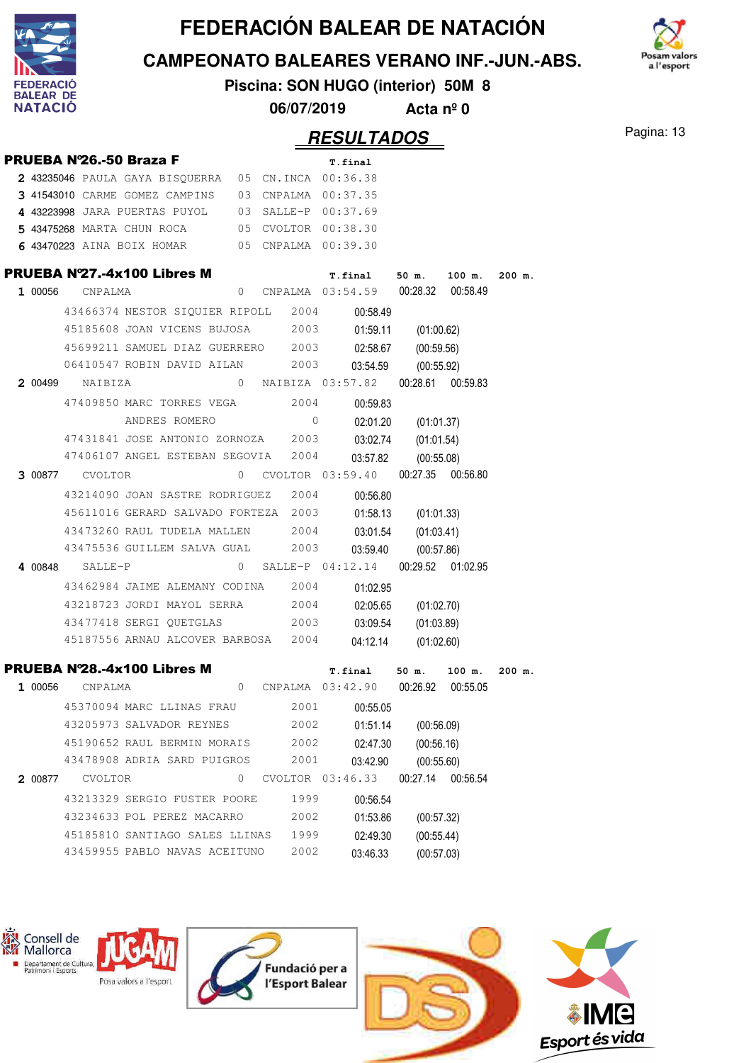# FEDERACIÓN BALEAR DE NATACIÓN

## CAMPEONATO BALEARES VERANO INF.-JUN.-ABS.

**Piscina: SON HUGO (interior) 50M 8**

**06/07/2019 Acta nº 0**

## RESULTADOS

### PRUEBA Nº26.-50 Braza F

| | | | | | T.final |
|---|---|---|---|---|---|
| 2 | 43235046 | PAULA GAYA BISQUERRA | 05 | CN.INCA | 00:36.38 |
| 3 | 41543010 | CARME GOMEZ CAMPINS | 03 | CNPALMA | 00:37.35 |
| 4 | 43223998 | JARA PUERTAS PUYOL | 03 | SALLE-P | 00:37.69 |
| 5 | 43475268 | MARTA CHUN ROCA | 05 | CVOLTOR | 00:38.30 |
| 6 | 43470223 | AINA BOIX HOMAR | 05 | CNPALMA | 00:39.30 |

### PRUEBA Nº27.-4x100 Libres M

| | | | | | T.final | 50 m. | 100 m. | 200 m. |
|---|---|---|---|---|---|---|---|---|
| 1 | 00056 | CNPALMA | 0 | CNPALMA | 03:54.59 | 00:28.32 | 00:58.49 | |
| | 43466374 | NESTOR SIQUIER RIPOLL | 2004 | | 00:58.49 | | | |
| | 45185608 | JOAN VICENS BUJOSA | 2003 | | 01:59.11 | (01:00.62) | | |
| | 45699211 | SAMUEL DIAZ GUERRERO | 2003 | | 02:58.67 | (00:59.56) | | |
| | 06410547 | ROBIN DAVID AILAN | 2003 | | 03:54.59 | (00:55.92) | | |
| 2 | 00499 | NAIBIZA | 0 | NAIBIZA | 03:57.82 | 00:28.61 | 00:59.83 | |
| | 47409850 | MARC TORRES VEGA | 2004 | | 00:59.83 | | | |
| | | ANDRES ROMERO | 0 | | 02:01.20 | (01:01.37) | | |
| | 47431841 | JOSE ANTONIO ZORNOZA | 2003 | | 03:02.74 | (01:01.54) | | |
| | 47406107 | ANGEL ESTEBAN SEGOVIA | 2004 | | 03:57.82 | (00:55.08) | | |
| 3 | 00877 | CVOLTOR | 0 | CVOLTOR | 03:59.40 | 00:27.35 | 00:56.80 | |
| | 43214090 | JOAN SASTRE RODRIGUEZ | 2004 | | 00:56.80 | | | |
| | 45611016 | GERARD SALVADO FORTEZA | 2003 | | 01:58.13 | (01:01.33) | | |
| | 43473260 | RAUL TUDELA MALLEN | 2004 | | 03:01.54 | (01:03.41) | | |
| | 43475536 | GUILLEM SALVA GUAL | 2003 | | 03:59.40 | (00:57.86) | | |
| 4 | 00848 | SALLE-P | 0 | SALLE-P | 04:12.14 | 00:29.52 | 01:02.95 | |
| | 43462984 | JAIME ALEMANY CODINA | 2004 | | 01:02.95 | | | |
| | 43218723 | JORDI MAYOL SERRA | 2004 | | 02:05.65 | (01:02.70) | | |
| | 43477418 | SERGI QUETGLAS | 2003 | | 03:09.54 | (01:03.89) | | |
| | 45187556 | ARNAU ALCOVER BARBOSA | 2004 | | 04:12.14 | (01:02.60) | | |

### PRUEBA Nº28.-4x100 Libres M

| | | | | | T.final | 50 m. | 100 m. | 200 m. |
|---|---|---|---|---|---|---|---|---|
| 1 | 00056 | CNPALMA | 0 | CNPALMA | 03:42.90 | 00:26.92 | 00:55.05 | |
| | 45370094 | MARC LLINAS FRAU | 2001 | | 00:55.05 | | | |
| | 43205973 | SALVADOR REYNES | 2002 | | 01:51.14 | (00:56.09) | | |
| | 45190652 | RAUL BERMIN MORAIS | 2002 | | 02:47.30 | (00:56.16) | | |
| | 43478908 | ADRIA SARD PUIGROS | 2001 | | 03:42.90 | (00:55.60) | | |
| 2 | 00877 | CVOLTOR | 0 | CVOLTOR | 03:46.33 | 00:27.14 | 00:56.54 | |
| | 43213329 | SERGIO FUSTER POORE | 1999 | | 00:56.54 | | | |
| | 43234633 | POL PEREZ MACARRO | 2002 | | 01:53.86 | (00:57.32) | | |
| | 45185810 | SANTIAGO SALES LLINAS | 1999 | | 02:49.30 | (00:55.44) | | |
| | 43459955 | PABLO NAVAS ACEITUNO | 2002 | | 03:46.33 | (00:57.03) | | |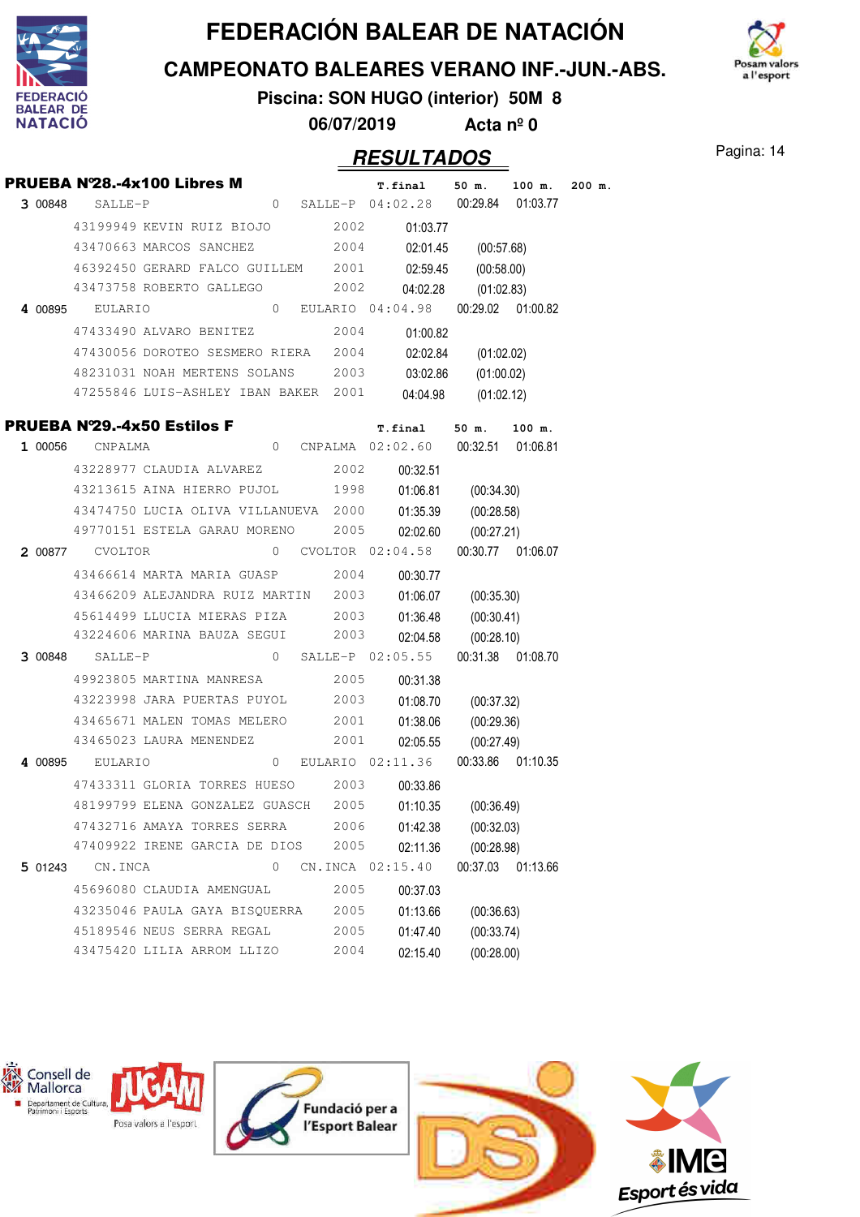# FEDERACIÓN BALEAR DE NATACIÓN

## CAMPEONATO BALEARES VERANO INF.-JUN.-ABS.

**Piscina: SON HUGO (interior) 50M 8**

**06/07/2019 Acta nº 0**

## RESULTADOS

### PRUEBA Nº28.-4x100 Libres M

| | | | | | T.final | 50 m. | 100 m. | 200 m. |
|---|---|---|---|---|---|---|---|---|
| **3** 00848 | SALLE-P | | 0 | SALLE-P | 04:02.28 | 00:29.84 | 01:03.77 | |
| | 43199949 KEVIN RUIZ BIOJO | 2002 | | | 01:03.77 | | | |
| | 43470663 MARCOS SANCHEZ | 2004 | | | 02:01.45 | (00:57.68) | | |
| | 46392450 GERARD FALCO GUILLEM | 2001 | | | 02:59.45 | (00:58.00) | | |
| | 43473758 ROBERTO GALLEGO | 2002 | | | 04:02.28 | (01:02.83) | | |
| **4** 00895 | EULARIO | | 0 | EULARIO | 04:04.98 | 00:29.02 | 01:00.82 | |
| | 47433490 ALVARO BENITEZ | 2004 | | | 01:00.82 | | | |
| | 47430056 DOROTEO SESMERO RIERA | 2004 | | | 02:02.84 | (01:02.02) | | |
| | 48231031 NOAH MERTENS SOLANS | 2003 | | | 03:02.86 | (01:00.02) | | |
| | 47255846 LUIS-ASHLEY IBAN BAKER | 2001 | | | 04:04.98 | (01:02.12) | | |

### PRUEBA Nº29.-4x50 Estilos F

| | | | | | T.final | 50 m. | 100 m. |
|---|---|---|---|---|---|---|---|
| **1** 00056 | CNPALMA | | 0 | CNPALMA | 02:02.60 | 00:32.51 | 01:06.81 |
| | 43228977 CLAUDIA ALVAREZ | 2002 | | | 00:32.51 | | |
| | 43213615 AINA HIERRO PUJOL | 1998 | | | 01:06.81 | (00:34.30) | |
| | 43474750 LUCIA OLIVA VILLANUEVA | 2000 | | | 01:35.39 | (00:28.58) | |
| | 49770151 ESTELA GARAU MORENO | 2005 | | | 02:02.60 | (00:27.21) | |
| **2** 00877 | CVOLTOR | | 0 | CVOLTOR | 02:04.58 | 00:30.77 | 01:06.07 |
| | 43466614 MARTA MARIA GUASP | 2004 | | | 00:30.77 | | |
| | 43466209 ALEJANDRA RUIZ MARTIN | 2003 | | | 01:06.07 | (00:35.30) | |
| | 45614499 LLUCIA MIERAS PIZA | 2003 | | | 01:36.48 | (00:30.41) | |
| | 43224606 MARINA BAUZA SEGUI | 2003 | | | 02:04.58 | (00:28.10) | |
| **3** 00848 | SALLE-P | | 0 | SALLE-P | 02:05.55 | 00:31.38 | 01:08.70 |
| | 49923805 MARTINA MANRESA | 2005 | | | 00:31.38 | | |
| | 43223998 JARA PUERTAS PUYOL | 2003 | | | 01:08.70 | (00:37.32) | |
| | 43465671 MALEN TOMAS MELERO | 2001 | | | 01:38.06 | (00:29.36) | |
| | 43465023 LAURA MENENDEZ | 2001 | | | 02:05.55 | (00:27.49) | |
| **4** 00895 | EULARIO | | 0 | EULARIO | 02:11.36 | 00:33.86 | 01:10.35 |
| | 47433311 GLORIA TORRES HUESO | 2003 | | | 00:33.86 | | |
| | 48199799 ELENA GONZALEZ GUASCH | 2005 | | | 01:10.35 | (00:36.49) | |
| | 47432716 AMAYA TORRES SERRA | 2006 | | | 01:42.38 | (00:32.03) | |
| | 47409922 IRENE GARCIA DE DIOS | 2005 | | | 02:11.36 | (00:28.98) | |
| **5** 01243 | CN.INCA | | 0 | CN.INCA | 02:15.40 | 00:37.03 | 01:13.66 |
| | 45696080 CLAUDIA AMENGUAL | 2005 | | | 00:37.03 | | |
| | 43235046 PAULA GAYA BISQUERRA | 2005 | | | 01:13.66 | (00:36.63) | |
| | 45189546 NEUS SERRA REGAL | 2005 | | | 01:47.40 | (00:33.74) | |
| | 43475420 LILIA ARROM LLIZO | 2004 | | | 02:15.40 | (00:28.00) | |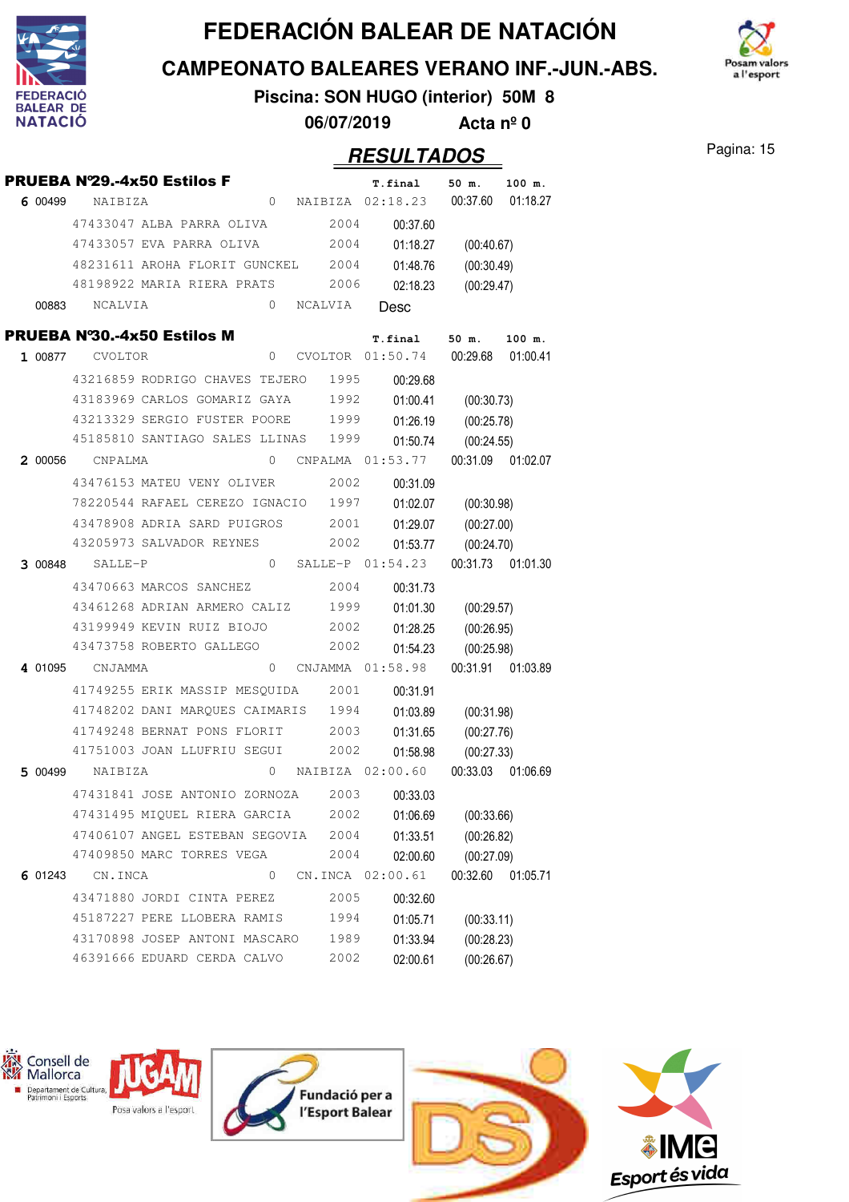# FEDERACIÓN BALEAR DE NATACIÓN

## CAMPEONATO BALEARES VERANO INF.-JUN.-ABS.

**Piscina: SON HUGO (interior) 50M 8**

**06/07/2019 Acta nº 0**

## RESULTADOS

### PRUEBA Nº29.-4x50 Estilos F

| Pos | Lic. | Nombre | Año | Club | T.final | 50 m. | 100 m. |
|---|---|---|---|---|---|---|---|
| 6 | 00499 | NAIBIZA | 0 | NAIBIZA | 02:18.23 | 00:37.60 | 01:18.27 |
| | | 47433047 ALBA PARRA OLIVA | 2004 | | 00:37.60 | | |
| | | 47433057 EVA PARRA OLIVA | 2004 | | 01:18.27 | (00:40.67) | |
| | | 48231611 AROHA FLORIT GUNCKEL | 2004 | | 01:48.76 | (00:30.49) | |
| | | 48198922 MARIA RIERA PRATS | 2006 | | 02:18.23 | (00:29.47) | |
| | 00883 | NCALVIA | 0 | NCALVIA | Desc | | |

### PRUEBA Nº30.-4x50 Estilos M

| Pos | Lic. | Nombre | Año | Club | T.final | 50 m. | 100 m. |
|---|---|---|---|---|---|---|---|
| 1 | 00877 | CVOLTOR | 0 | CVOLTOR | 01:50.74 | 00:29.68 | 01:00.41 |
| | | 43216859 RODRIGO CHAVES TEJERO | 1995 | | 00:29.68 | | |
| | | 43183969 CARLOS GOMARIZ GAYA | 1992 | | 01:00.41 | (00:30.73) | |
| | | 43213329 SERGIO FUSTER POORE | 1999 | | 01:26.19 | (00:25.78) | |
| | | 45185810 SANTIAGO SALES LLINAS | 1999 | | 01:50.74 | (00:24.55) | |
| 2 | 00056 | CNPALMA | 0 | CNPALMA | 01:53.77 | 00:31.09 | 01:02.07 |
| | | 43476153 MATEU VENY OLIVER | 2002 | | 00:31.09 | | |
| | | 78220544 RAFAEL CEREZO IGNACIO | 1997 | | 01:02.07 | (00:30.98) | |
| | | 43478908 ADRIA SARD PUIGROS | 2001 | | 01:29.07 | (00:27.00) | |
| | | 43205973 SALVADOR REYNES | 2002 | | 01:53.77 | (00:24.70) | |
| 3 | 00848 | SALLE-P | 0 | SALLE-P | 01:54.23 | 00:31.73 | 01:01.30 |
| | | 43470663 MARCOS SANCHEZ | 2004 | | 00:31.73 | | |
| | | 43461268 ADRIAN ARMERO CALIZ | 1999 | | 01:01.30 | (00:29.57) | |
| | | 43199949 KEVIN RUIZ BIOJO | 2002 | | 01:28.25 | (00:26.95) | |
| | | 43473758 ROBERTO GALLEGO | 2002 | | 01:54.23 | (00:25.98) | |
| 4 | 01095 | CNJAMMA | 0 | CNJAMMA | 01:58.98 | 00:31.91 | 01:03.89 |
| | | 41749255 ERIK MASSIP MESQUIDA | 2001 | | 00:31.91 | | |
| | | 41748202 DANI MARQUES CAIMARIS | 1994 | | 01:03.89 | (00:31.98) | |
| | | 41749248 BERNAT PONS FLORIT | 2003 | | 01:31.65 | (00:27.76) | |
| | | 41751003 JOAN LLUFRIU SEGUI | 2002 | | 01:58.98 | (00:27.33) | |
| 5 | 00499 | NAIBIZA | 0 | NAIBIZA | 02:00.60 | 00:33.03 | 01:06.69 |
| | | 47431841 JOSE ANTONIO ZORNOZA | 2003 | | 00:33.03 | | |
| | | 47431495 MIQUEL RIERA GARCIA | 2002 | | 01:06.69 | (00:33.66) | |
| | | 47406107 ANGEL ESTEBAN SEGOVIA | 2004 | | 01:33.51 | (00:26.82) | |
| | | 47409850 MARC TORRES VEGA | 2004 | | 02:00.60 | (00:27.09) | |
| 6 | 01243 | CN.INCA | 0 | CN.INCA | 02:00.61 | 00:32.60 | 01:05.71 |
| | | 43471880 JORDI CINTA PEREZ | 2005 | | 00:32.60 | | |
| | | 45187227 PERE LLOBERA RAMIS | 1994 | | 01:05.71 | (00:33.11) | |
| | | 43170898 JOSEP ANTONI MASCARO | 1989 | | 01:33.94 | (00:28.23) | |
| | | 46391666 EDUARD CERDA CALVO | 2002 | | 02:00.61 | (00:26.67) | |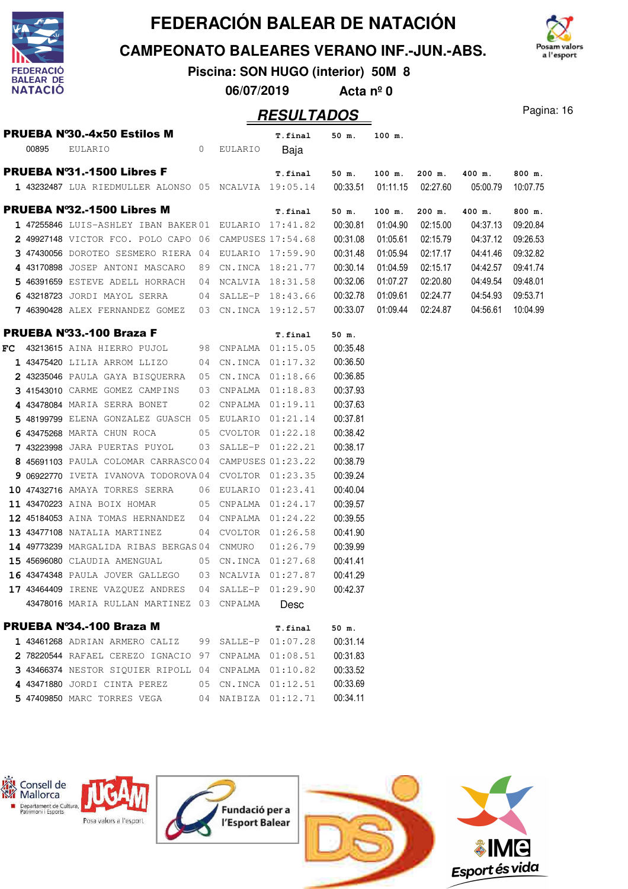# FEDERACIÓN BALEAR DE NATACIÓN

## CAMPEONATO BALEARES VERANO INF.-JUN.-ABS.

**Piscina: SON HUGO (interior) 50M 8**

**06/07/2019 Acta nº 0**

## RESULTADOS

### PRUEBA Nº30.-4x50 Estilos M

| | Licencia | Nombre | Año | Club | T.final | 50 m. | 100 m. |
|---|---|---|---|---|---|---|---|
| | 00895 | EULARIO | 0 | EULARIO | Baja | | |

### PRUEBA Nº31.-1500 Libres F

| Pos | Licencia | Nombre | Año | Club | T.final | 50 m. | 100 m. | 200 m. | 400 m. | 800 m. |
|---|---|---|---|---|---|---|---|---|---|---|
| 1 | 43232487 | LUA RIEDMULLER ALONSO | 05 | NCALVIA | 19:05.14 | 00:33.51 | 01:11.15 | 02:27.60 | 05:00.79 | 10:07.75 |

### PRUEBA Nº32.-1500 Libres M

| Pos | Licencia | Nombre | Año | Club | T.final | 50 m. | 100 m. | 200 m. | 400 m. | 800 m. |
|---|---|---|---|---|---|---|---|---|---|---|
| 1 | 47255846 | LUIS-ASHLEY IBAN BAKER | 01 | EULARIO | 17:41.82 | 00:30.81 | 01:04.90 | 02:15.00 | 04:37.13 | 09:20.84 |
| 2 | 49927148 | VICTOR FCO. POLO CAPO | 06 | CAMPUSES | 17:54.68 | 00:31.08 | 01:05.61 | 02:15.79 | 04:37.12 | 09:26.53 |
| 3 | 47430056 | DOROTEO SESMERO RIERA | 04 | EULARIO | 17:59.90 | 00:31.48 | 01:05.94 | 02:17.17 | 04:41.46 | 09:32.82 |
| 4 | 43170898 | JOSEP ANTONI MASCARO | 89 | CN.INCA | 18:21.77 | 00:30.14 | 01:04.59 | 02:15.17 | 04:42.57 | 09:41.74 |
| 5 | 46391659 | ESTEVE ADELL HORRACH | 04 | NCALVIA | 18:31.58 | 00:32.06 | 01:07.27 | 02:20.80 | 04:49.54 | 09:48.01 |
| 6 | 43218723 | JORDI MAYOL SERRA | 04 | SALLE-P | 18:43.66 | 00:32.78 | 01:09.61 | 02:24.77 | 04:54.93 | 09:53.71 |
| 7 | 46390428 | ALEX FERNANDEZ GOMEZ | 03 | CN.INCA | 19:12.57 | 00:33.07 | 01:09.44 | 02:24.87 | 04:56.61 | 10:04.99 |

### PRUEBA Nº33.-100 Braza F

| Pos | Licencia | Nombre | Año | Club | T.final | 50 m. |
|---|---|---|---|---|---|---|
| FC | 43213615 | AINA HIERRO PUJOL | 98 | CNPALMA | 01:15.05 | 00:35.48 |
| 1 | 43475420 | LILIA ARROM LLIZO | 04 | CN.INCA | 01:17.32 | 00:36.50 |
| 2 | 43235046 | PAULA GAYA BISQUERRA | 05 | CN.INCA | 01:18.66 | 00:36.85 |
| 3 | 41543010 | CARME GOMEZ CAMPINS | 03 | CNPALMA | 01:18.83 | 00:37.93 |
| 4 | 43478084 | MARIA SERRA BONET | 02 | CNPALMA | 01:19.11 | 00:37.63 |
| 5 | 48199799 | ELENA GONZALEZ GUASCH | 05 | EULARIO | 01:21.14 | 00:37.81 |
| 6 | 43475268 | MARTA CHUN ROCA | 05 | CVOLTOR | 01:22.18 | 00:38.42 |
| 7 | 43223998 | JARA PUERTAS PUYOL | 03 | SALLE-P | 01:22.21 | 00:38.17 |
| 8 | 45691103 | PAULA COLOMAR CARRASCO | 04 | CAMPUSES | 01:23.22 | 00:38.79 |
| 9 | 06922770 | IVETA IVANOVA TODOROVA | 04 | CVOLTOR | 01:23.35 | 00:39.24 |
| 10 | 47432716 | AMAYA TORRES SERRA | 06 | EULARIO | 01:23.41 | 00:40.04 |
| 11 | 43470223 | AINA BOIX HOMAR | 05 | CNPALMA | 01:24.17 | 00:39.57 |
| 12 | 45184053 | AINA TOMAS HERNANDEZ | 04 | CNPALMA | 01:24.22 | 00:39.55 |
| 13 | 43477108 | NATALIA MARTINEZ | 04 | CVOLTOR | 01:26.58 | 00:41.90 |
| 14 | 49773239 | MARGALIDA RIBAS BERGAS | 04 | CNMURO | 01:26.79 | 00:39.99 |
| 15 | 45696080 | CLAUDIA AMENGUAL | 05 | CN.INCA | 01:27.68 | 00:41.41 |
| 16 | 43474348 | PAULA JOVER GALLEGO | 03 | NCALVIA | 01:27.87 | 00:41.29 |
| 17 | 43464409 | IRENE VAZQUEZ ANDRES | 04 | SALLE-P | 01:29.90 | 00:42.37 |
| | 43478016 | MARIA RULLAN MARTINEZ | 03 | CNPALMA | Desc | |

### PRUEBA Nº34.-100 Braza M

| Pos | Licencia | Nombre | Año | Club | T.final | 50 m. |
|---|---|---|---|---|---|---|
| 1 | 43461268 | ADRIAN ARMERO CALIZ | 99 | SALLE-P | 01:07.28 | 00:31.14 |
| 2 | 78220544 | RAFAEL CEREZO IGNACIO | 97 | CNPALMA | 01:08.51 | 00:31.83 |
| 3 | 43466374 | NESTOR SIQUIER RIPOLL | 04 | CNPALMA | 01:10.82 | 00:33.52 |
| 4 | 43471880 | JORDI CINTA PEREZ | 05 | CN.INCA | 01:12.51 | 00:33.69 |
| 5 | 47409850 | MARC TORRES VEGA | 04 | NAIBIZA | 01:12.71 | 00:34.11 |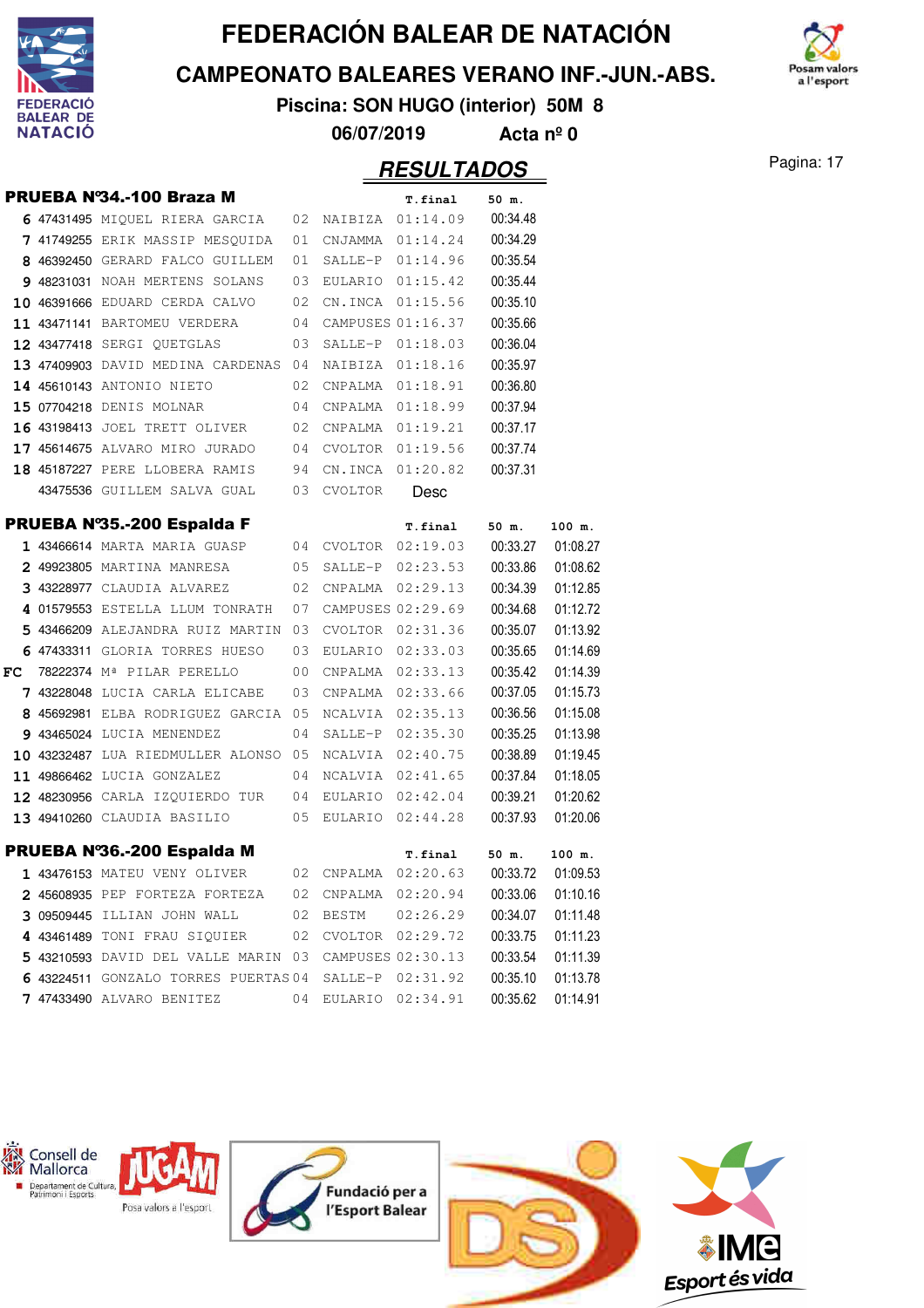# FEDERACIÓN BALEAR DE NATACIÓN

## CAMPEONATO BALEARES VERANO INF.-JUN.-ABS.

**Piscina: SON HUGO (interior) 50M 8**

**06/07/2019 Acta nº 0**

## RESULTADOS

### PRUEBA Nº34.-100 Braza M

| Pos | Licencia | Nombre | Año | Club | T.final | 50 m. |
|---|---|---|---|---|---|---|
| 6 | 47431495 | MIQUEL RIERA GARCIA | 02 | NAIBIZA | 01:14.09 | 00:34.48 |
| 7 | 41749255 | ERIK MASSIP MESQUIDA | 01 | CNJAMMA | 01:14.24 | 00:34.29 |
| 8 | 46392450 | GERARD FALCO GUILLEM | 01 | SALLE-P | 01:14.96 | 00:35.54 |
| 9 | 48231031 | NOAH MERTENS SOLANS | 03 | EULARIO | 01:15.42 | 00:35.44 |
| 10 | 46391666 | EDUARD CERDA CALVO | 02 | CN.INCA | 01:15.56 | 00:35.10 |
| 11 | 43471141 | BARTOMEU VERDERA | 04 | CAMPUSES | 01:16.37 | 00:35.66 |
| 12 | 43477418 | SERGI QUETGLAS | 03 | SALLE-P | 01:18.03 | 00:36.04 |
| 13 | 47409903 | DAVID MEDINA CARDENAS | 04 | NAIBIZA | 01:18.16 | 00:35.97 |
| 14 | 45610143 | ANTONIO NIETO | 02 | CNPALMA | 01:18.91 | 00:36.80 |
| 15 | 07704218 | DENIS MOLNAR | 04 | CNPALMA | 01:18.99 | 00:37.94 |
| 16 | 43198413 | JOEL TRETT OLIVER | 02 | CNPALMA | 01:19.21 | 00:37.17 |
| 17 | 45614675 | ALVARO MIRO JURADO | 04 | CVOLTOR | 01:19.56 | 00:37.74 |
| 18 | 45187227 | PERE LLOBERA RAMIS | 94 | CN.INCA | 01:20.82 | 00:37.31 |
| | 43475536 | GUILLEM SALVA GUAL | 03 | CVOLTOR | Desc | |

### PRUEBA Nº35.-200 Espalda F

| Pos | Licencia | Nombre | Año | Club | T.final | 50 m. | 100 m. |
|---|---|---|---|---|---|---|---|
| 1 | 43466614 | MARTA MARIA GUASP | 04 | CVOLTOR | 02:19.03 | 00:33.27 | 01:08.27 |
| 2 | 49923805 | MARTINA MANRESA | 05 | SALLE-P | 02:23.53 | 00:33.86 | 01:08.62 |
| 3 | 43228977 | CLAUDIA ALVAREZ | 02 | CNPALMA | 02:29.13 | 00:34.39 | 01:12.85 |
| 4 | 01579553 | ESTELLA LLUM TONRATH | 07 | CAMPUSES | 02:29.69 | 00:34.68 | 01:12.72 |
| 5 | 43466209 | ALEJANDRA RUIZ MARTIN | 03 | CVOLTOR | 02:31.36 | 00:35.07 | 01:13.92 |
| 6 | 47433311 | GLORIA TORRES HUESO | 03 | EULARIO | 02:33.03 | 00:35.65 | 01:14.69 |
| FC | 78222374 | Mª PILAR PERELLO | 00 | CNPALMA | 02:33.13 | 00:35.42 | 01:14.39 |
| 7 | 43228048 | LUCIA CARLA ELICABE | 03 | CNPALMA | 02:33.66 | 00:37.05 | 01:15.73 |
| 8 | 45692981 | ELBA RODRIGUEZ GARCIA | 05 | NCALVIA | 02:35.13 | 00:36.56 | 01:15.08 |
| 9 | 43465024 | LUCIA MENENDEZ | 04 | SALLE-P | 02:35.30 | 00:35.25 | 01:13.98 |
| 10 | 43232487 | LUA RIEDMULLER ALONSO | 05 | NCALVIA | 02:40.75 | 00:38.89 | 01:19.45 |
| 11 | 49866462 | LUCIA GONZALEZ | 04 | NCALVIA | 02:41.65 | 00:37.84 | 01:18.05 |
| 12 | 48230956 | CARLA IZQUIERDO TUR | 04 | EULARIO | 02:42.04 | 00:39.21 | 01:20.62 |
| 13 | 49410260 | CLAUDIA BASILIO | 05 | EULARIO | 02:44.28 | 00:37.93 | 01:20.06 |

### PRUEBA Nº36.-200 Espalda M

| Pos | Licencia | Nombre | Año | Club | T.final | 50 m. | 100 m. |
|---|---|---|---|---|---|---|---|
| 1 | 43476153 | MATEU VENY OLIVER | 02 | CNPALMA | 02:20.63 | 00:33.72 | 01:09.53 |
| 2 | 45608935 | PEP FORTEZA FORTEZA | 02 | CNPALMA | 02:20.94 | 00:33.06 | 01:10.16 |
| 3 | 09509445 | ILLIAN JOHN WALL | 02 | BESTM | 02:26.29 | 00:34.07 | 01:11.48 |
| 4 | 43461489 | TONI FRAU SIQUIER | 02 | CVOLTOR | 02:29.72 | 00:33.75 | 01:11.23 |
| 5 | 43210593 | DAVID DEL VALLE MARIN | 03 | CAMPUSES | 02:30.13 | 00:33.54 | 01:11.39 |
| 6 | 43224511 | GONZALO TORRES PUERTAS | 04 | SALLE-P | 02:31.92 | 00:35.10 | 01:13.78 |
| 7 | 47433490 | ALVARO BENITEZ | 04 | EULARIO | 02:34.91 | 00:35.62 | 01:14.91 |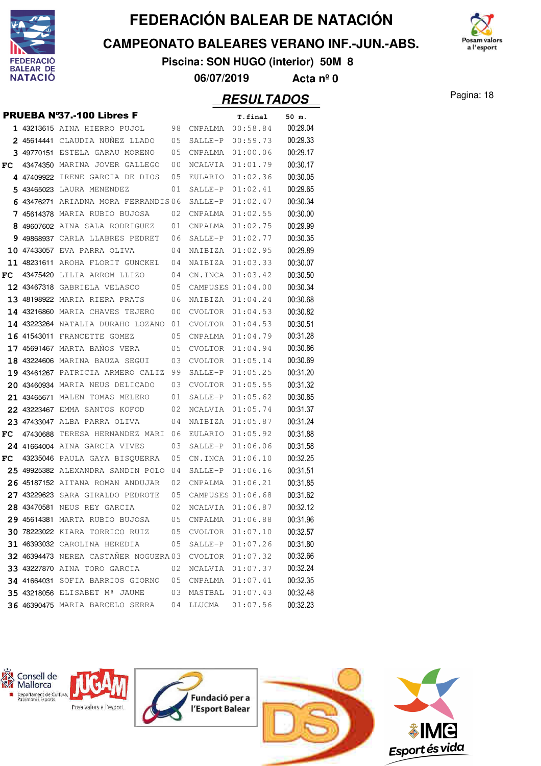# FEDERACIÓN BALEAR DE NATACIÓN

## CAMPEONATO BALEARES VERANO INF.-JUN.-ABS.

**Piscina: SON HUGO (interior) 50M 8**

**06/07/2019 Acta nº 0**

## RESULTADOS

### PRUEBA Nº37.-100 Libres F

| | | | | | T.final | 50 m. |
|---|---|---|---|---|---|---|
| 1 | 43213615 | AINA HIERRO PUJOL | 98 | CNPALMA | 00:58.84 | 00:29.04 |
| 2 | 45614441 | CLAUDIA NUÑEZ LLADO | 05 | SALLE-P | 00:59.73 | 00:29.33 |
| 3 | 49770151 | ESTELA GARAU MORENO | 05 | CNPALMA | 01:00.06 | 00:29.17 |
| FC | 43474350 | MARINA JOVER GALLEGO | 00 | NCALVIA | 01:01.79 | 00:30.17 |
| 4 | 47409922 | IRENE GARCIA DE DIOS | 05 | EULARIO | 01:02.36 | 00:30.05 |
| 5 | 43465023 | LAURA MENENDEZ | 01 | SALLE-P | 01:02.41 | 00:29.65 |
| 6 | 43476271 | ARIADNA MORA FERRANDIS | 06 | SALLE-P | 01:02.47 | 00:30.34 |
| 7 | 45614378 | MARIA RUBIO BUJOSA | 02 | CNPALMA | 01:02.55 | 00:30.00 |
| 8 | 49607602 | AINA SALA RODRIGUEZ | 01 | CNPALMA | 01:02.75 | 00:29.99 |
| 9 | 49868937 | CARLA LLABRES PEDRET | 06 | SALLE-P | 01:02.77 | 00:30.35 |
| 10 | 47433057 | EVA PARRA OLIVA | 04 | NAIBIZA | 01:02.95 | 00:29.89 |
| 11 | 48231611 | AROHA FLORIT GUNCKEL | 04 | NAIBIZA | 01:03.33 | 00:30.07 |
| FC | 43475420 | LILIA ARROM LLIZO | 04 | CN.INCA | 01:03.42 | 00:30.50 |
| 12 | 43467318 | GABRIELA VELASCO | 05 | CAMPUSES | 01:04.00 | 00:30.34 |
| 13 | 48198922 | MARIA RIERA PRATS | 06 | NAIBIZA | 01:04.24 | 00:30.68 |
| 14 | 43216860 | MARIA CHAVES TEJERO | 00 | CVOLTOR | 01:04.53 | 00:30.82 |
| 14 | 43223264 | NATALIA DURAHO LOZANO | 01 | CVOLTOR | 01:04.53 | 00:30.51 |
| 16 | 41543011 | FRANCETTE GOMEZ | 05 | CNPALMA | 01:04.79 | 00:31.28 |
| 17 | 45691467 | MARTA BAÑOS VERA | 05 | CVOLTOR | 01:04.94 | 00:30.86 |
| 18 | 43224606 | MARINA BAUZA SEGUI | 03 | CVOLTOR | 01:05.14 | 00:30.69 |
| 19 | 43461267 | PATRICIA ARMERO CALIZ | 99 | SALLE-P | 01:05.25 | 00:31.20 |
| 20 | 43460934 | MARIA NEUS DELICADO | 03 | CVOLTOR | 01:05.55 | 00:31.32 |
| 21 | 43465671 | MALEN TOMAS MELERO | 01 | SALLE-P | 01:05.62 | 00:30.85 |
| 22 | 43223467 | EMMA SANTOS KOFOD | 02 | NCALVIA | 01:05.74 | 00:31.37 |
| 23 | 47433047 | ALBA PARRA OLIVA | 04 | NAIBIZA | 01:05.87 | 00:31.24 |
| FC | 47430688 | TERESA HERNANDEZ MARI | 06 | EULARIO | 01:05.92 | 00:31.88 |
| 24 | 41664004 | AINA GARCIA VIVES | 03 | SALLE-P | 01:06.06 | 00:31.58 |
| FC | 43235046 | PAULA GAYA BISQUERRA | 05 | CN.INCA | 01:06.10 | 00:32.25 |
| 25 | 49925382 | ALEXANDRA SANDIN POLO | 04 | SALLE-P | 01:06.16 | 00:31.51 |
| 26 | 45187152 | AITANA ROMAN ANDUJAR | 02 | CNPALMA | 01:06.21 | 00:31.85 |
| 27 | 43229623 | SARA GIRALDO PEDROTE | 05 | CAMPUSES | 01:06.68 | 00:31.62 |
| 28 | 43470581 | NEUS REY GARCIA | 02 | NCALVIA | 01:06.87 | 00:32.12 |
| 29 | 45614381 | MARTA RUBIO BUJOSA | 05 | CNPALMA | 01:06.88 | 00:31.96 |
| 30 | 78223022 | KIARA TORRICO RUIZ | 05 | CVOLTOR | 01:07.10 | 00:32.57 |
| 31 | 46393032 | CAROLINA HEREDIA | 05 | SALLE-P | 01:07.26 | 00:31.80 |
| 32 | 46394473 | NEREA CASTAÑER NOGUERA | 03 | CVOLTOR | 01:07.32 | 00:32.66 |
| 33 | 43227870 | AINA TORO GARCIA | 02 | NCALVIA | 01:07.37 | 00:32.24 |
| 34 | 41664031 | SOFIA BARRIOS GIORNO | 05 | CNPALMA | 01:07.41 | 00:32.35 |
| 35 | 43218056 | ELISABET Mª JAUME | 03 | MASTBAL | 01:07.43 | 00:32.48 |
| 36 | 46390475 | MARIA BARCELO SERRA | 04 | LLUCMA | 01:07.56 | 00:32.23 |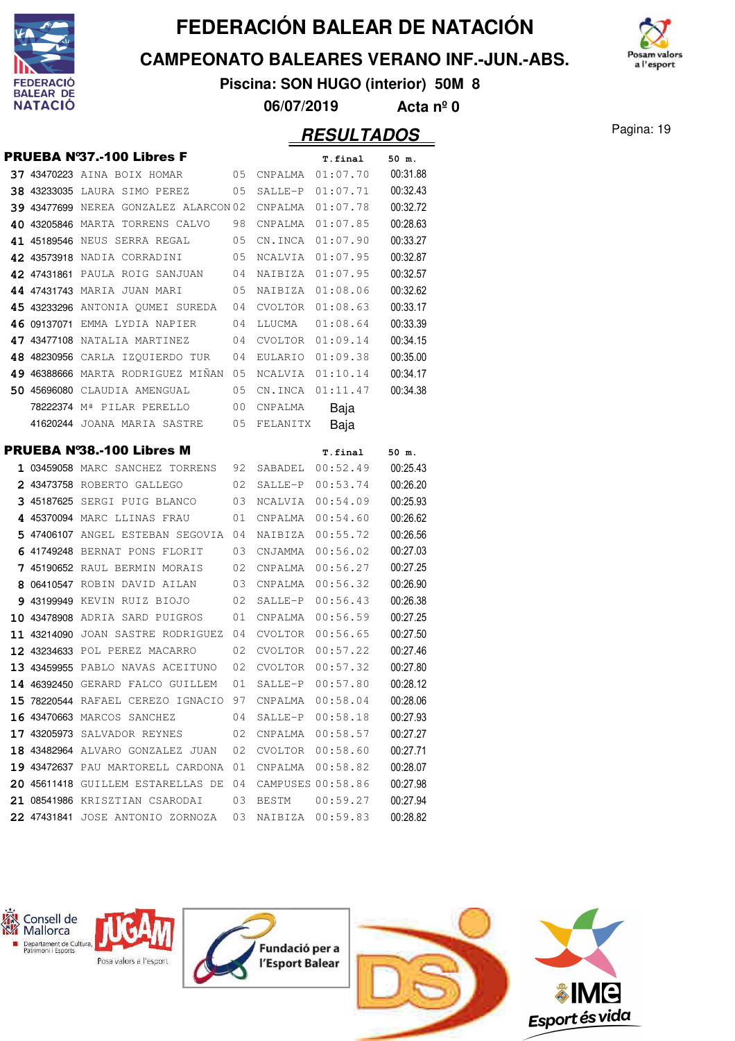# FEDERACIÓN BALEAR DE NATACIÓN

## CAMPEONATO BALEARES VERANO INF.-JUN.-ABS.

**Piscina: SON HUGO (interior) 50M 8**

**06/07/2019 Acta nº 0**

## RESULTADOS

### PRUEBA Nº37.-100 Libres F

| Pos. | Licencia | Nombre | Año | Club | T.final | 50 m. |
|---|---|---|---|---|---|---|
| 37 | 43470223 | AINA BOIX HOMAR | 05 | CNPALMA | 01:07.70 | 00:31.88 |
| 38 | 43233035 | LAURA SIMO PEREZ | 05 | SALLE-P | 01:07.71 | 00:32.43 |
| 39 | 43477699 | NEREA GONZALEZ ALARCON | 02 | CNPALMA | 01:07.78 | 00:32.72 |
| 40 | 43205846 | MARTA TORRENS CALVO | 98 | CNPALMA | 01:07.85 | 00:28.63 |
| 41 | 45189546 | NEUS SERRA REGAL | 05 | CN.INCA | 01:07.90 | 00:33.27 |
| 42 | 43573918 | NADIA CORRADINI | 05 | NCALVIA | 01:07.95 | 00:32.87 |
| 42 | 47431861 | PAULA ROIG SANJUAN | 04 | NAIBIZA | 01:07.95 | 00:32.57 |
| 44 | 47431743 | MARIA JUAN MARI | 05 | NAIBIZA | 01:08.06 | 00:32.62 |
| 45 | 43233296 | ANTONIA QUMEI SUREDA | 04 | CVOLTOR | 01:08.63 | 00:33.17 |
| 46 | 09137071 | EMMA LYDIA NAPIER | 04 | LLUCMA | 01:08.64 | 00:33.39 |
| 47 | 43477108 | NATALIA MARTINEZ | 04 | CVOLTOR | 01:09.14 | 00:34.15 |
| 48 | 48230956 | CARLA IZQUIERDO TUR | 04 | EULARIO | 01:09.38 | 00:35.00 |
| 49 | 46388666 | MARTA RODRIGUEZ MIÑAN | 05 | NCALVIA | 01:10.14 | 00:34.17 |
| 50 | 45696080 | CLAUDIA AMENGUAL | 05 | CN.INCA | 01:11.47 | 00:34.38 |
| | 78222374 | Mª PILAR PERELLO | 00 | CNPALMA | Baja | |
| | 41620244 | JOANA MARIA SASTRE | 05 | FELANITX | Baja | |

### PRUEBA Nº38.-100 Libres M

| Pos. | Licencia | Nombre | Año | Club | T.final | 50 m. |
|---|---|---|---|---|---|---|
| 1 | 03459058 | MARC SANCHEZ TORRENS | 92 | SABADEL | 00:52.49 | 00:25.43 |
| 2 | 43473758 | ROBERTO GALLEGO | 02 | SALLE-P | 00:53.74 | 00:26.20 |
| 3 | 45187625 | SERGI PUIG BLANCO | 03 | NCALVIA | 00:54.09 | 00:25.93 |
| 4 | 45370094 | MARC LLINAS FRAU | 01 | CNPALMA | 00:54.60 | 00:26.62 |
| 5 | 47406107 | ANGEL ESTEBAN SEGOVIA | 04 | NAIBIZA | 00:55.72 | 00:26.56 |
| 6 | 41749248 | BERNAT PONS FLORIT | 03 | CNJAMMA | 00:56.02 | 00:27.03 |
| 7 | 45190652 | RAUL BERMIN MORAIS | 02 | CNPALMA | 00:56.27 | 00:27.25 |
| 8 | 06410547 | ROBIN DAVID AILAN | 03 | CNPALMA | 00:56.32 | 00:26.90 |
| 9 | 43199949 | KEVIN RUIZ BIOJO | 02 | SALLE-P | 00:56.43 | 00:26.38 |
| 10 | 43478908 | ADRIA SARD PUIGROS | 01 | CNPALMA | 00:56.59 | 00:27.25 |
| 11 | 43214090 | JOAN SASTRE RODRIGUEZ | 04 | CVOLTOR | 00:56.65 | 00:27.50 |
| 12 | 43234633 | POL PEREZ MACARRO | 02 | CVOLTOR | 00:57.22 | 00:27.46 |
| 13 | 43459955 | PABLO NAVAS ACEITUNO | 02 | CVOLTOR | 00:57.32 | 00:27.80 |
| 14 | 46392450 | GERARD FALCO GUILLEM | 01 | SALLE-P | 00:57.80 | 00:28.12 |
| 15 | 78220544 | RAFAEL CEREZO IGNACIO | 97 | CNPALMA | 00:58.04 | 00:28.06 |
| 16 | 43470663 | MARCOS SANCHEZ | 04 | SALLE-P | 00:58.18 | 00:27.93 |
| 17 | 43205973 | SALVADOR REYNES | 02 | CNPALMA | 00:58.57 | 00:27.27 |
| 18 | 43482964 | ALVARO GONZALEZ JUAN | 02 | CVOLTOR | 00:58.60 | 00:27.71 |
| 19 | 43472637 | PAU MARTORELL CARDONA | 01 | CNPALMA | 00:58.82 | 00:28.07 |
| 20 | 45611418 | GUILLEM ESTARELLAS DE | 04 | CAMPUSES | 00:58.86 | 00:27.98 |
| 21 | 08541986 | KRISZTIAN CSARODAI | 03 | BESTM | 00:59.27 | 00:27.94 |
| 22 | 47431841 | JOSE ANTONIO ZORNOZA | 03 | NAIBIZA | 00:59.83 | 00:28.82 |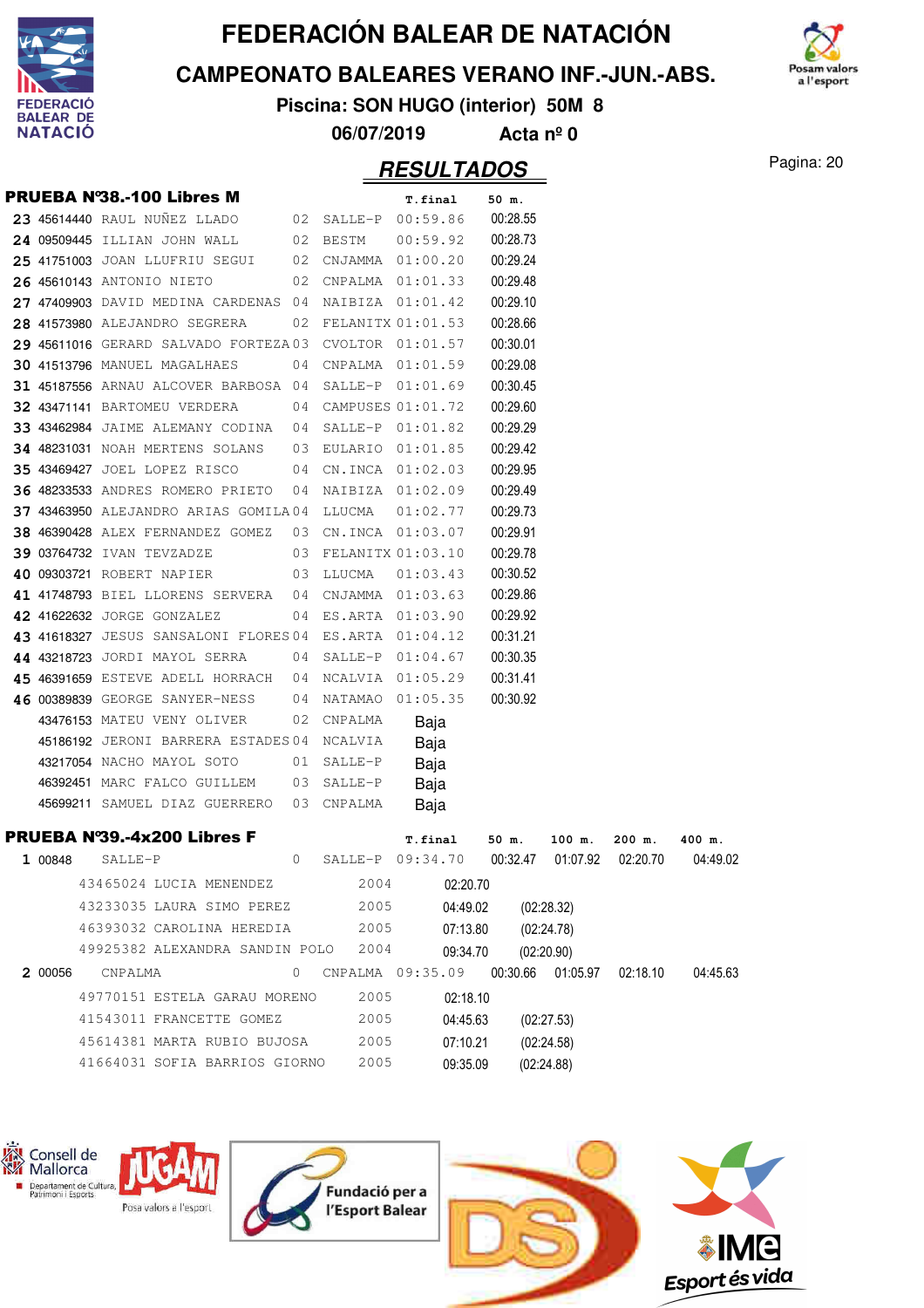# FEDERACIÓN BALEAR DE NATACIÓN

## CAMPEONATO BALEARES VERANO INF.-JUN.-ABS.

**Piscina: SON HUGO (interior) 50M 8**

**06/07/2019 Acta nº 0**

## RESULTADOS

### PRUEBA Nº38.-100 Libres M

| Pos | Licencia | Nombre | Año | Club | T.final | 50 m. |
|---|---|---|---|---|---|---|
| 23 | 45614440 | RAUL NUÑEZ LLADO | 02 | SALLE-P | 00:59.86 | 00:28.55 |
| 24 | 09509445 | ILLIAN JOHN WALL | 02 | BESTM | 00:59.92 | 00:28.73 |
| 25 | 41751003 | JOAN LLUFRIU SEGUI | 02 | CNJAMMA | 01:00.20 | 00:29.24 |
| 26 | 45610143 | ANTONIO NIETO | 02 | CNPALMA | 01:01.33 | 00:29.48 |
| 27 | 47409903 | DAVID MEDINA CARDENAS | 04 | NAIBIZA | 01:01.42 | 00:29.10 |
| 28 | 41573980 | ALEJANDRO SEGRERA | 02 | FELANITX | 01:01.53 | 00:28.66 |
| 29 | 45611016 | GERARD SALVADO FORTEZA | 03 | CVOLTOR | 01:01.57 | 00:30.01 |
| 30 | 41513796 | MANUEL MAGALHAES | 04 | CNPALMA | 01:01.59 | 00:29.08 |
| 31 | 45187556 | ARNAU ALCOVER BARBOSA | 04 | SALLE-P | 01:01.69 | 00:30.45 |
| 32 | 43471141 | BARTOMEU VERDERA | 04 | CAMPUSES | 01:01.72 | 00:29.60 |
| 33 | 43462984 | JAIME ALEMANY CODINA | 04 | SALLE-P | 01:01.82 | 00:29.29 |
| 34 | 48231031 | NOAH MERTENS SOLANS | 03 | EULARIO | 01:01.85 | 00:29.42 |
| 35 | 43469427 | JOEL LOPEZ RISCO | 04 | CN.INCA | 01:02.03 | 00:29.95 |
| 36 | 48233533 | ANDRES ROMERO PRIETO | 04 | NAIBIZA | 01:02.09 | 00:29.49 |
| 37 | 43463950 | ALEJANDRO ARIAS GOMILA | 04 | LLUCMA | 01:02.77 | 00:29.73 |
| 38 | 46390428 | ALEX FERNANDEZ GOMEZ | 03 | CN.INCA | 01:03.07 | 00:29.91 |
| 39 | 03764732 | IVAN TEVZADZE | 03 | FELANITX | 01:03.10 | 00:29.78 |
| 40 | 09303721 | ROBERT NAPIER | 03 | LLUCMA | 01:03.43 | 00:30.52 |
| 41 | 41748793 | BIEL LLORENS SERVERA | 04 | CNJAMMA | 01:03.63 | 00:29.86 |
| 42 | 41622632 | JORGE GONZALEZ | 04 | ES.ARTA | 01:03.90 | 00:29.92 |
| 43 | 41618327 | JESUS SANSALONI FLORES | 04 | ES.ARTA | 01:04.12 | 00:31.21 |
| 44 | 43218723 | JORDI MAYOL SERRA | 04 | SALLE-P | 01:04.67 | 00:30.35 |
| 45 | 46391659 | ESTEVE ADELL HORRACH | 04 | NCALVIA | 01:05.29 | 00:31.41 |
| 46 | 00389839 | GEORGE SANYER-NESS | 04 | NATAMAO | 01:05.35 | 00:30.92 |
| | 43476153 | MATEU VENY OLIVER | 02 | CNPALMA | Baja | |
| | 45186192 | JERONI BARRERA ESTADES | 04 | NCALVIA | Baja | |
| | 43217054 | NACHO MAYOL SOTO | 01 | SALLE-P | Baja | |
| | 46392451 | MARC FALCO GUILLEM | 03 | SALLE-P | Baja | |
| | 45699211 | SAMUEL DIAZ GUERRERO | 03 | CNPALMA | Baja | |

### PRUEBA Nº39.-4x200 Libres F

| Pos | Licencia | Nombre | Año | Club | T.final | 50 m. | 100 m. | 200 m. | 400 m. |
|---|---|---|---|---|---|---|---|---|---|
| 1 | 00848 | SALLE-P | 0 | SALLE-P | 09:34.70 | 00:32.47 | 01:07.92 | 02:20.70 | 04:49.02 |
| | 43465024 | LUCIA MENENDEZ | 2004 | | 02:20.70 | | | | |
| | 43233035 | LAURA SIMO PEREZ | 2005 | | 04:49.02 | (02:28.32) | | | |
| | 46393032 | CAROLINA HEREDIA | 2005 | | 07:13.80 | (02:24.78) | | | |
| | 49925382 | ALEXANDRA SANDIN POLO | 2004 | | 09:34.70 | (02:20.90) | | | |
| 2 | 00056 | CNPALMA | 0 | CNPALMA | 09:35.09 | 00:30.66 | 01:05.97 | 02:18.10 | 04:45.63 |
| | 49770151 | ESTELA GARAU MORENO | 2005 | | 02:18.10 | | | | |
| | 41543011 | FRANCETTE GOMEZ | 2005 | | 04:45.63 | (02:27.53) | | | |
| | 45614381 | MARTA RUBIO BUJOSA | 2005 | | 07:10.21 | (02:24.58) | | | |
| | 41664031 | SOFIA BARRIOS GIORNO | 2005 | | 09:35.09 | (02:24.88) | | | |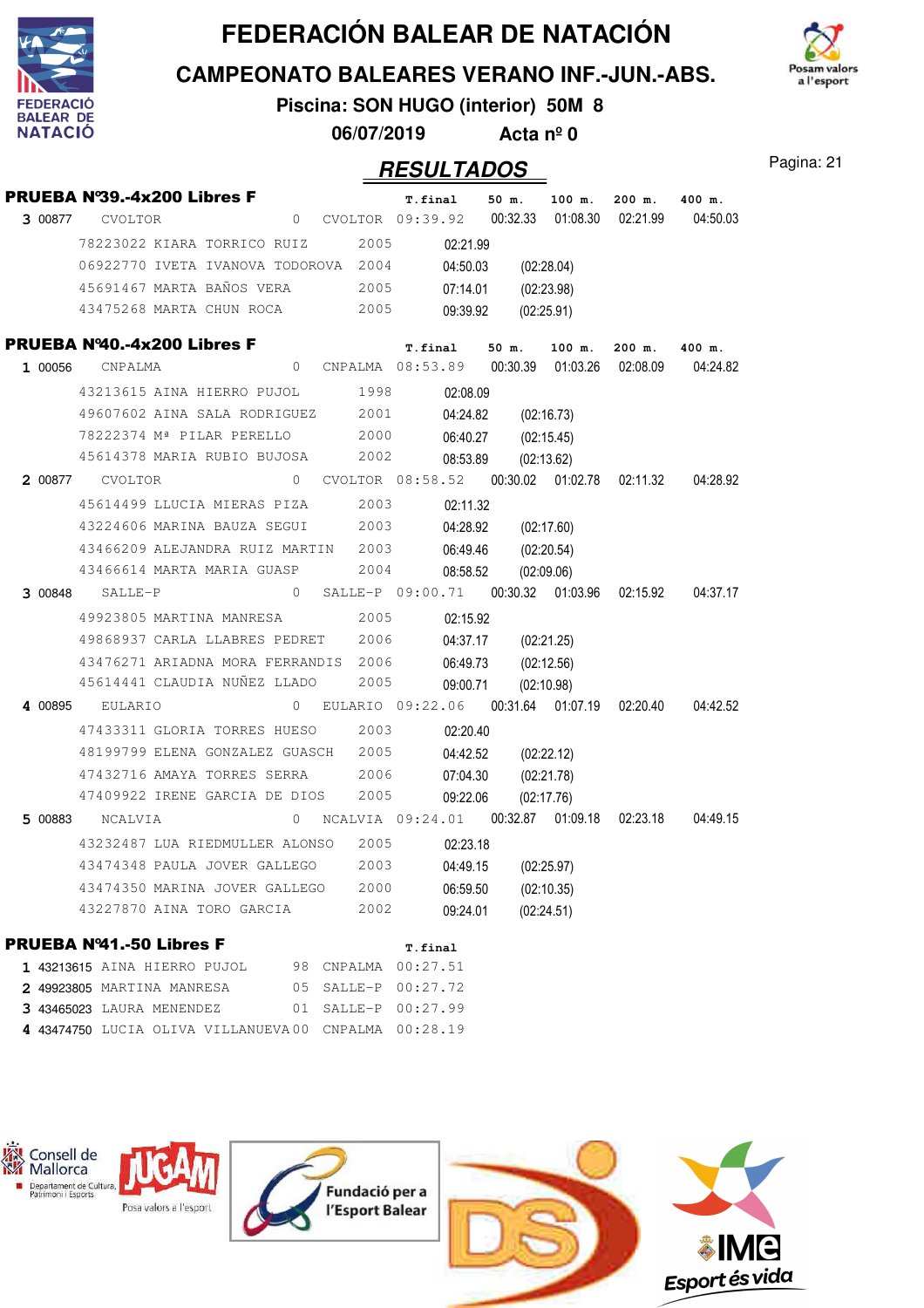# FEDERACIÓN BALEAR DE NATACIÓN

## CAMPEONATO BALEARES VERANO INF.-JUN.-ABS.

**Piscina: SON HUGO (interior) 50M 8**

**06/07/2019 Acta nº 0**

## RESULTADOS

### PRUEBA Nº39.-4x200 Libres F

| | | | | | T.final | 50 m. | 100 m. | 200 m. | 400 m. |
|---|---|---|---|---|---|---|---|---|---|
| 3 | 00877 | CVOLTOR | 0 | CVOLTOR | 09:39.92 | 00:32.33 | 01:08.30 | 02:21.99 | 04:50.03 |
| | 78223022 | KIARA TORRICO RUIZ | 2005 | | 02:21.99 | | | | |
| | 06922770 | IVETA IVANOVA TODOROVA | 2004 | | 04:50.03 | (02:28.04) | | | |
| | 45691467 | MARTA BAÑOS VERA | 2005 | | 07:14.01 | (02:23.98) | | | |
| | 43475268 | MARTA CHUN ROCA | 2005 | | 09:39.92 | (02:25.91) | | | |

### PRUEBA Nº40.-4x200 Libres F

| | | | | | T.final | 50 m. | 100 m. | 200 m. | 400 m. |
|---|---|---|---|---|---|---|---|---|---|
| 1 | 00056 | CNPALMA | 0 | CNPALMA | 08:53.89 | 00:30.39 | 01:03.26 | 02:08.09 | 04:24.82 |
| | 43213615 | AINA HIERRO PUJOL | 1998 | | 02:08.09 | | | | |
| | 49607602 | AINA SALA RODRIGUEZ | 2001 | | 04:24.82 | (02:16.73) | | | |
| | 78222374 | Mª PILAR PERELLO | 2000 | | 06:40.27 | (02:15.45) | | | |
| | 45614378 | MARIA RUBIO BUJOSA | 2002 | | 08:53.89 | (02:13.62) | | | |
| 2 | 00877 | CVOLTOR | 0 | CVOLTOR | 08:58.52 | 00:30.02 | 01:02.78 | 02:11.32 | 04:28.92 |
| | 45614499 | LLUCIA MIERAS PIZA | 2003 | | 02:11.32 | | | | |
| | 43224606 | MARINA BAUZA SEGUI | 2003 | | 04:28.92 | (02:17.60) | | | |
| | 43466209 | ALEJANDRA RUIZ MARTIN | 2003 | | 06:49.46 | (02:20.54) | | | |
| | 43466614 | MARTA MARIA GUASP | 2004 | | 08:58.52 | (02:09.06) | | | |
| 3 | 00848 | SALLE-P | 0 | SALLE-P | 09:00.71 | 00:30.32 | 01:03.96 | 02:15.92 | 04:37.17 |
| | 49923805 | MARTINA MANRESA | 2005 | | 02:15.92 | | | | |
| | 49868937 | CARLA LLABRES PEDRET | 2006 | | 04:37.17 | (02:21.25) | | | |
| | 43476271 | ARIADNA MORA FERRANDIS | 2006 | | 06:49.73 | (02:12.56) | | | |
| | 45614441 | CLAUDIA NUÑEZ LLADO | 2005 | | 09:00.71 | (02:10.98) | | | |
| 4 | 00895 | EULARIO | 0 | EULARIO | 09:22.06 | 00:31.64 | 01:07.19 | 02:20.40 | 04:42.52 |
| | 47433311 | GLORIA TORRES HUESO | 2003 | | 02:20.40 | | | | |
| | 48199799 | ELENA GONZALEZ GUASCH | 2005 | | 04:42.52 | (02:22.12) | | | |
| | 47432716 | AMAYA TORRES SERRA | 2006 | | 07:04.30 | (02:21.78) | | | |
| | 47409922 | IRENE GARCIA DE DIOS | 2005 | | 09:22.06 | (02:17.76) | | | |
| 5 | 00883 | NCALVIA | 0 | NCALVIA | 09:24.01 | 00:32.87 | 01:09.18 | 02:23.18 | 04:49.15 |
| | 43232487 | LUA RIEDMULLER ALONSO | 2005 | | 02:23.18 | | | | |
| | 43474348 | PAULA JOVER GALLEGO | 2003 | | 04:49.15 | (02:25.97) | | | |
| | 43474350 | MARINA JOVER GALLEGO | 2000 | | 06:59.50 | (02:10.35) | | | |
| | 43227870 | AINA TORO GARCIA | 2002 | | 09:24.01 | (02:24.51) | | | |

### PRUEBA Nº41.-50 Libres F

| | | | | | T.final |
|---|---|---|---|---|---|
| 1 | 43213615 | AINA HIERRO PUJOL | 98 | CNPALMA | 00:27.51 |
| 2 | 49923805 | MARTINA MANRESA | 05 | SALLE-P | 00:27.72 |
| 3 | 43465023 | LAURA MENENDEZ | 01 | SALLE-P | 00:27.99 |
| 4 | 43474750 | LUCIA OLIVA VILLANUEVA | 00 | CNPALMA | 00:28.19 |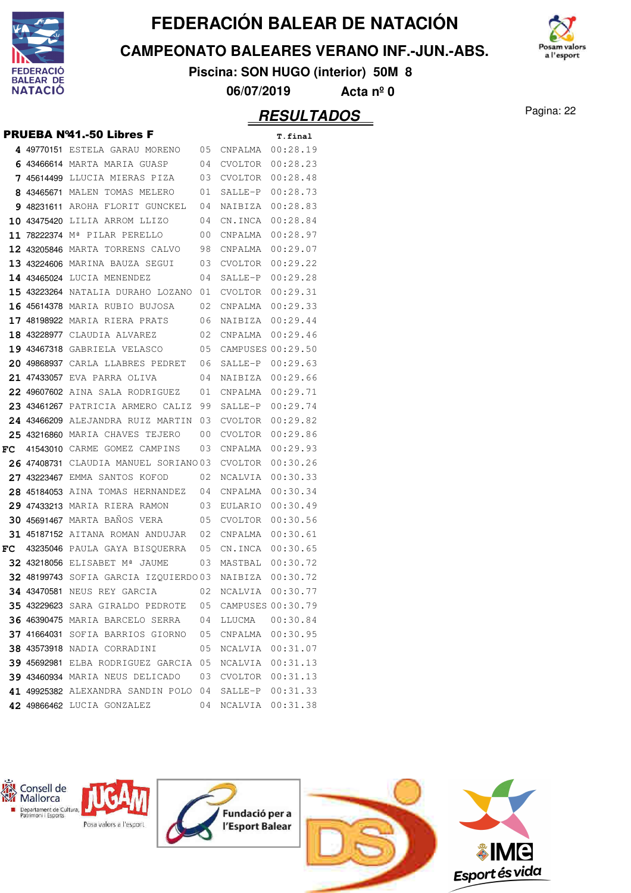# FEDERACIÓN BALEAR DE NATACIÓN

## CAMPEONATO BALEARES VERANO INF.-JUN.-ABS.

**Piscina: SON HUGO (interior) 50M 8**

**06/07/2019 Acta nº 0**

## RESULTADOS

### PRUEBA Nº41.-50 Libres F

| | | | | | T.final |
|---|---|---|---|---|---|
| 4 | 49770151 | ESTELA GARAU MORENO | 05 | CNPALMA | 00:28.19 |
| 6 | 43466614 | MARTA MARIA GUASP | 04 | CVOLTOR | 00:28.23 |
| 7 | 45614499 | LLUCIA MIERAS PIZA | 03 | CVOLTOR | 00:28.48 |
| 8 | 43465671 | MALEN TOMAS MELERO | 01 | SALLE-P | 00:28.73 |
| 9 | 48231611 | AROHA FLORIT GUNCKEL | 04 | NAIBIZA | 00:28.83 |
| 10 | 43475420 | LILIA ARROM LLIZO | 04 | CN.INCA | 00:28.84 |
| 11 | 78222374 | Mª PILAR PERELLO | 00 | CNPALMA | 00:28.97 |
| 12 | 43205846 | MARTA TORRENS CALVO | 98 | CNPALMA | 00:29.07 |
| 13 | 43224606 | MARINA BAUZA SEGUI | 03 | CVOLTOR | 00:29.22 |
| 14 | 43465024 | LUCIA MENENDEZ | 04 | SALLE-P | 00:29.28 |
| 15 | 43223264 | NATALIA DURAHO LOZANO | 01 | CVOLTOR | 00:29.31 |
| 16 | 45614378 | MARIA RUBIO BUJOSA | 02 | CNPALMA | 00:29.33 |
| 17 | 48198922 | MARIA RIERA PRATS | 06 | NAIBIZA | 00:29.44 |
| 18 | 43228977 | CLAUDIA ALVAREZ | 02 | CNPALMA | 00:29.46 |
| 19 | 43467318 | GABRIELA VELASCO | 05 | CAMPUSES | 00:29.50 |
| 20 | 49868937 | CARLA LLABRES PEDRET | 06 | SALLE-P | 00:29.63 |
| 21 | 47433057 | EVA PARRA OLIVA | 04 | NAIBIZA | 00:29.66 |
| 22 | 49607602 | AINA SALA RODRIGUEZ | 01 | CNPALMA | 00:29.71 |
| 23 | 43461267 | PATRICIA ARMERO CALIZ | 99 | SALLE-P | 00:29.74 |
| 24 | 43466209 | ALEJANDRA RUIZ MARTIN | 03 | CVOLTOR | 00:29.82 |
| 25 | 43216860 | MARIA CHAVES TEJERO | 00 | CVOLTOR | 00:29.86 |
| FC | 41543010 | CARME GOMEZ CAMPINS | 03 | CNPALMA | 00:29.93 |
| 26 | 47408731 | CLAUDIA MANUEL SORIANO | 03 | CVOLTOR | 00:30.26 |
| 27 | 43223467 | EMMA SANTOS KOFOD | 02 | NCALVIA | 00:30.33 |
| 28 | 45184053 | AINA TOMAS HERNANDEZ | 04 | CNPALMA | 00:30.34 |
| 29 | 47433213 | MARIA RIERA RAMON | 03 | EULARIO | 00:30.49 |
| 30 | 45691467 | MARTA BAÑOS VERA | 05 | CVOLTOR | 00:30.56 |
| 31 | 45187152 | AITANA ROMAN ANDUJAR | 02 | CNPALMA | 00:30.61 |
| FC | 43235046 | PAULA GAYA BISQUERRA | 05 | CN.INCA | 00:30.65 |
| 32 | 43218056 | ELISABET Mª JAUME | 03 | MASTBAL | 00:30.72 |
| 32 | 48199743 | SOFIA GARCIA IZQUIERDO | 03 | NAIBIZA | 00:30.72 |
| 34 | 43470581 | NEUS REY GARCIA | 02 | NCALVIA | 00:30.77 |
| 35 | 43229623 | SARA GIRALDO PEDROTE | 05 | CAMPUSES | 00:30.79 |
| 36 | 46390475 | MARIA BARCELO SERRA | 04 | LLUCMA | 00:30.84 |
| 37 | 41664031 | SOFIA BARRIOS GIORNO | 05 | CNPALMA | 00:30.95 |
| 38 | 43573918 | NADIA CORRADINI | 05 | NCALVIA | 00:31.07 |
| 39 | 45692981 | ELBA RODRIGUEZ GARCIA | 05 | NCALVIA | 00:31.13 |
| 39 | 43460934 | MARIA NEUS DELICADO | 03 | CVOLTOR | 00:31.13 |
| 41 | 49925382 | ALEXANDRA SANDIN POLO | 04 | SALLE-P | 00:31.33 |
| 42 | 49866462 | LUCIA GONZALEZ | 04 | NCALVIA | 00:31.38 |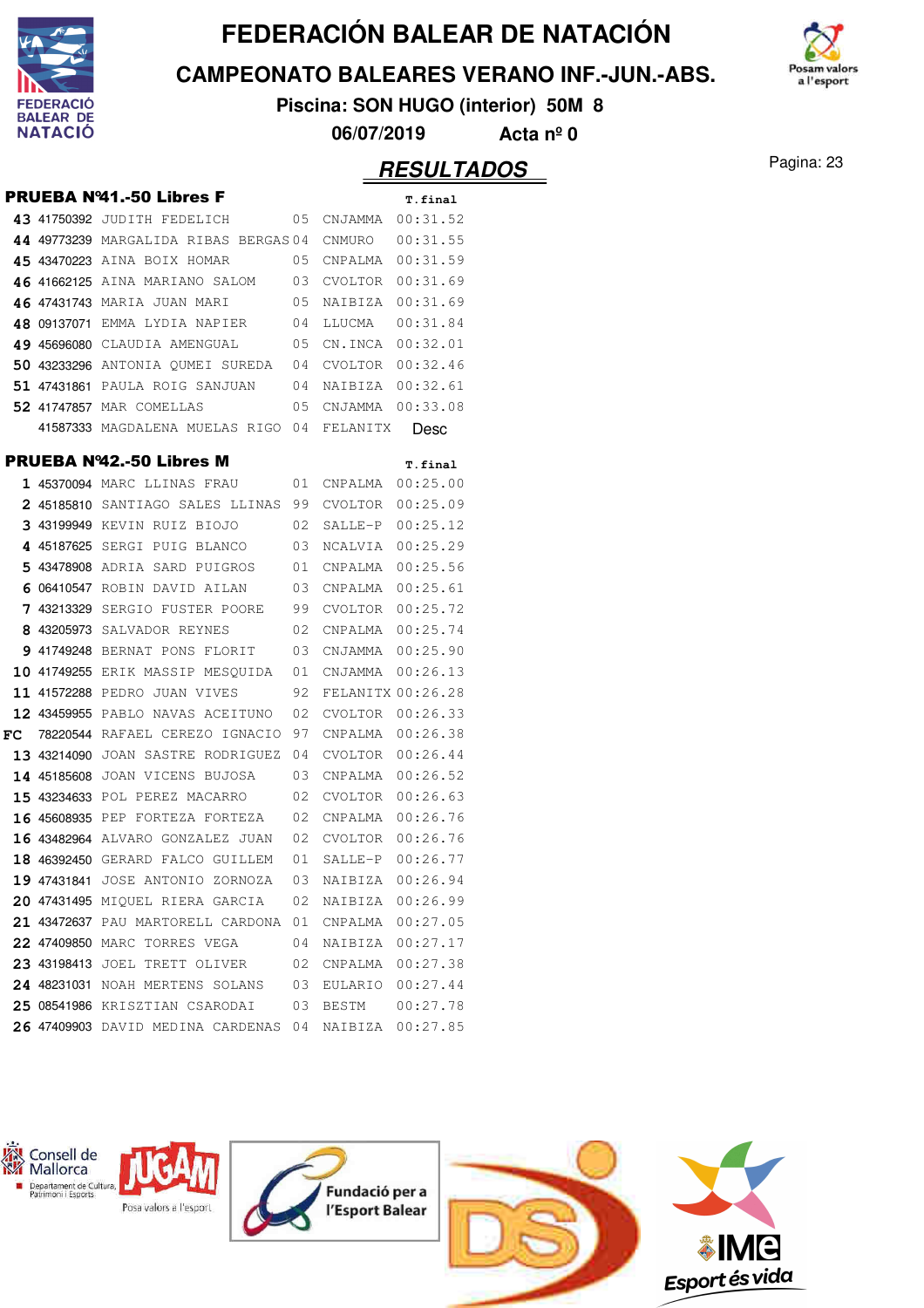# FEDERACIÓN BALEAR DE NATACIÓN

## CAMPEONATO BALEARES VERANO INF.-JUN.-ABS.

**Piscina: SON HUGO (interior) 50M 8**

**06/07/2019 Acta nº 0**

## RESULTADOS

### PRUEBA Nº41.-50 Libres F

| | Licencia | Nombre | Año | Club | T.final |
|---|---|---|---|---|---|
| 43 | 41750392 | JUDITH FEDELICH | 05 | CNJAMMA | 00:31.52 |
| 44 | 49773239 | MARGALIDA RIBAS BERGAS | 04 | CNMURO | 00:31.55 |
| 45 | 43470223 | AINA BOIX HOMAR | 05 | CNPALMA | 00:31.59 |
| 46 | 41662125 | AINA MARIANO SALOM | 03 | CVOLTOR | 00:31.69 |
| 46 | 47431743 | MARIA JUAN MARI | 05 | NAIBIZA | 00:31.69 |
| 48 | 09137071 | EMMA LYDIA NAPIER | 04 | LLUCMA | 00:31.84 |
| 49 | 45696080 | CLAUDIA AMENGUAL | 05 | CN.INCA | 00:32.01 |
| 50 | 43233296 | ANTONIA QUMEI SUREDA | 04 | CVOLTOR | 00:32.46 |
| 51 | 47431861 | PAULA ROIG SANJUAN | 04 | NAIBIZA | 00:32.61 |
| 52 | 41747857 | MAR COMELLAS | 05 | CNJAMMA | 00:33.08 |
| | 41587333 | MAGDALENA MUELAS RIGO | 04 | FELANITX | Desc |

### PRUEBA Nº42.-50 Libres M

| | Licencia | Nombre | Año | Club | T.final |
|---|---|---|---|---|---|
| 1 | 45370094 | MARC LLINAS FRAU | 01 | CNPALMA | 00:25.00 |
| 2 | 45185810 | SANTIAGO SALES LLINAS | 99 | CVOLTOR | 00:25.09 |
| 3 | 43199949 | KEVIN RUIZ BIOJO | 02 | SALLE-P | 00:25.12 |
| 4 | 45187625 | SERGI PUIG BLANCO | 03 | NCALVIA | 00:25.29 |
| 5 | 43478908 | ADRIA SARD PUIGROS | 01 | CNPALMA | 00:25.56 |
| 6 | 06410547 | ROBIN DAVID AILAN | 03 | CNPALMA | 00:25.61 |
| 7 | 43213329 | SERGIO FUSTER POORE | 99 | CVOLTOR | 00:25.72 |
| 8 | 43205973 | SALVADOR REYNES | 02 | CNPALMA | 00:25.74 |
| 9 | 41749248 | BERNAT PONS FLORIT | 03 | CNJAMMA | 00:25.90 |
| 10 | 41749255 | ERIK MASSIP MESQUIDA | 01 | CNJAMMA | 00:26.13 |
| 11 | 41572288 | PEDRO JUAN VIVES | 92 | FELANITX | 00:26.28 |
| 12 | 43459955 | PABLO NAVAS ACEITUNO | 02 | CVOLTOR | 00:26.33 |
| FC | 78220544 | RAFAEL CEREZO IGNACIO | 97 | CNPALMA | 00:26.38 |
| 13 | 43214090 | JOAN SASTRE RODRIGUEZ | 04 | CVOLTOR | 00:26.44 |
| 14 | 45185608 | JOAN VICENS BUJOSA | 03 | CNPALMA | 00:26.52 |
| 15 | 43234633 | POL PEREZ MACARRO | 02 | CVOLTOR | 00:26.63 |
| 16 | 45608935 | PEP FORTEZA FORTEZA | 02 | CNPALMA | 00:26.76 |
| 16 | 43482964 | ALVARO GONZALEZ JUAN | 02 | CVOLTOR | 00:26.76 |
| 18 | 46392450 | GERARD FALCO GUILLEM | 01 | SALLE-P | 00:26.77 |
| 19 | 47431841 | JOSE ANTONIO ZORNOZA | 03 | NAIBIZA | 00:26.94 |
| 20 | 47431495 | MIQUEL RIERA GARCIA | 02 | NAIBIZA | 00:26.99 |
| 21 | 43472637 | PAU MARTORELL CARDONA | 01 | CNPALMA | 00:27.05 |
| 22 | 47409850 | MARC TORRES VEGA | 04 | NAIBIZA | 00:27.17 |
| 23 | 43198413 | JOEL TRETT OLIVER | 02 | CNPALMA | 00:27.38 |
| 24 | 48231031 | NOAH MERTENS SOLANS | 03 | EULARIO | 00:27.44 |
| 25 | 08541986 | KRISZTIAN CSARODAI | 03 | BESTM | 00:27.78 |
| 26 | 47409903 | DAVID MEDINA CARDENAS | 04 | NAIBIZA | 00:27.85 |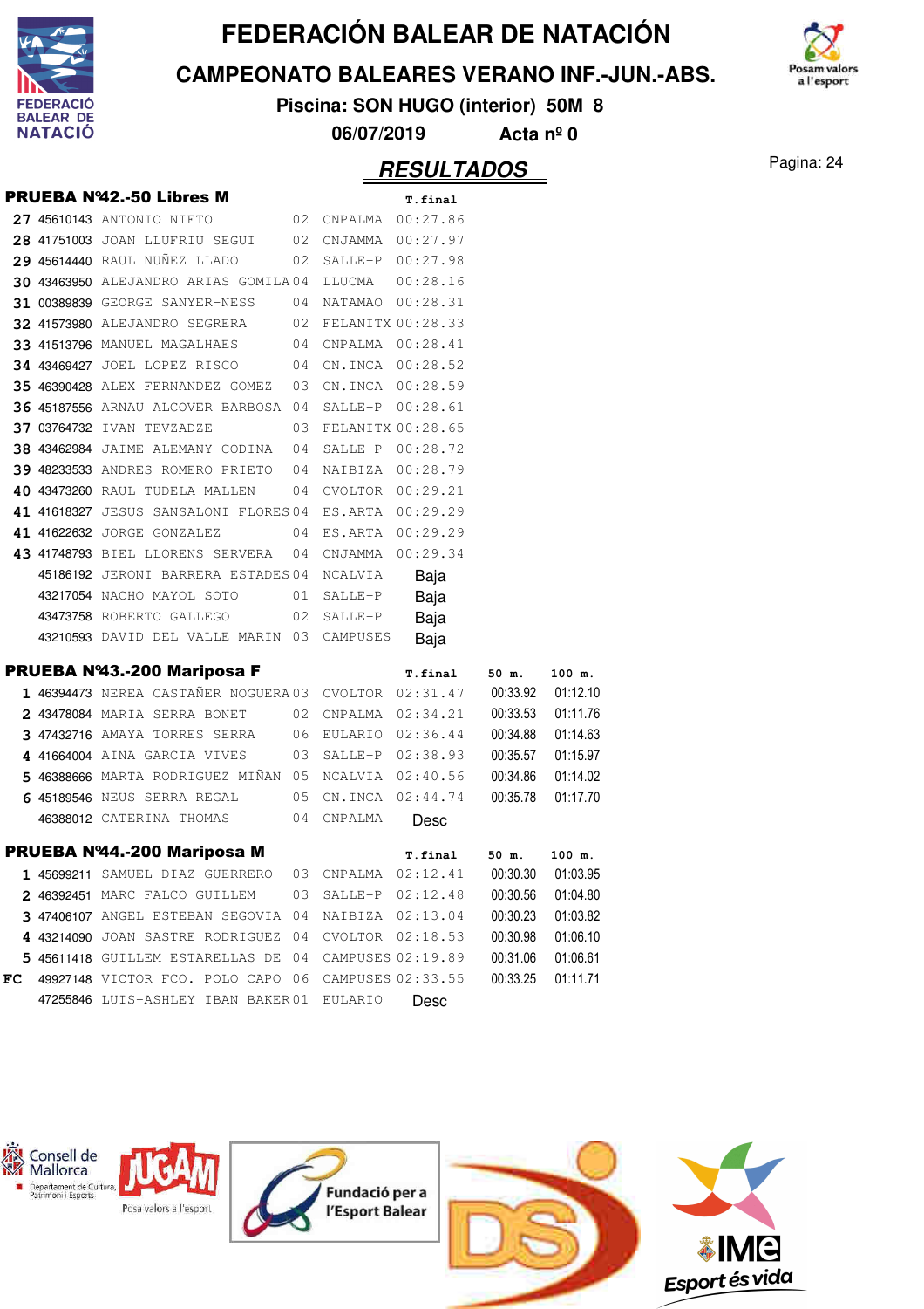# FEDERACIÓN BALEAR DE NATACIÓN

## CAMPEONATO BALEARES VERANO INF.-JUN.-ABS.

**Piscina: SON HUGO (interior) 50M 8**

**06/07/2019 Acta nº 0**

## RESULTADOS

### PRUEBA Nº42.-50 Libres M

| | Licencia | Nombre | Año | Club | T.final |
|---|---|---|---|---|---|
| 27 | 45610143 | ANTONIO NIETO | 02 | CNPALMA | 00:27.86 |
| 28 | 41751003 | JOAN LLUFRIU SEGUI | 02 | CNJAMMA | 00:27.97 |
| 29 | 45614440 | RAUL NUÑEZ LLADO | 02 | SALLE-P | 00:27.98 |
| 30 | 43463950 | ALEJANDRO ARIAS GOMILA | 04 | LLUCMA | 00:28.16 |
| 31 | 00389839 | GEORGE SANYER-NESS | 04 | NATAMAO | 00:28.31 |
| 32 | 41573980 | ALEJANDRO SEGRERA | 02 | FELANITX | 00:28.33 |
| 33 | 41513796 | MANUEL MAGALHAES | 04 | CNPALMA | 00:28.41 |
| 34 | 43469427 | JOEL LOPEZ RISCO | 04 | CN.INCA | 00:28.52 |
| 35 | 46390428 | ALEX FERNANDEZ GOMEZ | 03 | CN.INCA | 00:28.59 |
| 36 | 45187556 | ARNAU ALCOVER BARBOSA | 04 | SALLE-P | 00:28.61 |
| 37 | 03764732 | IVAN TEVZADZE | 03 | FELANITX | 00:28.65 |
| 38 | 43462984 | JAIME ALEMANY CODINA | 04 | SALLE-P | 00:28.72 |
| 39 | 48233533 | ANDRES ROMERO PRIETO | 04 | NAIBIZA | 00:28.79 |
| 40 | 43473260 | RAUL TUDELA MALLEN | 04 | CVOLTOR | 00:29.21 |
| 41 | 41618327 | JESUS SANSALONI FLORES | 04 | ES.ARTA | 00:29.29 |
| 41 | 41622632 | JORGE GONZALEZ | 04 | ES.ARTA | 00:29.29 |
| 43 | 41748793 | BIEL LLORENS SERVERA | 04 | CNJAMMA | 00:29.34 |
| | 45186192 | JERONI BARRERA ESTADES | 04 | NCALVIA | Baja |
| | 43217054 | NACHO MAYOL SOTO | 01 | SALLE-P | Baja |
| | 43473758 | ROBERTO GALLEGO | 02 | SALLE-P | Baja |
| | 43210593 | DAVID DEL VALLE MARIN | 03 | CAMPUSES | Baja |

### PRUEBA Nº43.-200 Mariposa F

| | Licencia | Nombre | Año | Club | T.final | 50 m. | 100 m. |
|---|---|---|---|---|---|---|---|
| 1 | 46394473 | NEREA CASTAÑER NOGUERA | 03 | CVOLTOR | 02:31.47 | 00:33.92 | 01:12.10 |
| 2 | 43478084 | MARIA SERRA BONET | 02 | CNPALMA | 02:34.21 | 00:33.53 | 01:11.76 |
| 3 | 47432716 | AMAYA TORRES SERRA | 06 | EULARIO | 02:36.44 | 00:34.88 | 01:14.63 |
| 4 | 41664004 | AINA GARCIA VIVES | 03 | SALLE-P | 02:38.93 | 00:35.57 | 01:15.97 |
| 5 | 46388666 | MARTA RODRIGUEZ MIÑAN | 05 | NCALVIA | 02:40.56 | 00:34.86 | 01:14.02 |
| 6 | 45189546 | NEUS SERRA REGAL | 05 | CN.INCA | 02:44.74 | 00:35.78 | 01:17.70 |
| | 46388012 | CATERINA THOMAS | 04 | CNPALMA | Desc | | |

### PRUEBA Nº44.-200 Mariposa M

| | Licencia | Nombre | Año | Club | T.final | 50 m. | 100 m. |
|---|---|---|---|---|---|---|---|
| 1 | 45699211 | SAMUEL DIAZ GUERRERO | 03 | CNPALMA | 02:12.41 | 00:30.30 | 01:03.95 |
| 2 | 46392451 | MARC FALCO GUILLEM | 03 | SALLE-P | 02:12.48 | 00:30.56 | 01:04.80 |
| 3 | 47406107 | ANGEL ESTEBAN SEGOVIA | 04 | NAIBIZA | 02:13.04 | 00:30.23 | 01:03.82 |
| 4 | 43214090 | JOAN SASTRE RODRIGUEZ | 04 | CVOLTOR | 02:18.53 | 00:30.98 | 01:06.10 |
| 5 | 45611418 | GUILLEM ESTARELLAS DE | 04 | CAMPUSES | 02:19.89 | 00:31.06 | 01:06.61 |
| FC | 49927148 | VICTOR FCO. POLO CAPO | 06 | CAMPUSES | 02:33.55 | 00:33.25 | 01:11.71 |
| | 47255846 | LUIS-ASHLEY IBAN BAKER | 01 | EULARIO | Desc | | |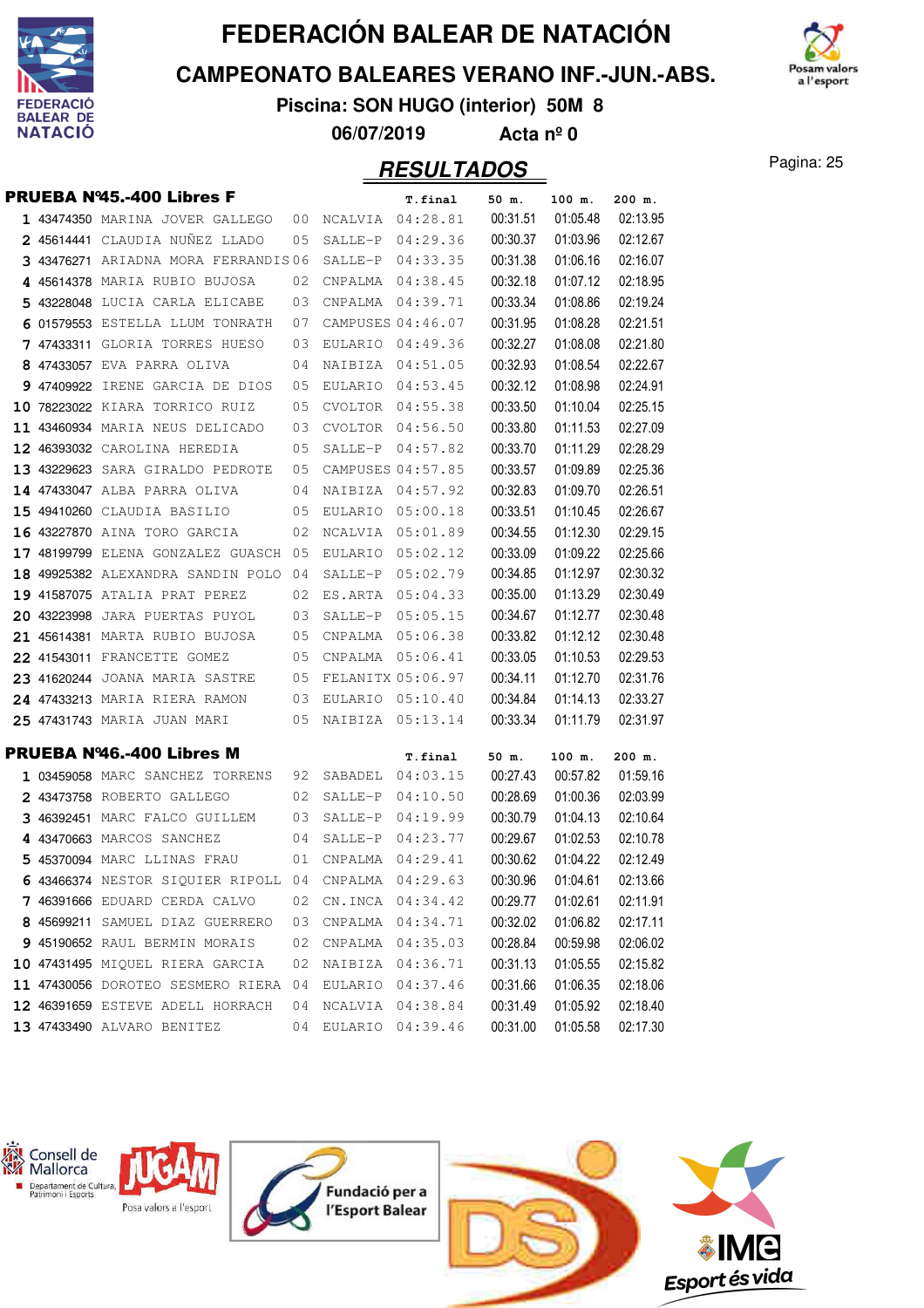# FEDERACIÓN BALEAR DE NATACIÓN

## CAMPEONATO BALEARES VERANO INF.-JUN.-ABS.

**Piscina: SON HUGO (interior) 50M 8**

**06/07/2019 Acta nº 0**

## RESULTADOS

### PRUEBA Nº45.-400 Libres F

| Pos | Licencia | Nombre | Año | Club | T.final | 50 m. | 100 m. | 200 m. |
|---|---|---|---|---|---|---|---|---|
| 1 | 43474350 | MARINA JOVER GALLEGO | 00 | NCALVIA | 04:28.81 | 00:31.51 | 01:05.48 | 02:13.95 |
| 2 | 45614441 | CLAUDIA NUÑEZ LLADO | 05 | SALLE-P | 04:29.36 | 00:30.37 | 01:03.96 | 02:12.67 |
| 3 | 43476271 | ARIADNA MORA FERRANDIS | 06 | SALLE-P | 04:33.35 | 00:31.38 | 01:06.16 | 02:16.07 |
| 4 | 45614378 | MARIA RUBIO BUJOSA | 02 | CNPALMA | 04:38.45 | 00:32.18 | 01:07.12 | 02:18.95 |
| 5 | 43228048 | LUCIA CARLA ELICABE | 03 | CNPALMA | 04:39.71 | 00:33.34 | 01:08.86 | 02:19.24 |
| 6 | 01579553 | ESTELLA LLUM TONRATH | 07 | CAMPUSES | 04:46.07 | 00:31.95 | 01:08.28 | 02:21.51 |
| 7 | 47433311 | GLORIA TORRES HUESO | 03 | EULARIO | 04:49.36 | 00:32.27 | 01:08.08 | 02:21.80 |
| 8 | 47433057 | EVA PARRA OLIVA | 04 | NAIBIZA | 04:51.05 | 00:32.93 | 01:08.54 | 02:22.67 |
| 9 | 47409922 | IRENE GARCIA DE DIOS | 05 | EULARIO | 04:53.45 | 00:32.12 | 01:08.98 | 02:24.91 |
| 10 | 78223022 | KIARA TORRICO RUIZ | 05 | CVOLTOR | 04:55.38 | 00:33.50 | 01:10.04 | 02:25.15 |
| 11 | 43460934 | MARIA NEUS DELICADO | 03 | CVOLTOR | 04:56.50 | 00:33.80 | 01:11.53 | 02:27.09 |
| 12 | 46393032 | CAROLINA HEREDIA | 05 | SALLE-P | 04:57.82 | 00:33.70 | 01:11.29 | 02:28.29 |
| 13 | 43229623 | SARA GIRALDO PEDROTE | 05 | CAMPUSES | 04:57.85 | 00:33.57 | 01:09.89 | 02:25.36 |
| 14 | 47433047 | ALBA PARRA OLIVA | 04 | NAIBIZA | 04:57.92 | 00:32.83 | 01:09.70 | 02:26.51 |
| 15 | 49410260 | CLAUDIA BASILIO | 05 | EULARIO | 05:00.18 | 00:33.51 | 01:10.45 | 02:26.67 |
| 16 | 43227870 | AINA TORO GARCIA | 02 | NCALVIA | 05:01.89 | 00:34.55 | 01:12.30 | 02:29.15 |
| 17 | 48199799 | ELENA GONZALEZ GUASCH | 05 | EULARIO | 05:02.12 | 00:33.09 | 01:09.22 | 02:25.66 |
| 18 | 49925382 | ALEXANDRA SANDIN POLO | 04 | SALLE-P | 05:02.79 | 00:34.85 | 01:12.97 | 02:30.32 |
| 19 | 41587075 | ATALIA PRAT PEREZ | 02 | ES.ARTA | 05:04.33 | 00:35.00 | 01:13.29 | 02:30.49 |
| 20 | 43223998 | JARA PUERTAS PUYOL | 03 | SALLE-P | 05:05.15 | 00:34.67 | 01:12.77 | 02:30.48 |
| 21 | 45614381 | MARTA RUBIO BUJOSA | 05 | CNPALMA | 05:06.38 | 00:33.82 | 01:12.12 | 02:30.48 |
| 22 | 41543011 | FRANCETTE GOMEZ | 05 | CNPALMA | 05:06.41 | 00:33.05 | 01:10.53 | 02:29.53 |
| 23 | 41620244 | JOANA MARIA SASTRE | 05 | FELANITX | 05:06.97 | 00:34.11 | 01:12.70 | 02:31.76 |
| 24 | 47433213 | MARIA RIERA RAMON | 03 | EULARIO | 05:10.40 | 00:34.84 | 01:14.13 | 02:33.27 |
| 25 | 47431743 | MARIA JUAN MARI | 05 | NAIBIZA | 05:13.14 | 00:33.34 | 01:11.79 | 02:31.97 |

### PRUEBA Nº46.-400 Libres M

| Pos | Licencia | Nombre | Año | Club | T.final | 50 m. | 100 m. | 200 m. |
|---|---|---|---|---|---|---|---|---|
| 1 | 03459058 | MARC SANCHEZ TORRENS | 92 | SABADEL | 04:03.15 | 00:27.43 | 00:57.82 | 01:59.16 |
| 2 | 43473758 | ROBERTO GALLEGO | 02 | SALLE-P | 04:10.50 | 00:28.69 | 01:00.36 | 02:03.99 |
| 3 | 46392451 | MARC FALCO GUILLEM | 03 | SALLE-P | 04:19.99 | 00:30.79 | 01:04.13 | 02:10.64 |
| 4 | 43470663 | MARCOS SANCHEZ | 04 | SALLE-P | 04:23.77 | 00:29.67 | 01:02.53 | 02:10.78 |
| 5 | 45370094 | MARC LLINAS FRAU | 01 | CNPALMA | 04:29.41 | 00:30.62 | 01:04.22 | 02:12.49 |
| 6 | 43466374 | NESTOR SIQUIER RIPOLL | 04 | CNPALMA | 04:29.63 | 00:30.96 | 01:04.61 | 02:13.66 |
| 7 | 46391666 | EDUARD CERDA CALVO | 02 | CN.INCA | 04:34.42 | 00:29.77 | 01:02.61 | 02:11.91 |
| 8 | 45699211 | SAMUEL DIAZ GUERRERO | 03 | CNPALMA | 04:34.71 | 00:32.02 | 01:06.82 | 02:17.11 |
| 9 | 45190652 | RAUL BERMIN MORAIS | 02 | CNPALMA | 04:35.03 | 00:28.84 | 00:59.98 | 02:06.02 |
| 10 | 47431495 | MIQUEL RIERA GARCIA | 02 | NAIBIZA | 04:36.71 | 00:31.13 | 01:05.55 | 02:15.82 |
| 11 | 47430056 | DOROTEO SESMERO RIERA | 04 | EULARIO | 04:37.46 | 00:31.66 | 01:06.35 | 02:18.06 |
| 12 | 46391659 | ESTEVE ADELL HORRACH | 04 | NCALVIA | 04:38.84 | 00:31.49 | 01:05.92 | 02:18.40 |
| 13 | 47433490 | ALVARO BENITEZ | 04 | EULARIO | 04:39.46 | 00:31.00 | 01:05.58 | 02:17.30 |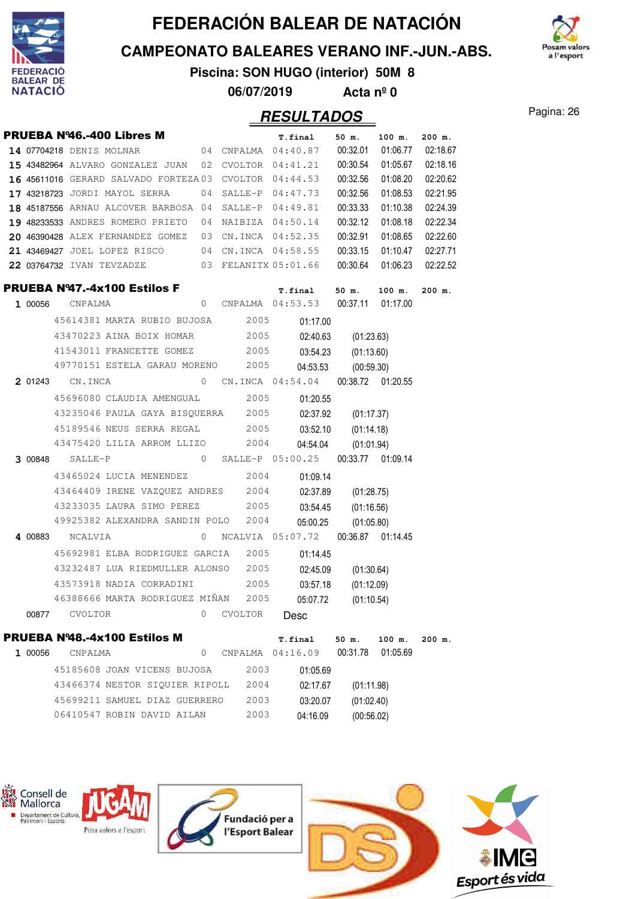# FEDERACIÓN BALEAR DE NATACIÓN

## CAMPEONATO BALEARES VERANO INF.-JUN.-ABS.

**Piscina: SON HUGO (interior) 50M 8**

**06/07/2019 Acta nº 0**

## RESULTADOS

### PRUEBA Nº46.-400 Libres M

| Pos | Licencia | Nombre | Año | Club | T.final | 50 m. | 100 m. | 200 m. |
|---|---|---|---|---|---|---|---|---|
| 14 | 07704218 | DENIS MOLNAR | 04 | CNPALMA | 04:40.87 | 00:32.01 | 01:06.77 | 02:18.67 |
| 15 | 43482964 | ALVARO GONZALEZ JUAN | 02 | CVOLTOR | 04:41.21 | 00:30.54 | 01:05.67 | 02:18.16 |
| 16 | 45611016 | GERARD SALVADO FORTEZA | 03 | CVOLTOR | 04:44.53 | 00:32.56 | 01:08.20 | 02:20.62 |
| 17 | 43218723 | JORDI MAYOL SERRA | 04 | SALLE-P | 04:47.73 | 00:32.56 | 01:08.53 | 02:21.95 |
| 18 | 45187556 | ARNAU ALCOVER BARBOSA | 04 | SALLE-P | 04:49.81 | 00:33.33 | 01:10.38 | 02:24.39 |
| 19 | 48233533 | ANDRES ROMERO PRIETO | 04 | NAIBIZA | 04:50.14 | 00:32.12 | 01:08.18 | 02:22.34 |
| 20 | 46390428 | ALEX FERNANDEZ GOMEZ | 03 | CN.INCA | 04:52.35 | 00:32.91 | 01:08.65 | 02:22.60 |
| 21 | 43469427 | JOEL LOPEZ RISCO | 04 | CN.INCA | 04:58.55 | 00:33.15 | 01:10.47 | 02:27.71 |
| 22 | 03764732 | IVAN TEVZADZE | 03 | FELANITX | 05:01.66 | 00:30.64 | 01:06.23 | 02:22.52 |

### PRUEBA Nº47.-4x100 Estilos F

| Pos | Licencia | Nombre | Año | Club | T.final | 50 m. | 100 m. | 200 m. |
|---|---|---|---|---|---|---|---|---|
| 1 | 00056 | CNPALMA | 0 | CNPALMA | 04:53.53 | 00:37.11 | 01:17.00 | |
| | | 45614381 MARTA RUBIO BUJOSA | 2005 | | 01:17.00 | | | |
| | | 43470223 AINA BOIX HOMAR | 2005 | | 02:40.63 | (01:23.63) | | |
| | | 41543011 FRANCETTE GOMEZ | 2005 | | 03:54.23 | (01:13.60) | | |
| | | 49770151 ESTELA GARAU MORENO | 2005 | | 04:53.53 | (00:59.30) | | |
| 2 | 01243 | CN.INCA | 0 | CN.INCA | 04:54.04 | 00:38.72 | 01:20.55 | |
| | | 45696080 CLAUDIA AMENGUAL | 2005 | | 01:20.55 | | | |
| | | 43235046 PAULA GAYA BISQUERRA | 2005 | | 02:37.92 | (01:17.37) | | |
| | | 45189546 NEUS SERRA REGAL | 2005 | | 03:52.10 | (01:14.18) | | |
| | | 43475420 LILIA ARROM LLIZO | 2004 | | 04:54.04 | (01:01.94) | | |
| 3 | 00848 | SALLE-P | 0 | SALLE-P | 05:00.25 | 00:33.77 | 01:09.14 | |
| | | 43465024 LUCIA MENENDEZ | 2004 | | 01:09.14 | | | |
| | | 43464409 IRENE VAZQUEZ ANDRES | 2004 | | 02:37.89 | (01:28.75) | | |
| | | 43233035 LAURA SIMO PEREZ | 2005 | | 03:54.45 | (01:16.56) | | |
| | | 49925382 ALEXANDRA SANDIN POLO | 2004 | | 05:00.25 | (01:05.80) | | |
| 4 | 00883 | NCALVIA | 0 | NCALVIA | 05:07.72 | 00:36.87 | 01:14.45 | |
| | | 45692981 ELBA RODRIGUEZ GARCIA | 2005 | | 01:14.45 | | | |
| | | 43232487 LUA RIEDMULLER ALONSO | 2005 | | 02:45.09 | (01:30.64) | | |
| | | 43573918 NADIA CORRADINI | 2005 | | 03:57.18 | (01:12.09) | | |
| | | 46388666 MARTA RODRIGUEZ MIÑAN | 2005 | | 05:07.72 | (01:10.54) | | |
| | 00877 | CVOLTOR | 0 | CVOLTOR | Desc | | | |

### PRUEBA Nº48.-4x100 Estilos M

| Pos | Licencia | Nombre | Año | Club | T.final | 50 m. | 100 m. | 200 m. |
|---|---|---|---|---|---|---|---|---|
| 1 | 00056 | CNPALMA | 0 | CNPALMA | 04:16.09 | 00:31.78 | 01:05.69 | |
| | | 45185608 JOAN VICENS BUJOSA | 2003 | | 01:05.69 | | | |
| | | 43466374 NESTOR SIQUIER RIPOLL | 2004 | | 02:17.67 | (01:11.98) | | |
| | | 45699211 SAMUEL DIAZ GUERRERO | 2003 | | 03:20.07 | (01:02.40) | | |
| | | 06410547 ROBIN DAVID AILAN | 2003 | | 04:16.09 | (00:56.02) | | |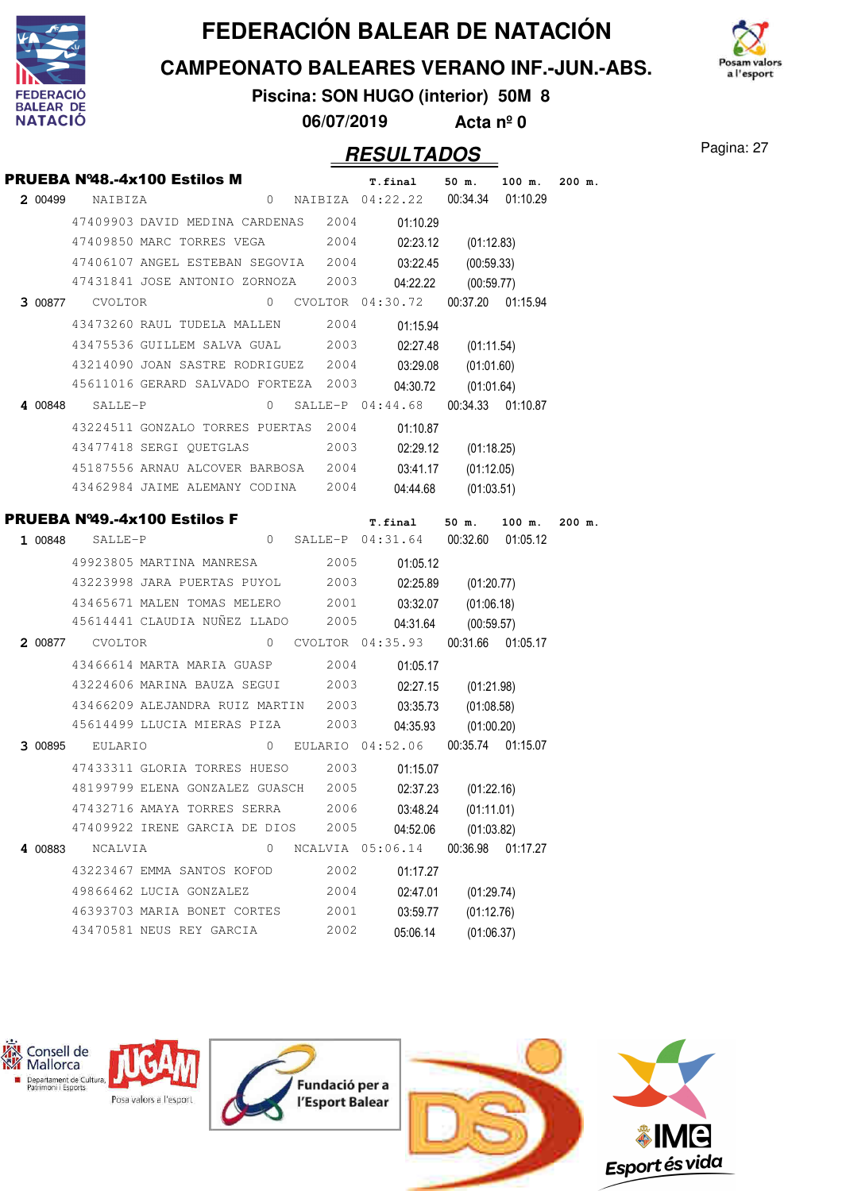# FEDERACIÓN BALEAR DE NATACIÓN

## CAMPEONATO BALEARES VERANO INF.-JUN.-ABS.

**Piscina: SON HUGO (interior) 50M 8**

**06/07/2019 Acta nº 0**

## RESULTADOS

### PRUEBA Nº48.-4x100 Estilos M

| Pos | Licencia | Nombre | Año | Club | T.final | 50 m. | 100 m. | 200 m. |
|---|---|---|---|---|---|---|---|---|
| 2 | 00499 | NAIBIZA | 0 | NAIBIZA | 04:22.22 | 00:34.34 | 01:10.29 | |
| | 47409903 | DAVID MEDINA CARDENAS | 2004 | | 01:10.29 | | | |
| | 47409850 | MARC TORRES VEGA | 2004 | | 02:23.12 | (01:12.83) | | |
| | 47406107 | ANGEL ESTEBAN SEGOVIA | 2004 | | 03:22.45 | (00:59.33) | | |
| | 47431841 | JOSE ANTONIO ZORNOZA | 2003 | | 04:22.22 | (00:59.77) | | |
| 3 | 00877 | CVOLTOR | 0 | CVOLTOR | 04:30.72 | 00:37.20 | 01:15.94 | |
| | 43473260 | RAUL TUDELA MALLEN | 2004 | | 01:15.94 | | | |
| | 43475536 | GUILLEM SALVA GUAL | 2003 | | 02:27.48 | (01:11.54) | | |
| | 43214090 | JOAN SASTRE RODRIGUEZ | 2004 | | 03:29.08 | (01:01.60) | | |
| | 45611016 | GERARD SALVADO FORTEZA | 2003 | | 04:30.72 | (01:01.64) | | |
| 4 | 00848 | SALLE-P | 0 | SALLE-P | 04:44.68 | 00:34.33 | 01:10.87 | |
| | 43224511 | GONZALO TORRES PUERTAS | 2004 | | 01:10.87 | | | |
| | 43477418 | SERGI QUETGLAS | 2003 | | 02:29.12 | (01:18.25) | | |
| | 45187556 | ARNAU ALCOVER BARBOSA | 2004 | | 03:41.17 | (01:12.05) | | |
| | 43462984 | JAIME ALEMANY CODINA | 2004 | | 04:44.68 | (01:03.51) | | |

### PRUEBA Nº49.-4x100 Estilos F

| Pos | Licencia | Nombre | Año | Club | T.final | 50 m. | 100 m. | 200 m. |
|---|---|---|---|---|---|---|---|---|
| 1 | 00848 | SALLE-P | 0 | SALLE-P | 04:31.64 | 00:32.60 | 01:05.12 | |
| | 49923805 | MARTINA MANRESA | 2005 | | 01:05.12 | | | |
| | 43223998 | JARA PUERTAS PUYOL | 2003 | | 02:25.89 | (01:20.77) | | |
| | 43465671 | MALEN TOMAS MELERO | 2001 | | 03:32.07 | (01:06.18) | | |
| | 45614441 | CLAUDIA NUÑEZ LLADO | 2005 | | 04:31.64 | (00:59.57) | | |
| 2 | 00877 | CVOLTOR | 0 | CVOLTOR | 04:35.93 | 00:31.66 | 01:05.17 | |
| | 43466614 | MARTA MARIA GUASP | 2004 | | 01:05.17 | | | |
| | 43224606 | MARINA BAUZA SEGUI | 2003 | | 02:27.15 | (01:21.98) | | |
| | 43466209 | ALEJANDRA RUIZ MARTIN | 2003 | | 03:35.73 | (01:08.58) | | |
| | 45614499 | LLUCIA MIERAS PIZA | 2003 | | 04:35.93 | (01:00.20) | | |
| 3 | 00895 | EULARIO | 0 | EULARIO | 04:52.06 | 00:35.74 | 01:15.07 | |
| | 47433311 | GLORIA TORRES HUESO | 2003 | | 01:15.07 | | | |
| | 48199799 | ELENA GONZALEZ GUASCH | 2005 | | 02:37.23 | (01:22.16) | | |
| | 47432716 | AMAYA TORRES SERRA | 2006 | | 03:48.24 | (01:11.01) | | |
| | 47409922 | IRENE GARCIA DE DIOS | 2005 | | 04:52.06 | (01:03.82) | | |
| 4 | 00883 | NCALVIA | 0 | NCALVIA | 05:06.14 | 00:36.98 | 01:17.27 | |
| | 43223467 | EMMA SANTOS KOFOD | 2002 | | 01:17.27 | | | |
| | 49866462 | LUCIA GONZALEZ | 2004 | | 02:47.01 | (01:29.74) | | |
| | 46393703 | MARIA BONET CORTES | 2001 | | 03:59.77 | (01:12.76) | | |
| | 43470581 | NEUS REY GARCIA | 2002 | | 05:06.14 | (01:06.37) | | |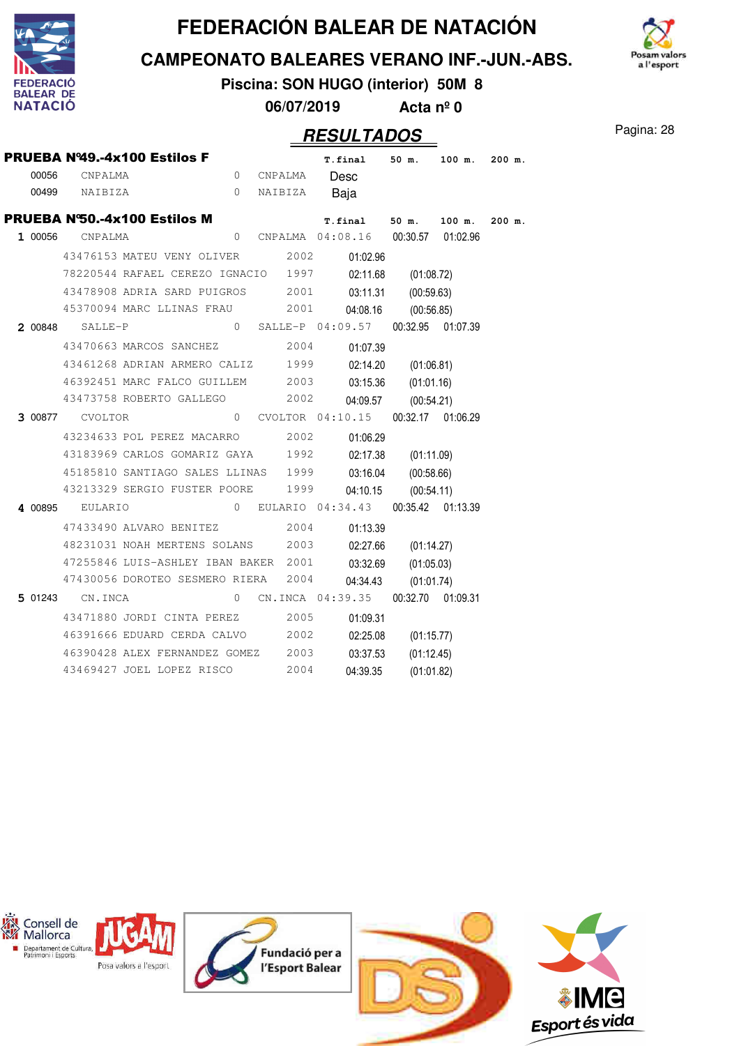# FEDERACIÓN BALEAR DE NATACIÓN

## CAMPEONATO BALEARES VERANO INF.-JUN.-ABS.

**Piscina: SON HUGO (interior) 50M 8**

**06/07/2019 Acta nº 0**

## RESULTADOS

### PRUEBA Nº49.-4x100 Estilos F

| | | | | | T.final | 50 m. | 100 m. | 200 m. |
|---|---|---|---|---|---|---|---|---|
| | 00056 | CNPALMA | 0 | CNPALMA | Desc | | | |
| | 00499 | NAIBIZA | 0 | NAIBIZA | Baja | | | |

### PRUEBA Nº50.-4x100 Estilos M

| | | | | | T.final | 50 m. | 100 m. | 200 m. |
|---|---|---|---|---|---|---|---|---|
| 1 | 00056 | CNPALMA | 0 | CNPALMA | 04:08.16 | 00:30.57 | 01:02.96 | |
| | | 43476153 MATEU VENY OLIVER | 2002 | | 01:02.96 | | | |
| | | 78220544 RAFAEL CEREZO IGNACIO | 1997 | | 02:11.68 | (01:08.72) | | |
| | | 43478908 ADRIA SARD PUIGROS | 2001 | | 03:11.31 | (00:59.63) | | |
| | | 45370094 MARC LLINAS FRAU | 2001 | | 04:08.16 | (00:56.85) | | |
| 2 | 00848 | SALLE-P | 0 | SALLE-P | 04:09.57 | 00:32.95 | 01:07.39 | |
| | | 43470663 MARCOS SANCHEZ | 2004 | | 01:07.39 | | | |
| | | 43461268 ADRIAN ARMERO CALIZ | 1999 | | 02:14.20 | (01:06.81) | | |
| | | 46392451 MARC FALCO GUILLEM | 2003 | | 03:15.36 | (01:01.16) | | |
| | | 43473758 ROBERTO GALLEGO | 2002 | | 04:09.57 | (00:54.21) | | |
| 3 | 00877 | CVOLTOR | 0 | CVOLTOR | 04:10.15 | 00:32.17 | 01:06.29 | |
| | | 43234633 POL PEREZ MACARRO | 2002 | | 01:06.29 | | | |
| | | 43183969 CARLOS GOMARIZ GAYA | 1992 | | 02:17.38 | (01:11.09) | | |
| | | 45185810 SANTIAGO SALES LLINAS | 1999 | | 03:16.04 | (00:58.66) | | |
| | | 43213329 SERGIO FUSTER POORE | 1999 | | 04:10.15 | (00:54.11) | | |
| 4 | 00895 | EULARIO | 0 | EULARIO | 04:34.43 | 00:35.42 | 01:13.39 | |
| | | 47433490 ALVARO BENITEZ | 2004 | | 01:13.39 | | | |
| | | 48231031 NOAH MERTENS SOLANS | 2003 | | 02:27.66 | (01:14.27) | | |
| | | 47255846 LUIS-ASHLEY IBAN BAKER | 2001 | | 03:32.69 | (01:05.03) | | |
| | | 47430056 DOROTEO SESMERO RIERA | 2004 | | 04:34.43 | (01:01.74) | | |
| 5 | 01243 | CN.INCA | 0 | CN.INCA | 04:39.35 | 00:32.70 | 01:09.31 | |
| | | 43471880 JORDI CINTA PEREZ | 2005 | | 01:09.31 | | | |
| | | 46391666 EDUARD CERDA CALVO | 2002 | | 02:25.08 | (01:15.77) | | |
| | | 46390428 ALEX FERNANDEZ GOMEZ | 2003 | | 03:37.53 | (01:12.45) | | |
| | | 43469427 JOEL LOPEZ RISCO | 2004 | | 04:39.35 | (01:01.82) | | |